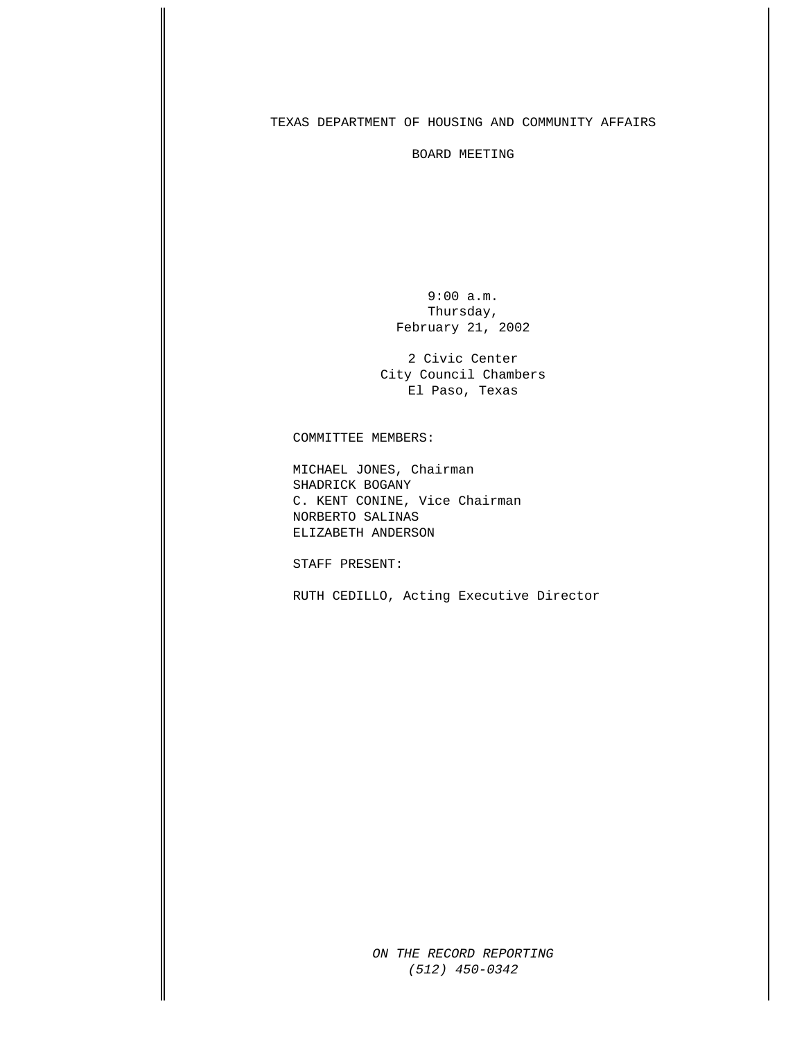# TEXAS DEPARTMENT OF HOUSING AND COMMUNITY AFFAIRS

## BOARD MEETING

9:00 a.m.
Thursday,
February 21, 2002

2 Civic Center
City Council Chambers
El Paso, Texas

COMMITTEE MEMBERS:

MICHAEL JONES, Chairman
SHADRICK BOGANY
C. KENT CONINE, Vice Chairman
NORBERTO SALINAS
ELIZABETH ANDERSON

STAFF PRESENT:

RUTH CEDILLO, Acting Executive Director

*ON THE RECORD REPORTING*
*(512) 450-0342*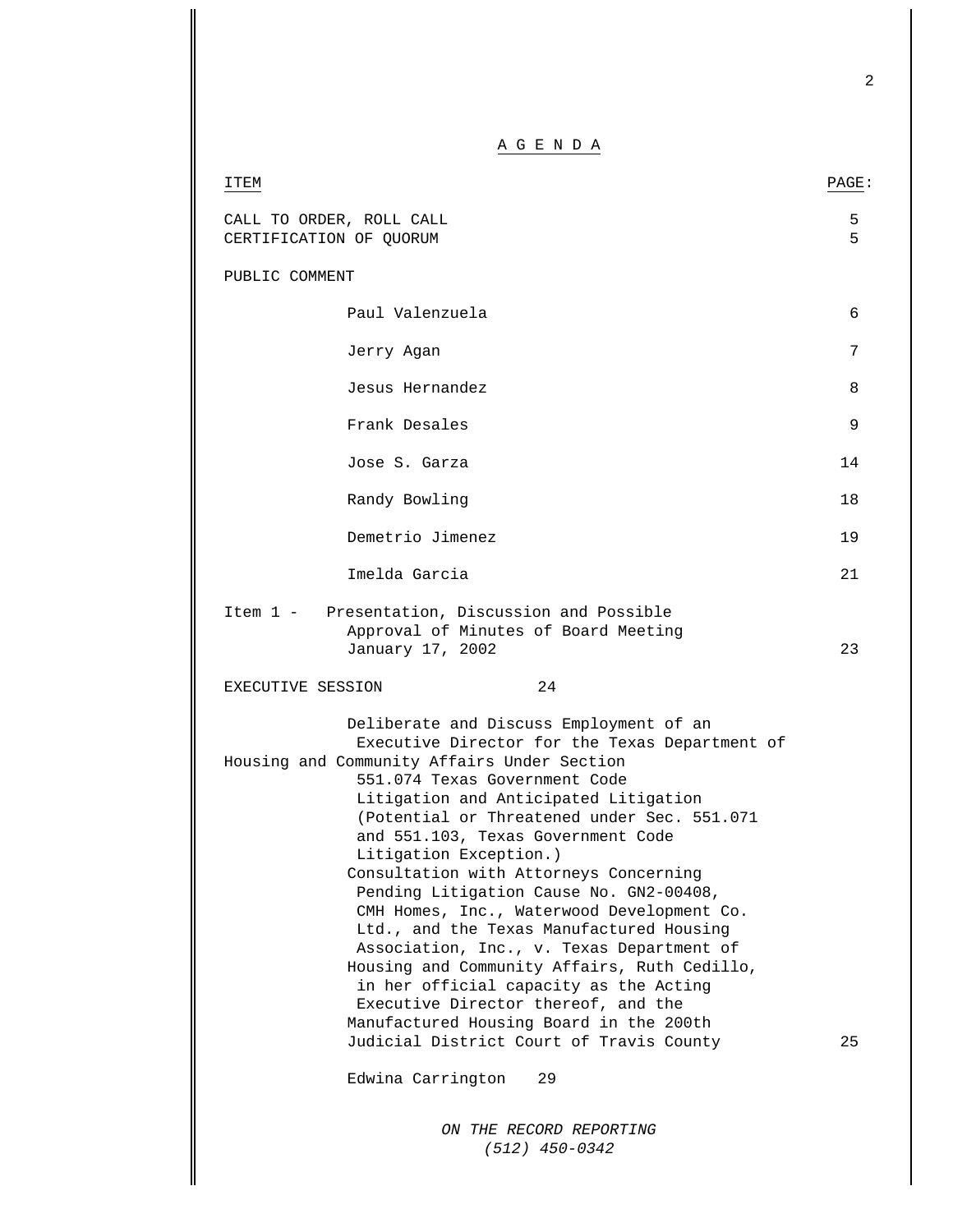# A G E N D A

| ITEM | PAGE: |
|---|---|
| CALL TO ORDER, ROLL CALL | 5 |
| CERTIFICATION OF QUORUM | 5 |
| PUBLIC COMMENT | |
| Paul Valenzuela | 6 |
| Jerry Agan | 7 |
| Jesus Hernandez | 8 |
| Frank Desales | 9 |
| Jose S. Garza | 14 |
| Randy Bowling | 18 |
| Demetrio Jimenez | 19 |
| Imelda Garcia | 21 |
| Item 1 - Presentation, Discussion and Possible Approval of Minutes of Board Meeting January 17, 2002 | 23 |
| EXECUTIVE SESSION | 24 |
| Deliberate and Discuss Employment of an Executive Director for the Texas Department of Housing and Community Affairs Under Section 551.074 Texas Government Code Litigation and Anticipated Litigation (Potential or Threatened under Sec. 551.071 and 551.103, Texas Government Code Litigation Exception.) Consultation with Attorneys Concerning Pending Litigation Cause No. GN2-00408, CMH Homes, Inc., Waterwood Development Co. Ltd., and the Texas Manufactured Housing Association, Inc., v. Texas Department of Housing and Community Affairs, Ruth Cedillo, in her official capacity as the Acting Executive Director thereof, and the Manufactured Housing Board in the 200th Judicial District Court of Travis County | 25 |
| Edwina Carrington | 29 |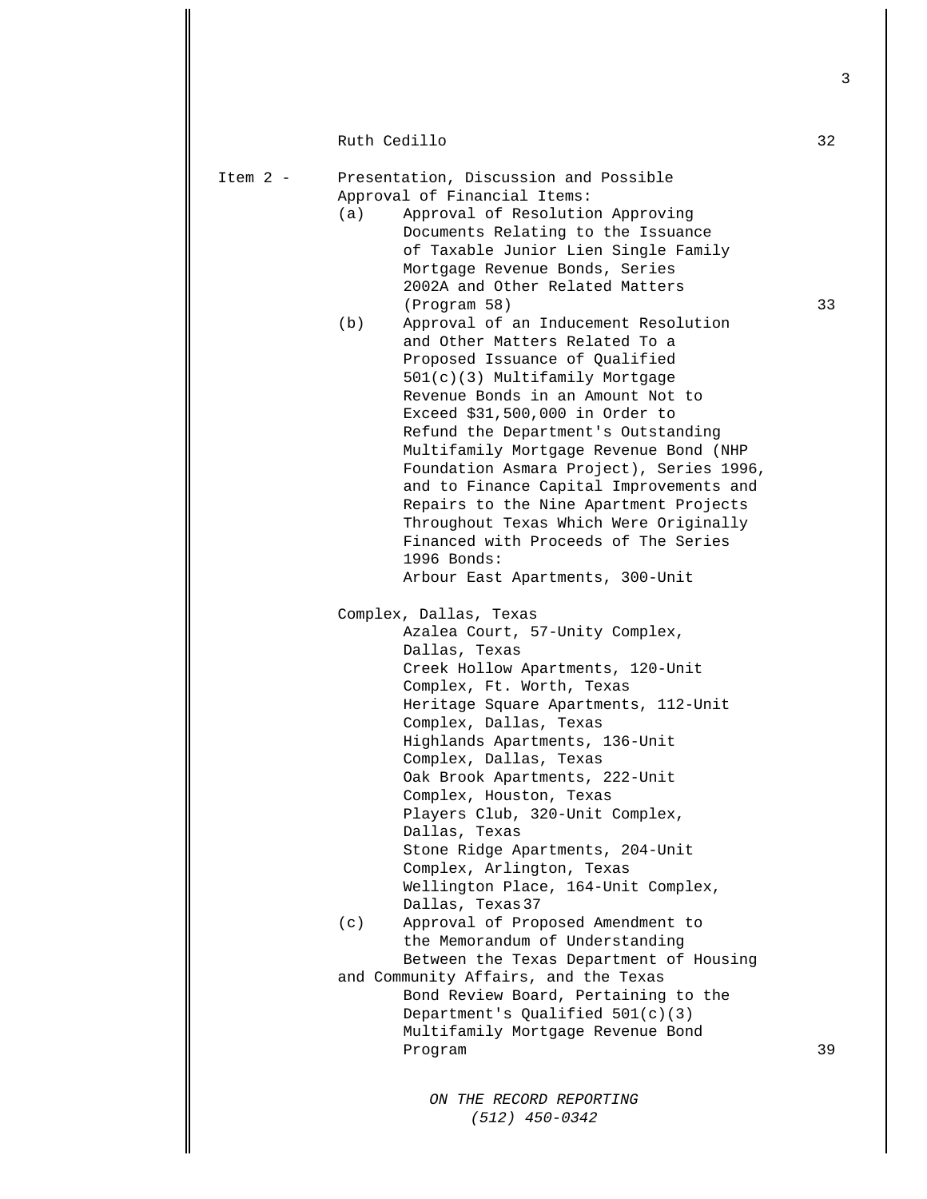Ruth Cedillo 32

Item 2 - Presentation, Discussion and Possible Approval of Financial Items:

(a) Approval of Resolution Approving Documents Relating to the Issuance of Taxable Junior Lien Single Family Mortgage Revenue Bonds, Series 2002A and Other Related Matters (Program 58) 33

(b) Approval of an Inducement Resolution and Other Matters Related To a Proposed Issuance of Qualified 501(c)(3) Multifamily Mortgage Revenue Bonds in an Amount Not to Exceed $31,500,000 in Order to Refund the Department's Outstanding Multifamily Mortgage Revenue Bond (NHP Foundation Asmara Project), Series 1996, and to Finance Capital Improvements and Repairs to the Nine Apartment Projects Throughout Texas Which Were Originally Financed with Proceeds of The Series 1996 Bonds:

Arbour East Apartments, 300-Unit Complex, Dallas, Texas
Azalea Court, 57-Unity Complex, Dallas, Texas
Creek Hollow Apartments, 120-Unit Complex, Ft. Worth, Texas
Heritage Square Apartments, 112-Unit Complex, Dallas, Texas
Highlands Apartments, 136-Unit Complex, Dallas, Texas
Oak Brook Apartments, 222-Unit Complex, Houston, Texas
Players Club, 320-Unit Complex, Dallas, Texas
Stone Ridge Apartments, 204-Unit Complex, Arlington, Texas
Wellington Place, 164-Unit Complex, Dallas, Texas 37

(c) Approval of Proposed Amendment to the Memorandum of Understanding Between the Texas Department of Housing and Community Affairs, and the Texas Bond Review Board, Pertaining to the Department's Qualified 501(c)(3) Multifamily Mortgage Revenue Bond Program 39

*ON THE RECORD REPORTING*
*(512) 450-0342*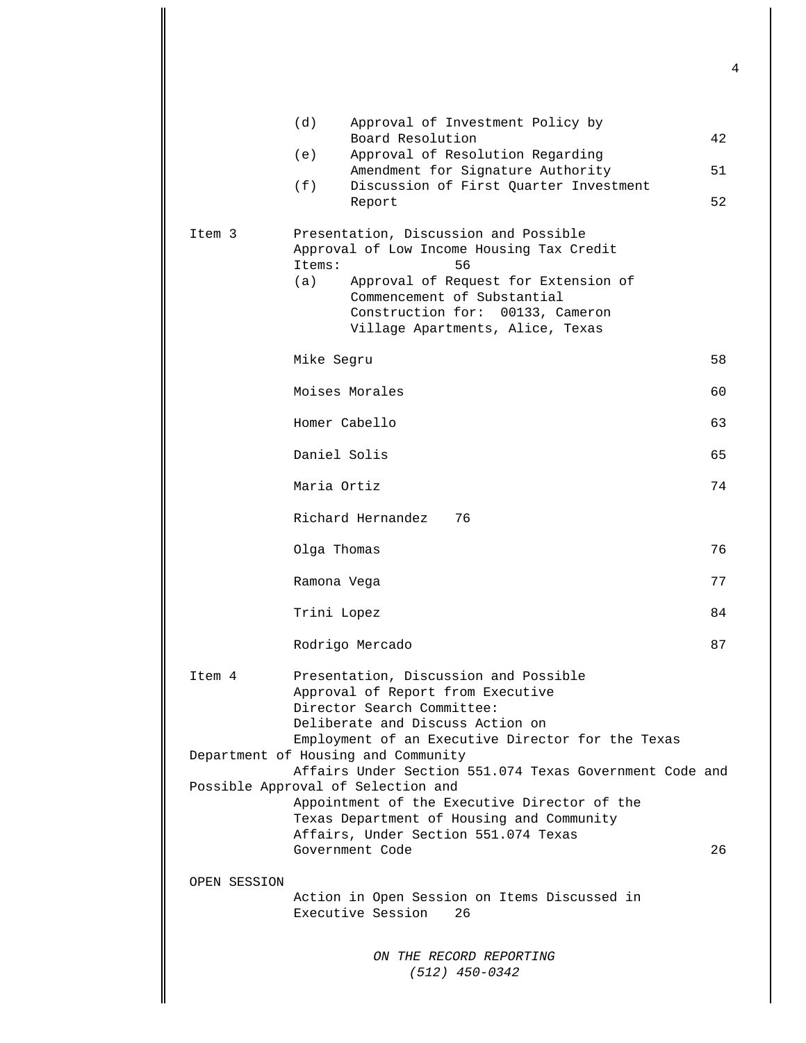(d) Approval of Investment Policy by Board Resolution 42

(e) Approval of Resolution Regarding Amendment for Signature Authority 51

(f) Discussion of First Quarter Investment Report 52

Item 3 Presentation, Discussion and Possible Approval of Low Income Housing Tax Credit Items: 56

(a) Approval of Request for Extension of Commencement of Substantial Construction for: 00133, Cameron Village Apartments, Alice, Texas

| | |
|---|---|
| Mike Segru | 58 |
| Moises Morales | 60 |
| Homer Cabello | 63 |
| Daniel Solis | 65 |
| Maria Ortiz | 74 |
| Richard Hernandez | 76 |
| Olga Thomas | 76 |
| Ramona Vega | 77 |
| Trini Lopez | 84 |
| Rodrigo Mercado | 87 |

Item 4 Presentation, Discussion and Possible Approval of Report from Executive Director Search Committee: Deliberate and Discuss Action on Employment of an Executive Director for the Texas Department of Housing and Community Affairs Under Section 551.074 Texas Government Code and Possible Approval of Selection and Appointment of the Executive Director of the Texas Department of Housing and Community Affairs, Under Section 551.074 Texas Government Code 26

OPEN SESSION

Action in Open Session on Items Discussed in Executive Session 26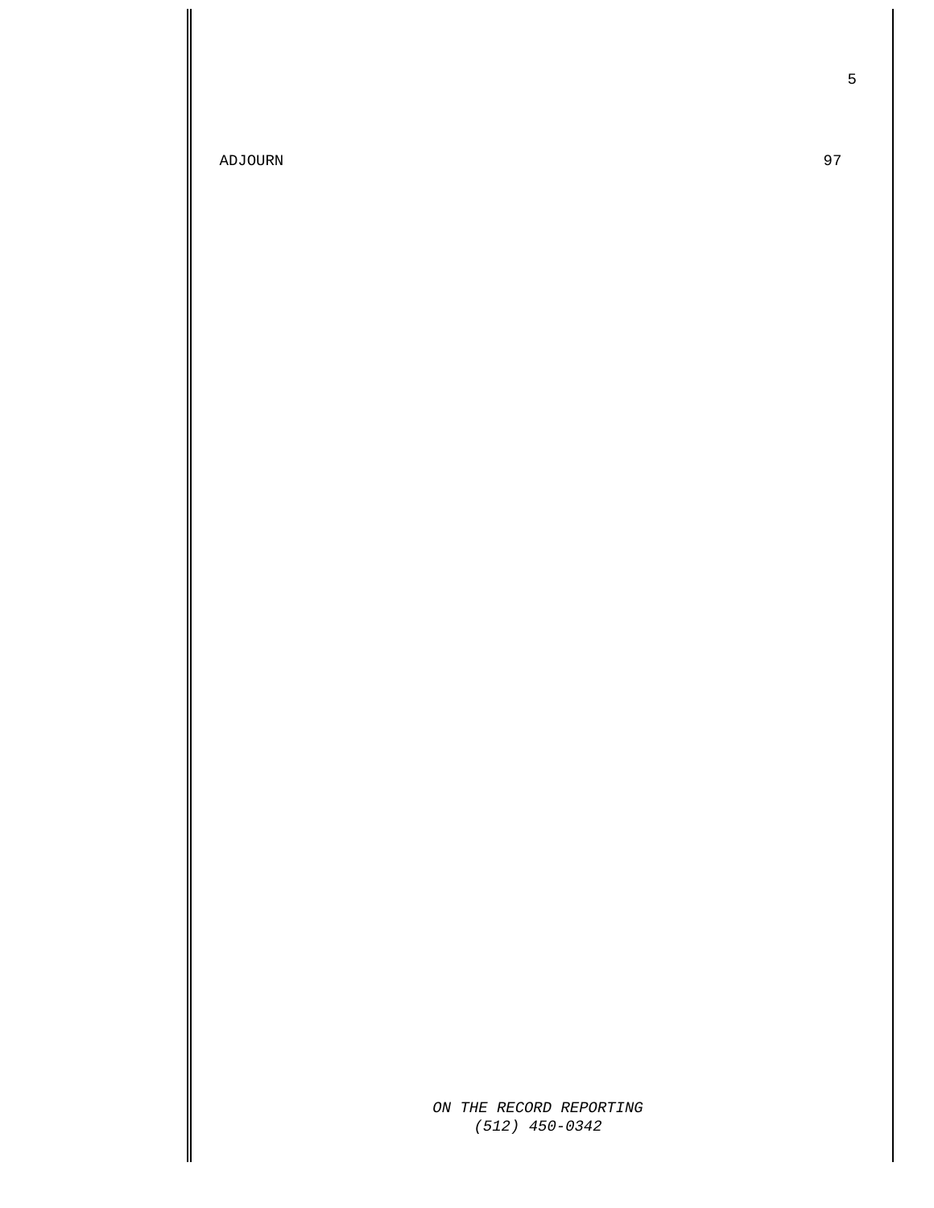ADJOURN 97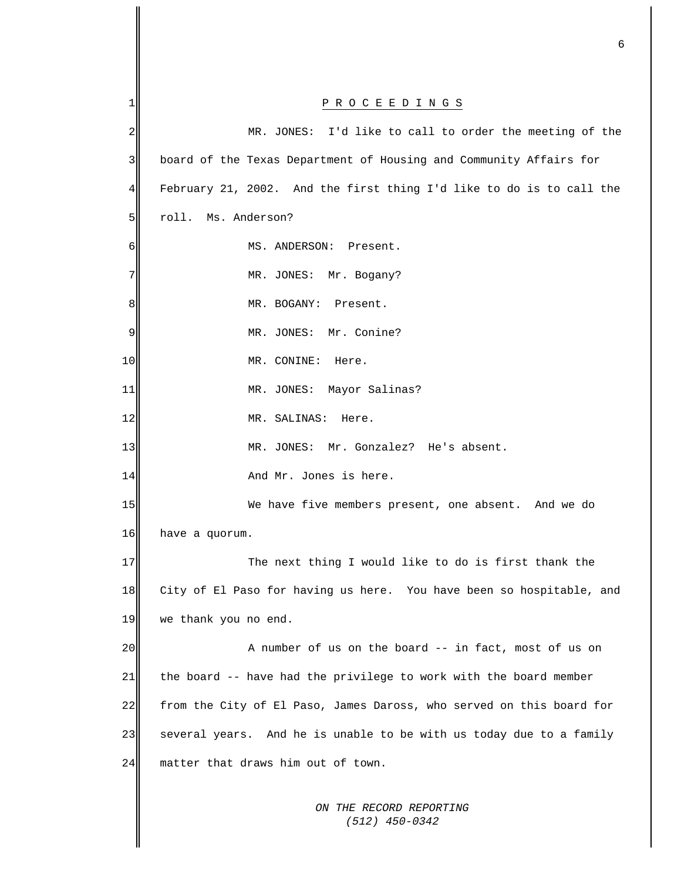# P R O C E E D I N G S

MR. JONES: I'd like to call to order the meeting of the board of the Texas Department of Housing and Community Affairs for February 21, 2002. And the first thing I'd like to do is to call the roll. Ms. Anderson?

MS. ANDERSON: Present.

MR. JONES: Mr. Bogany?

MR. BOGANY: Present.

MR. JONES: Mr. Conine?

MR. CONINE: Here.

MR. JONES: Mayor Salinas?

MR. SALINAS: Here.

MR. JONES: Mr. Gonzalez? He's absent.

And Mr. Jones is here.

We have five members present, one absent. And we do have a quorum.

The next thing I would like to do is first thank the City of El Paso for having us here. You have been so hospitable, and we thank you no end.

A number of us on the board -- in fact, most of us on the board -- have had the privilege to work with the board member from the City of El Paso, James Daross, who served on this board for several years. And he is unable to be with us today due to a family matter that draws him out of town.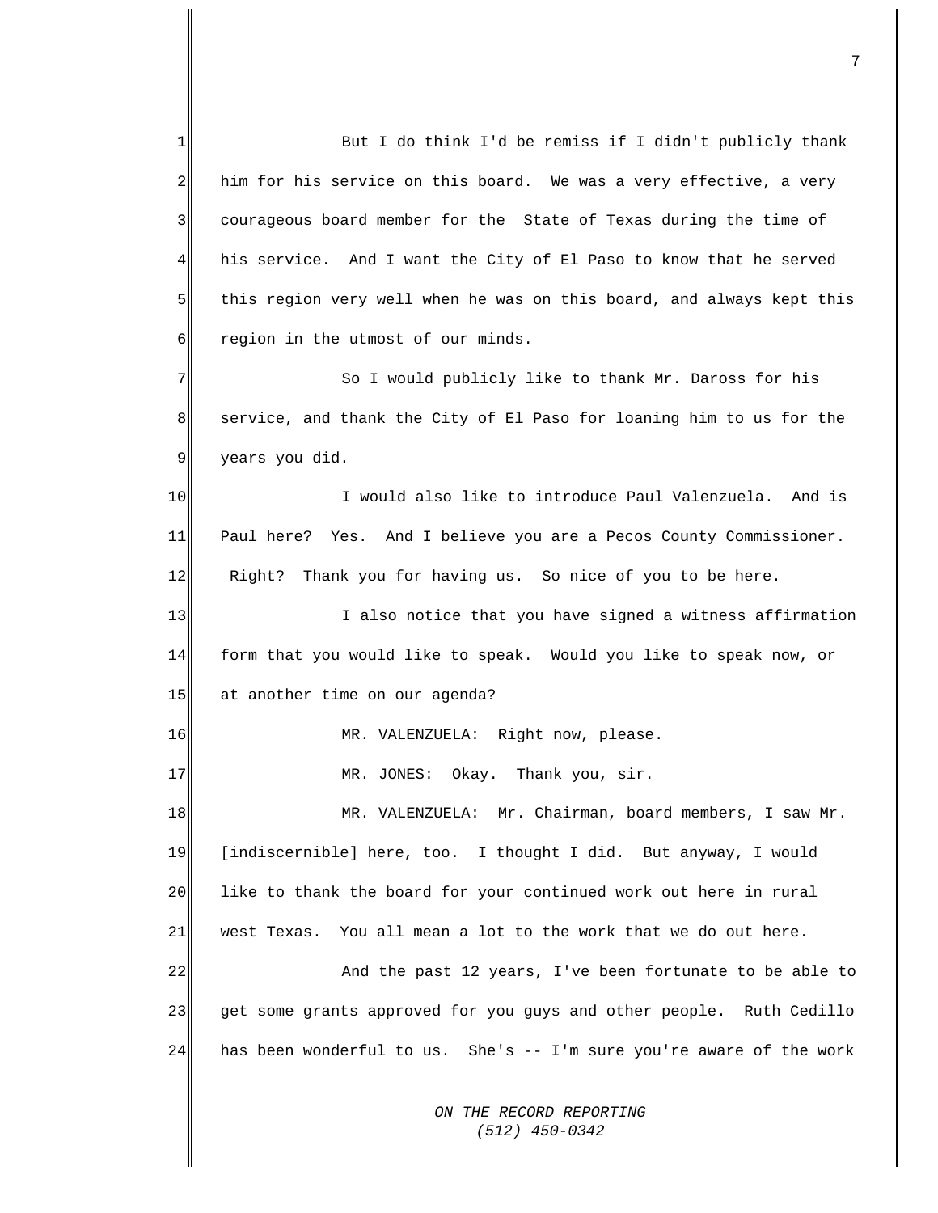But I do think I'd be remiss if I didn't publicly thank him for his service on this board. We was a very effective, a very courageous board member for the State of Texas during the time of his service. And I want the City of El Paso to know that he served this region very well when he was on this board, and always kept this region in the utmost of our minds.

So I would publicly like to thank Mr. Daross for his service, and thank the City of El Paso for loaning him to us for the years you did.

I would also like to introduce Paul Valenzuela. And is Paul here? Yes. And I believe you are a Pecos County Commissioner. Right? Thank you for having us. So nice of you to be here.

I also notice that you have signed a witness affirmation form that you would like to speak. Would you like to speak now, or at another time on our agenda?

MR. VALENZUELA: Right now, please.

MR. JONES: Okay. Thank you, sir.

MR. VALENZUELA: Mr. Chairman, board members, I saw Mr. [indiscernible] here, too. I thought I did. But anyway, I would like to thank the board for your continued work out here in rural west Texas. You all mean a lot to the work that we do out here.

And the past 12 years, I've been fortunate to be able to get some grants approved for you guys and other people. Ruth Cedillo has been wonderful to us. She's -- I'm sure you're aware of the work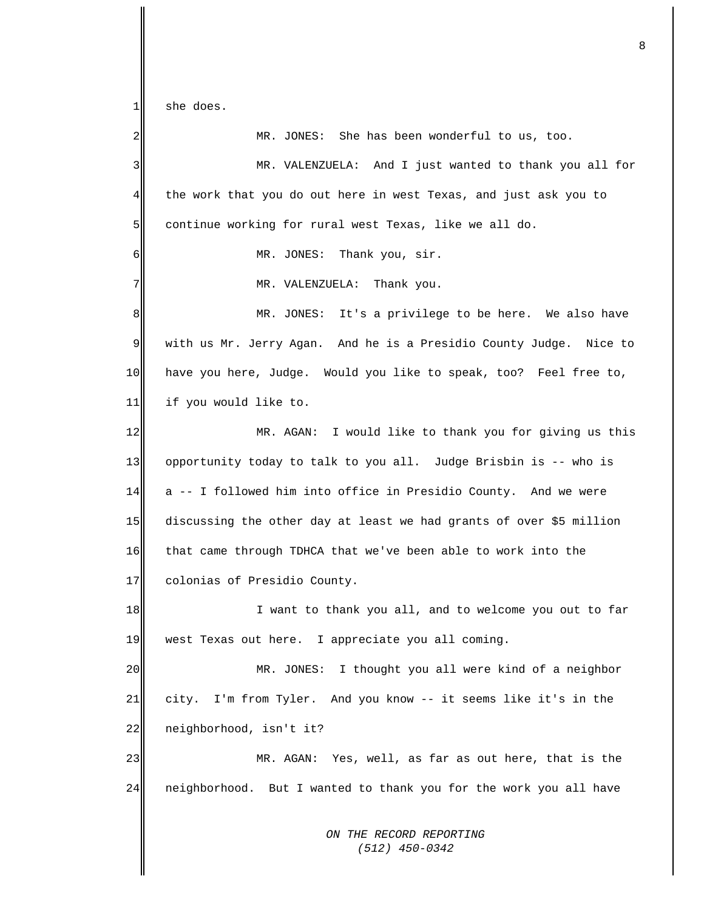she does.

MR. JONES: She has been wonderful to us, too.

MR. VALENZUELA: And I just wanted to thank you all for the work that you do out here in west Texas, and just ask you to continue working for rural west Texas, like we all do.

MR. JONES: Thank you, sir.

MR. VALENZUELA: Thank you.

MR. JONES: It's a privilege to be here. We also have with us Mr. Jerry Agan. And he is a Presidio County Judge. Nice to have you here, Judge. Would you like to speak, too? Feel free to, if you would like to.

MR. AGAN: I would like to thank you for giving us this opportunity today to talk to you all. Judge Brisbin is -- who is a -- I followed him into office in Presidio County. And we were discussing the other day at least we had grants of over $5 million that came through TDHCA that we've been able to work into the colonias of Presidio County.

I want to thank you all, and to welcome you out to far west Texas out here. I appreciate you all coming.

MR. JONES: I thought you all were kind of a neighbor city. I'm from Tyler. And you know -- it seems like it's in the neighborhood, isn't it?

MR. AGAN: Yes, well, as far as out here, that is the neighborhood. But I wanted to thank you for the work you all have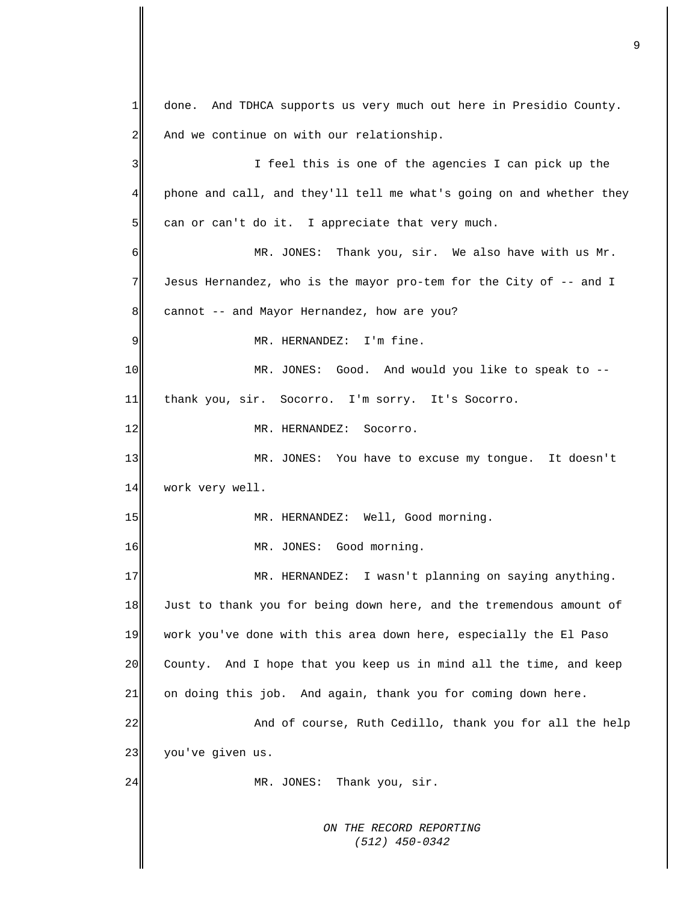done. And TDHCA supports us very much out here in Presidio County. And we continue on with our relationship.

I feel this is one of the agencies I can pick up the phone and call, and they'll tell me what's going on and whether they can or can't do it. I appreciate that very much.

MR. JONES: Thank you, sir. We also have with us Mr. Jesus Hernandez, who is the mayor pro-tem for the City of -- and I cannot -- and Mayor Hernandez, how are you?

MR. HERNANDEZ: I'm fine.

MR. JONES: Good. And would you like to speak to -- thank you, sir. Socorro. I'm sorry. It's Socorro.

MR. HERNANDEZ: Socorro.

MR. JONES: You have to excuse my tongue. It doesn't work very well.

MR. HERNANDEZ: Well, Good morning.

MR. JONES: Good morning.

MR. HERNANDEZ: I wasn't planning on saying anything. Just to thank you for being down here, and the tremendous amount of work you've done with this area down here, especially the El Paso County. And I hope that you keep us in mind all the time, and keep on doing this job. And again, thank you for coming down here.

And of course, Ruth Cedillo, thank you for all the help you've given us.

MR. JONES: Thank you, sir.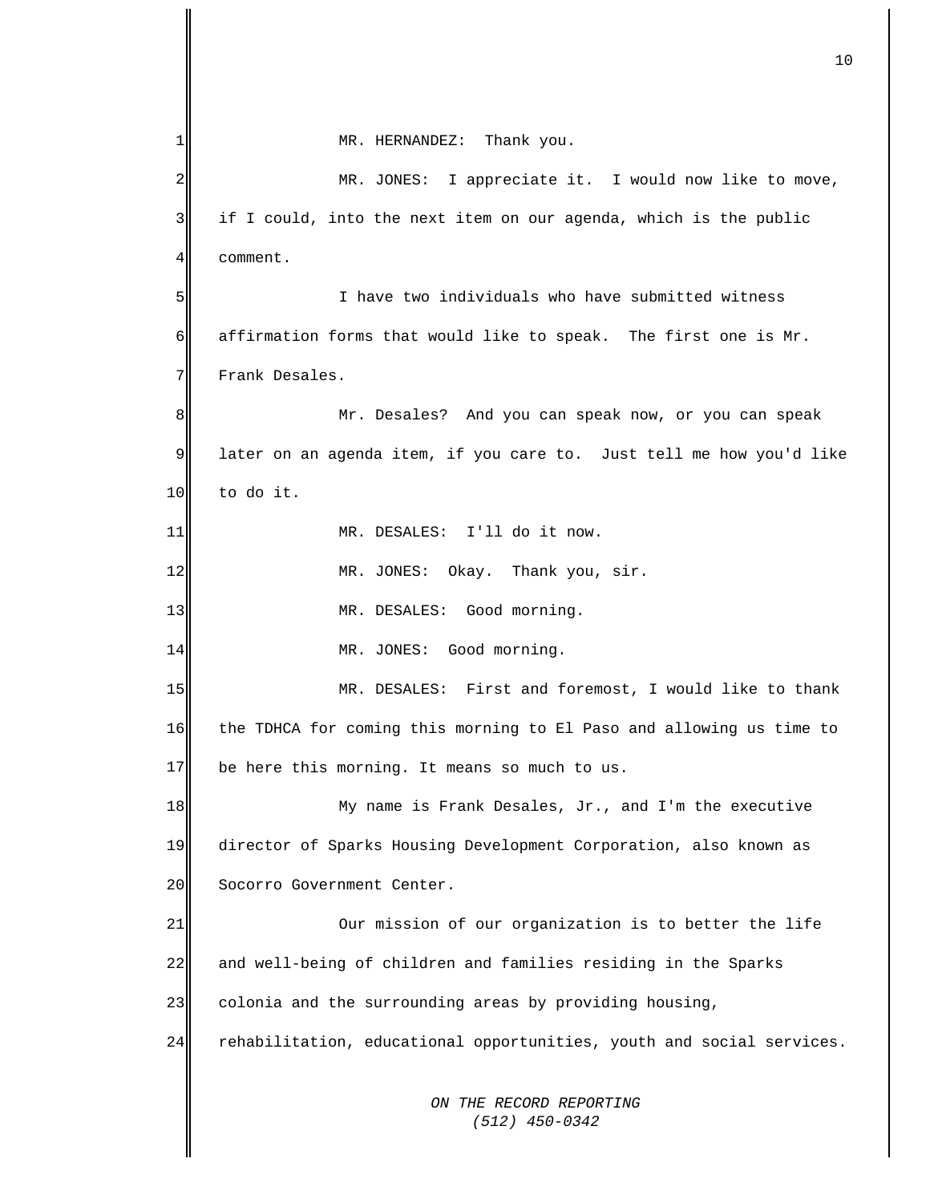MR. HERNANDEZ: Thank you.

MR. JONES: I appreciate it. I would now like to move, if I could, into the next item on our agenda, which is the public comment.

I have two individuals who have submitted witness affirmation forms that would like to speak. The first one is Mr. Frank Desales.

Mr. Desales? And you can speak now, or you can speak later on an agenda item, if you care to. Just tell me how you'd like to do it.

MR. DESALES: I'll do it now.

MR. JONES: Okay. Thank you, sir.

MR. DESALES: Good morning.

MR. JONES: Good morning.

MR. DESALES: First and foremost, I would like to thank the TDHCA for coming this morning to El Paso and allowing us time to be here this morning. It means so much to us.

My name is Frank Desales, Jr., and I'm the executive director of Sparks Housing Development Corporation, also known as Socorro Government Center.

Our mission of our organization is to better the life and well-being of children and families residing in the Sparks colonia and the surrounding areas by providing housing, rehabilitation, educational opportunities, youth and social services.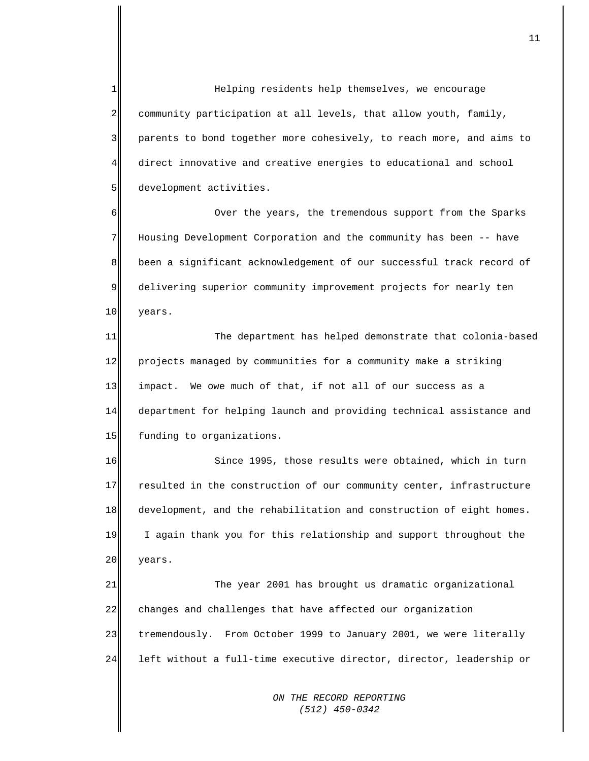Helping residents help themselves, we encourage community participation at all levels, that allow youth, family, parents to bond together more cohesively, to reach more, and aims to direct innovative and creative energies to educational and school development activities.

Over the years, the tremendous support from the Sparks Housing Development Corporation and the community has been -- have been a significant acknowledgement of our successful track record of delivering superior community improvement projects for nearly ten years.

The department has helped demonstrate that colonia-based projects managed by communities for a community make a striking impact. We owe much of that, if not all of our success as a department for helping launch and providing technical assistance and funding to organizations.

Since 1995, those results were obtained, which in turn resulted in the construction of our community center, infrastructure development, and the rehabilitation and construction of eight homes. I again thank you for this relationship and support throughout the years.

The year 2001 has brought us dramatic organizational changes and challenges that have affected our organization tremendously. From October 1999 to January 2001, we were literally left without a full-time executive director, director, leadership or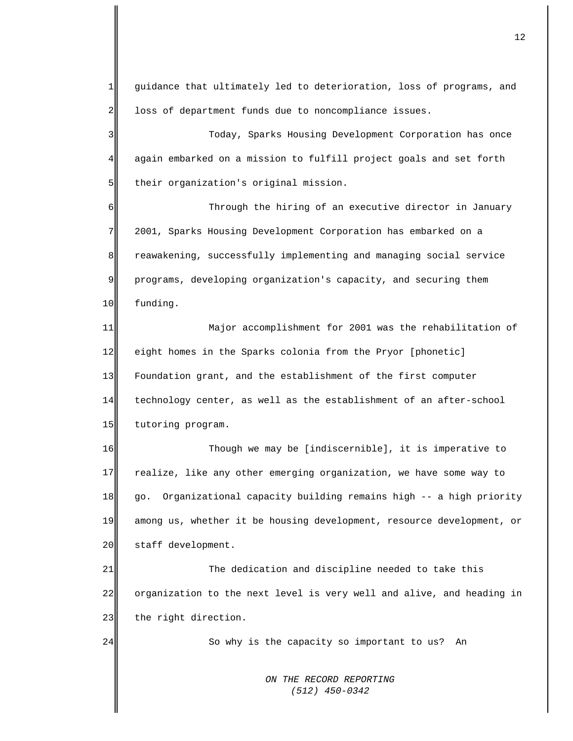guidance that ultimately led to deterioration, loss of programs, and loss of department funds due to noncompliance issues.

Today, Sparks Housing Development Corporation has once again embarked on a mission to fulfill project goals and set forth their organization's original mission.

Through the hiring of an executive director in January 2001, Sparks Housing Development Corporation has embarked on a reawakening, successfully implementing and managing social service programs, developing organization's capacity, and securing them funding.

Major accomplishment for 2001 was the rehabilitation of eight homes in the Sparks colonia from the Pryor [phonetic] Foundation grant, and the establishment of the first computer technology center, as well as the establishment of an after-school tutoring program.

Though we may be [indiscernible], it is imperative to realize, like any other emerging organization, we have some way to go. Organizational capacity building remains high -- a high priority among us, whether it be housing development, resource development, or staff development.

The dedication and discipline needed to take this organization to the next level is very well and alive, and heading in the right direction.

So why is the capacity so important to us? An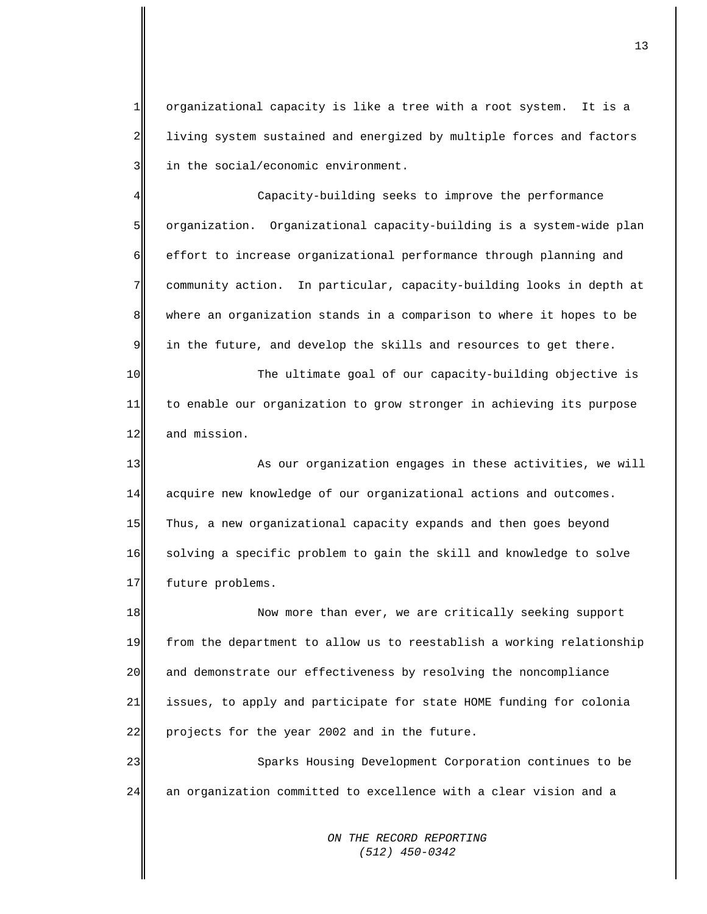organizational capacity is like a tree with a root system. It is a living system sustained and energized by multiple forces and factors in the social/economic environment.

Capacity-building seeks to improve the performance organization. Organizational capacity-building is a system-wide plan effort to increase organizational performance through planning and community action. In particular, capacity-building looks in depth at where an organization stands in a comparison to where it hopes to be in the future, and develop the skills and resources to get there.

The ultimate goal of our capacity-building objective is to enable our organization to grow stronger in achieving its purpose and mission.

As our organization engages in these activities, we will acquire new knowledge of our organizational actions and outcomes. Thus, a new organizational capacity expands and then goes beyond solving a specific problem to gain the skill and knowledge to solve future problems.

Now more than ever, we are critically seeking support from the department to allow us to reestablish a working relationship and demonstrate our effectiveness by resolving the noncompliance issues, to apply and participate for state HOME funding for colonia projects for the year 2002 and in the future.

Sparks Housing Development Corporation continues to be an organization committed to excellence with a clear vision and a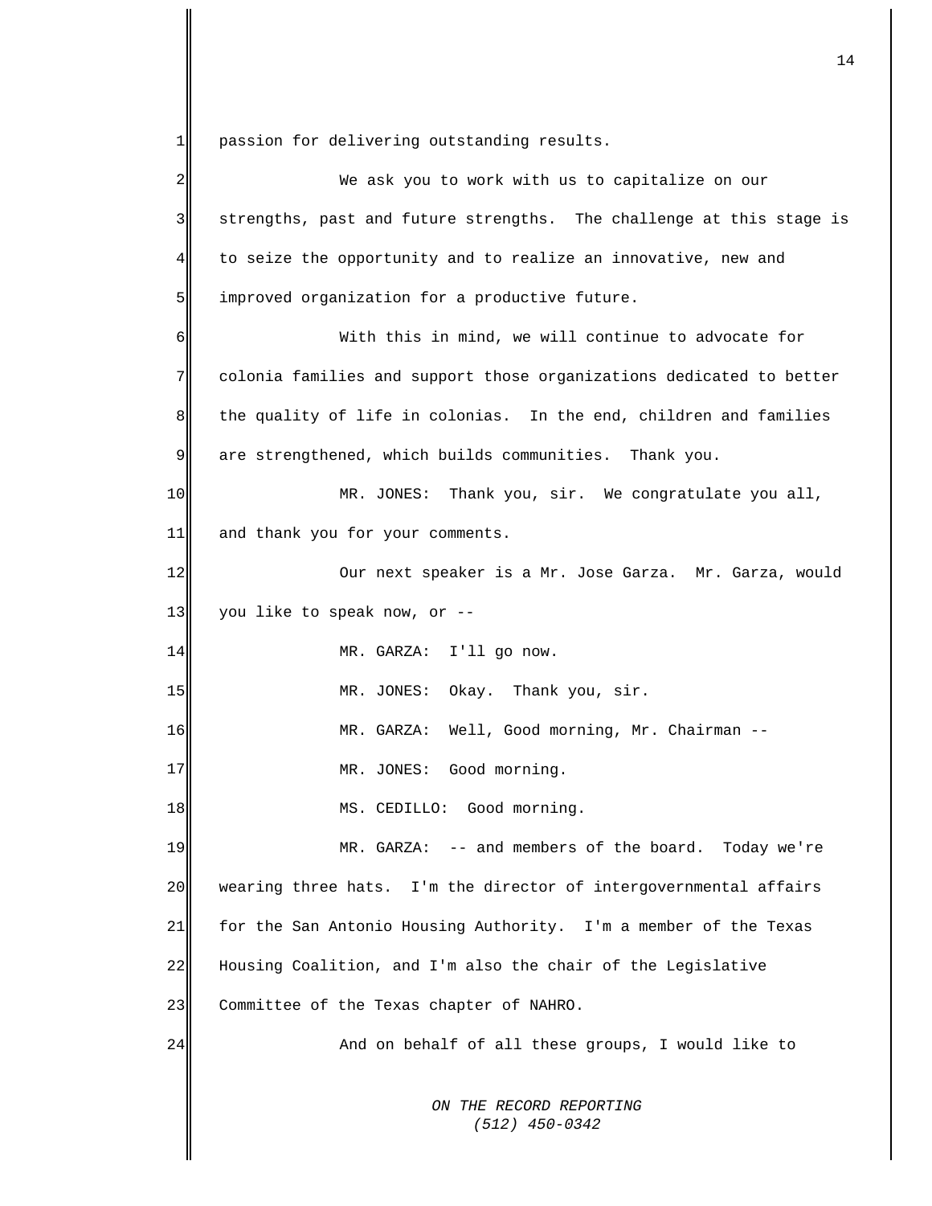passion for delivering outstanding results.

We ask you to work with us to capitalize on our strengths, past and future strengths. The challenge at this stage is to seize the opportunity and to realize an innovative, new and improved organization for a productive future.

With this in mind, we will continue to advocate for colonia families and support those organizations dedicated to better the quality of life in colonias. In the end, children and families are strengthened, which builds communities. Thank you.

MR. JONES: Thank you, sir. We congratulate you all, and thank you for your comments.

Our next speaker is a Mr. Jose Garza. Mr. Garza, would you like to speak now, or --

MR. GARZA: I'll go now.

MR. JONES: Okay. Thank you, sir.

MR. GARZA: Well, Good morning, Mr. Chairman --

MR. JONES: Good morning.

MS. CEDILLO: Good morning.

MR. GARZA: -- and members of the board. Today we're wearing three hats. I'm the director of intergovernmental affairs for the San Antonio Housing Authority. I'm a member of the Texas Housing Coalition, and I'm also the chair of the Legislative Committee of the Texas chapter of NAHRO.

And on behalf of all these groups, I would like to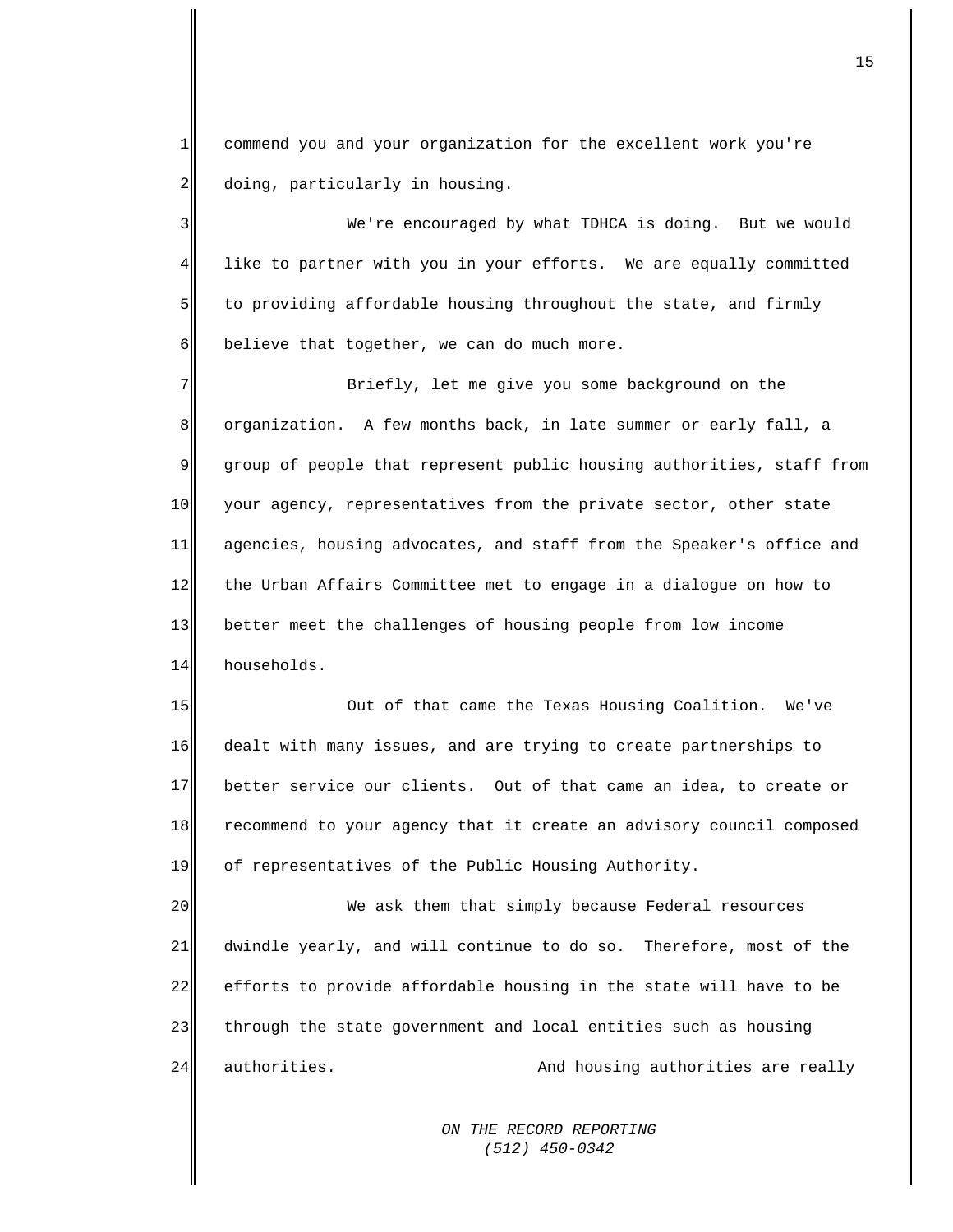commend you and your organization for the excellent work you're doing, particularly in housing.

We're encouraged by what TDHCA is doing. But we would like to partner with you in your efforts. We are equally committed to providing affordable housing throughout the state, and firmly believe that together, we can do much more.

Briefly, let me give you some background on the organization. A few months back, in late summer or early fall, a group of people that represent public housing authorities, staff from your agency, representatives from the private sector, other state agencies, housing advocates, and staff from the Speaker's office and the Urban Affairs Committee met to engage in a dialogue on how to better meet the challenges of housing people from low income households.

Out of that came the Texas Housing Coalition. We've dealt with many issues, and are trying to create partnerships to better service our clients. Out of that came an idea, to create or recommend to your agency that it create an advisory council composed of representatives of the Public Housing Authority.

We ask them that simply because Federal resources dwindle yearly, and will continue to do so. Therefore, most of the efforts to provide affordable housing in the state will have to be through the state government and local entities such as housing authorities. And housing authorities are really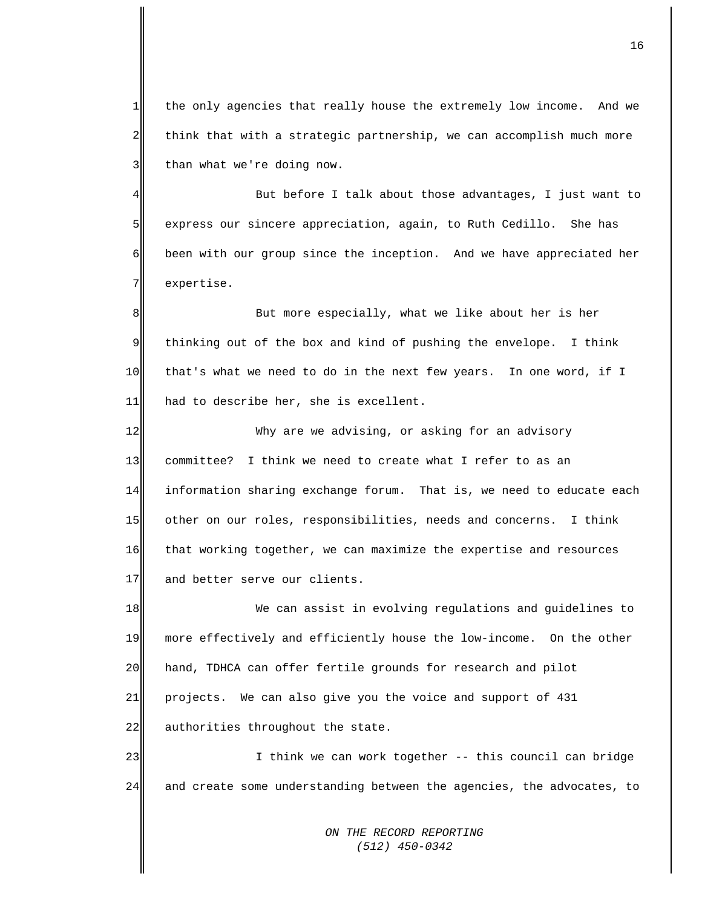the only agencies that really house the extremely low income. And we think that with a strategic partnership, we can accomplish much more than what we're doing now.

But before I talk about those advantages, I just want to express our sincere appreciation, again, to Ruth Cedillo. She has been with our group since the inception. And we have appreciated her expertise.

But more especially, what we like about her is her thinking out of the box and kind of pushing the envelope. I think that's what we need to do in the next few years. In one word, if I had to describe her, she is excellent.

Why are we advising, or asking for an advisory committee? I think we need to create what I refer to as an information sharing exchange forum. That is, we need to educate each other on our roles, responsibilities, needs and concerns. I think that working together, we can maximize the expertise and resources and better serve our clients.

We can assist in evolving regulations and guidelines to more effectively and efficiently house the low-income. On the other hand, TDHCA can offer fertile grounds for research and pilot projects. We can also give you the voice and support of 431 authorities throughout the state.

I think we can work together -- this council can bridge and create some understanding between the agencies, the advocates, to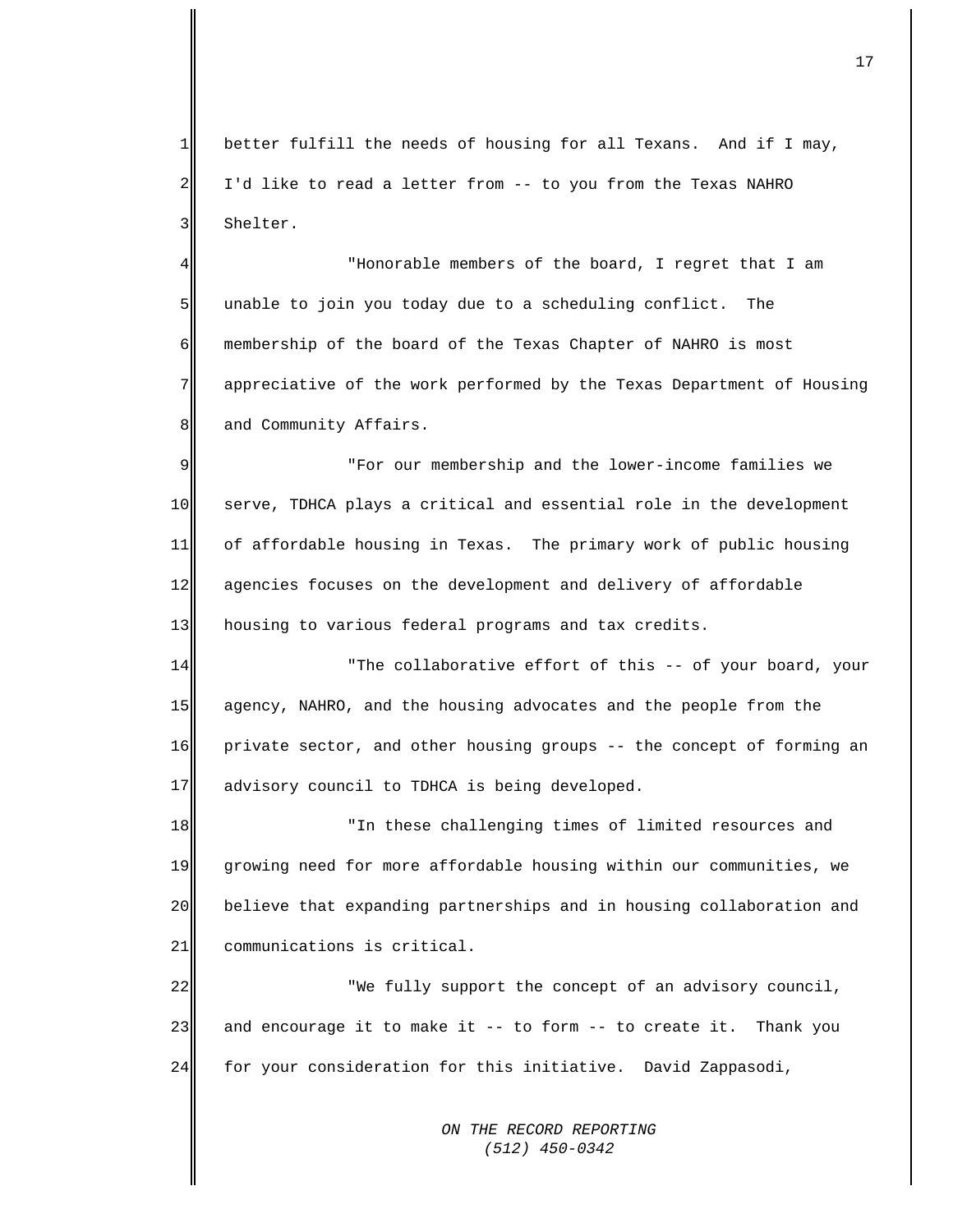better fulfill the needs of housing for all Texans. And if I may, I'd like to read a letter from -- to you from the Texas NAHRO Shelter.

"Honorable members of the board, I regret that I am unable to join you today due to a scheduling conflict. The membership of the board of the Texas Chapter of NAHRO is most appreciative of the work performed by the Texas Department of Housing and Community Affairs.

"For our membership and the lower-income families we serve, TDHCA plays a critical and essential role in the development of affordable housing in Texas. The primary work of public housing agencies focuses on the development and delivery of affordable housing to various federal programs and tax credits.

"The collaborative effort of this -- of your board, your agency, NAHRO, and the housing advocates and the people from the private sector, and other housing groups -- the concept of forming an advisory council to TDHCA is being developed.

"In these challenging times of limited resources and growing need for more affordable housing within our communities, we believe that expanding partnerships and in housing collaboration and communications is critical.

"We fully support the concept of an advisory council, and encourage it to make it -- to form -- to create it. Thank you for your consideration for this initiative. David Zappasodi,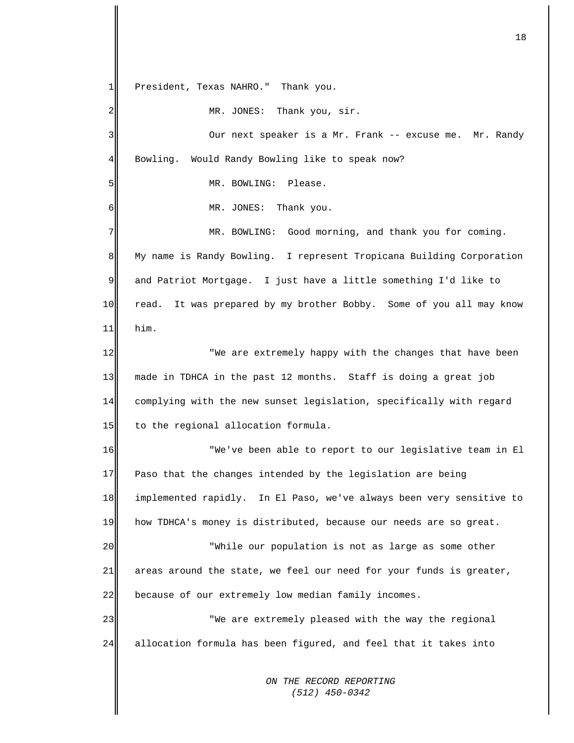President, Texas NAHRO." Thank you.

MR. JONES: Thank you, sir.

Our next speaker is a Mr. Frank -- excuse me. Mr. Randy Bowling. Would Randy Bowling like to speak now?

MR. BOWLING: Please.

MR. JONES: Thank you.

MR. BOWLING: Good morning, and thank you for coming. My name is Randy Bowling. I represent Tropicana Building Corporation and Patriot Mortgage. I just have a little something I'd like to read. It was prepared by my brother Bobby. Some of you all may know him.

"We are extremely happy with the changes that have been made in TDHCA in the past 12 months. Staff is doing a great job complying with the new sunset legislation, specifically with regard to the regional allocation formula.

"We've been able to report to our legislative team in El Paso that the changes intended by the legislation are being implemented rapidly. In El Paso, we've always been very sensitive to how TDHCA's money is distributed, because our needs are so great.

"While our population is not as large as some other areas around the state, we feel our need for your funds is greater, because of our extremely low median family incomes.

"We are extremely pleased with the way the regional allocation formula has been figured, and feel that it takes into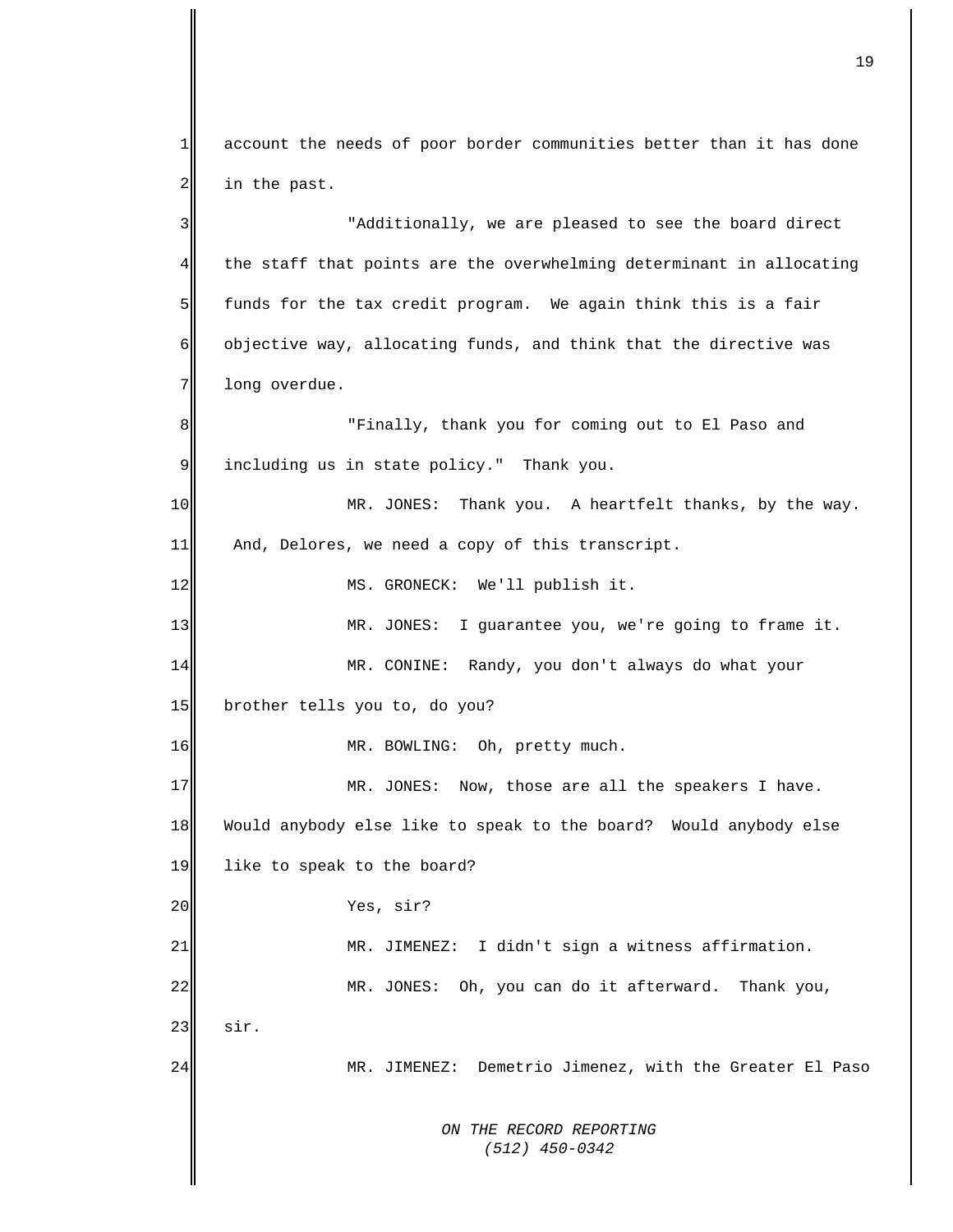account the needs of poor border communities better than it has done in the past.

"Additionally, we are pleased to see the board direct the staff that points are the overwhelming determinant in allocating funds for the tax credit program. We again think this is a fair objective way, allocating funds, and think that the directive was long overdue.

"Finally, thank you for coming out to El Paso and including us in state policy." Thank you.

MR. JONES: Thank you. A heartfelt thanks, by the way. And, Delores, we need a copy of this transcript.

MS. GRONECK: We'll publish it.

MR. JONES: I guarantee you, we're going to frame it.

MR. CONINE: Randy, you don't always do what your brother tells you to, do you?

MR. BOWLING: Oh, pretty much.

MR. JONES: Now, those are all the speakers I have. Would anybody else like to speak to the board? Would anybody else like to speak to the board?

Yes, sir?

MR. JIMENEZ: I didn't sign a witness affirmation.

MR. JONES: Oh, you can do it afterward. Thank you, sir.

MR. JIMENEZ: Demetrio Jimenez, with the Greater El Paso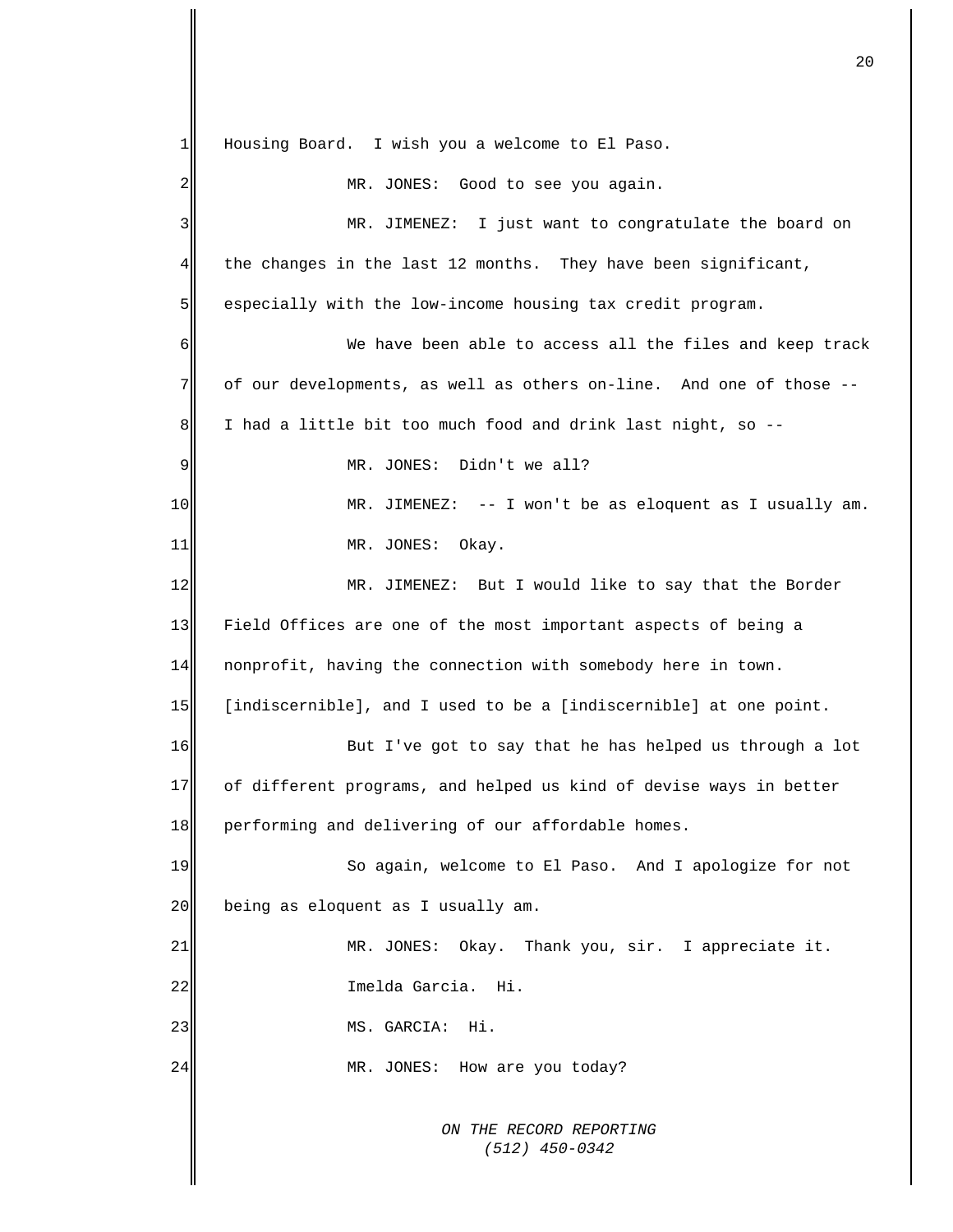Housing Board. I wish you a welcome to El Paso.

MR. JONES: Good to see you again.

MR. JIMENEZ: I just want to congratulate the board on the changes in the last 12 months. They have been significant, especially with the low-income housing tax credit program.

We have been able to access all the files and keep track of our developments, as well as others on-line. And one of those -- I had a little bit too much food and drink last night, so --

MR. JONES: Didn't we all?

MR. JIMENEZ: -- I won't be as eloquent as I usually am.

MR. JONES: Okay.

MR. JIMENEZ: But I would like to say that the Border Field Offices are one of the most important aspects of being a nonprofit, having the connection with somebody here in town. [indiscernible], and I used to be a [indiscernible] at one point.

But I've got to say that he has helped us through a lot of different programs, and helped us kind of devise ways in better performing and delivering of our affordable homes.

So again, welcome to El Paso. And I apologize for not being as eloquent as I usually am.

MR. JONES: Okay. Thank you, sir. I appreciate it.

Imelda Garcia. Hi.

MS. GARCIA: Hi.

MR. JONES: How are you today?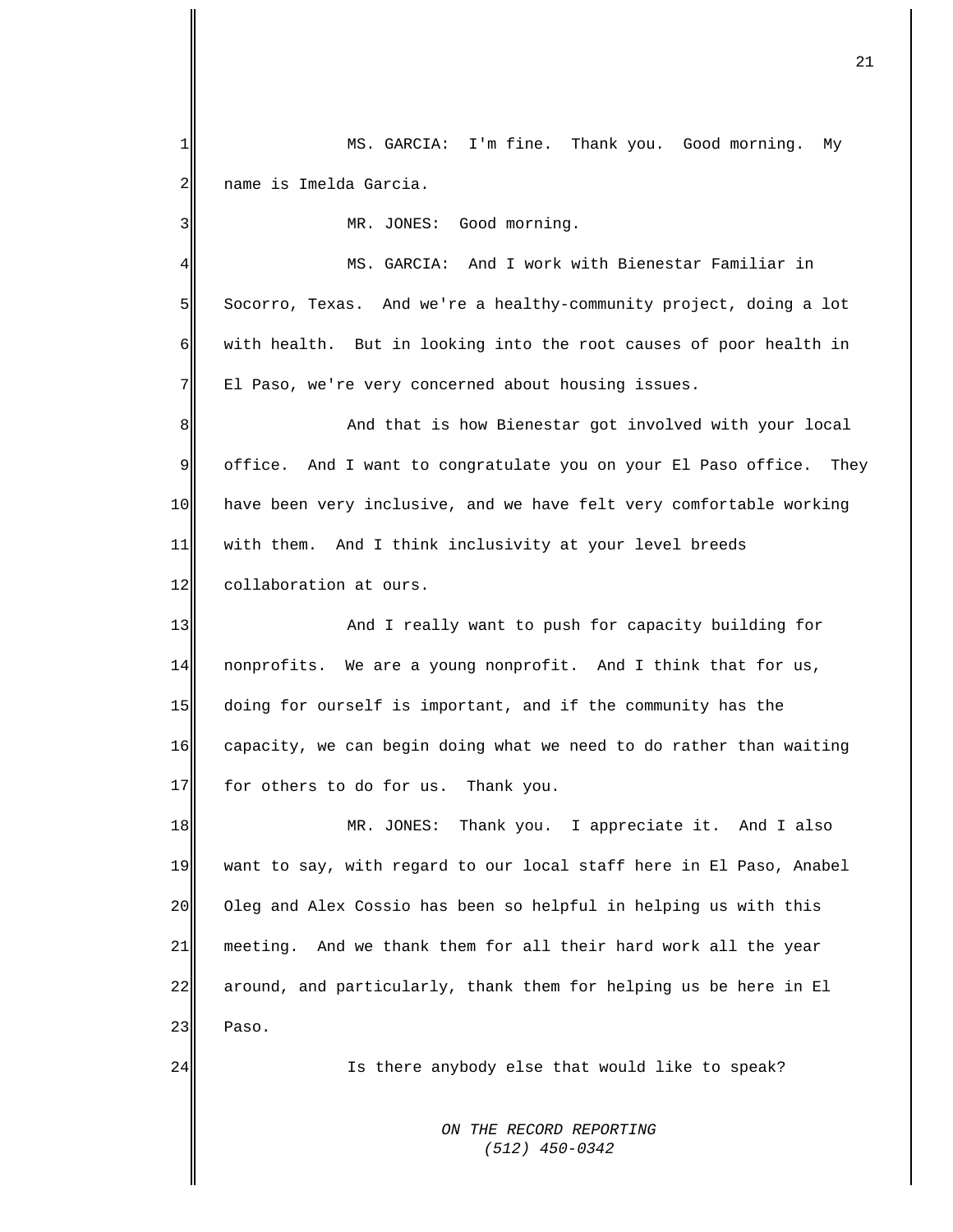MS. GARCIA: I'm fine. Thank you. Good morning. My name is Imelda Garcia.

MR. JONES: Good morning.

MS. GARCIA: And I work with Bienestar Familiar in Socorro, Texas. And we're a healthy-community project, doing a lot with health. But in looking into the root causes of poor health in El Paso, we're very concerned about housing issues.

And that is how Bienestar got involved with your local office. And I want to congratulate you on your El Paso office. They have been very inclusive, and we have felt very comfortable working with them. And I think inclusivity at your level breeds collaboration at ours.

And I really want to push for capacity building for nonprofits. We are a young nonprofit. And I think that for us, doing for ourself is important, and if the community has the capacity, we can begin doing what we need to do rather than waiting for others to do for us. Thank you.

MR. JONES: Thank you. I appreciate it. And I also want to say, with regard to our local staff here in El Paso, Anabel Oleg and Alex Cossio has been so helpful in helping us with this meeting. And we thank them for all their hard work all the year around, and particularly, thank them for helping us be here in El Paso.

Is there anybody else that would like to speak?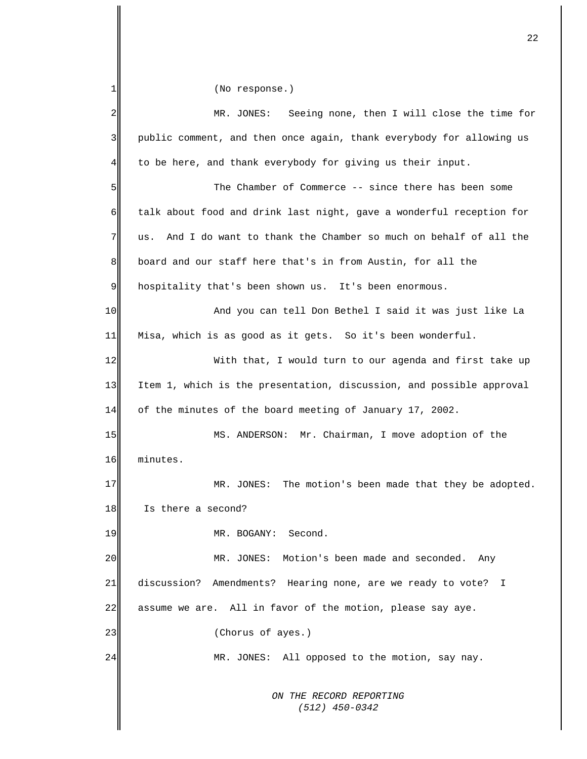(No response.)

MR. JONES: Seeing none, then I will close the time for public comment, and then once again, thank everybody for allowing us to be here, and thank everybody for giving us their input.

The Chamber of Commerce -- since there has been some talk about food and drink last night, gave a wonderful reception for us. And I do want to thank the Chamber so much on behalf of all the board and our staff here that's in from Austin, for all the hospitality that's been shown us. It's been enormous.

And you can tell Don Bethel I said it was just like La Misa, which is as good as it gets. So it's been wonderful.

With that, I would turn to our agenda and first take up Item 1, which is the presentation, discussion, and possible approval of the minutes of the board meeting of January 17, 2002.

MS. ANDERSON: Mr. Chairman, I move adoption of the minutes.

MR. JONES: The motion's been made that they be adopted. Is there a second?

MR. BOGANY: Second.

MR. JONES: Motion's been made and seconded. Any discussion? Amendments? Hearing none, are we ready to vote? I assume we are. All in favor of the motion, please say aye.

(Chorus of ayes.)

MR. JONES: All opposed to the motion, say nay.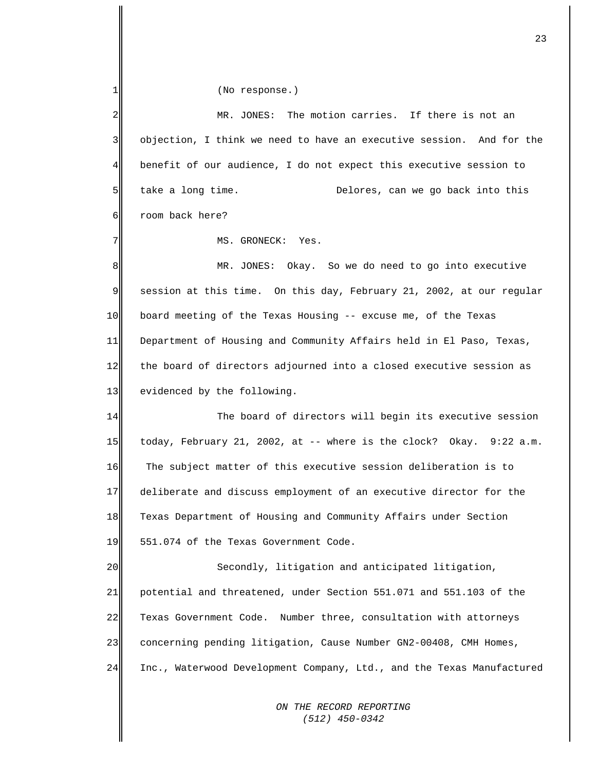(No response.)

MR. JONES: The motion carries. If there is not an objection, I think we need to have an executive session. And for the benefit of our audience, I do not expect this executive session to take a long time. Delores, can we go back into this room back here?

MS. GRONECK: Yes.

MR. JONES: Okay. So we do need to go into executive session at this time. On this day, February 21, 2002, at our regular board meeting of the Texas Housing -- excuse me, of the Texas Department of Housing and Community Affairs held in El Paso, Texas, the board of directors adjourned into a closed executive session as evidenced by the following.

The board of directors will begin its executive session today, February 21, 2002, at -- where is the clock? Okay. 9:22 a.m. The subject matter of this executive session deliberation is to deliberate and discuss employment of an executive director for the Texas Department of Housing and Community Affairs under Section 551.074 of the Texas Government Code.

Secondly, litigation and anticipated litigation, potential and threatened, under Section 551.071 and 551.103 of the Texas Government Code. Number three, consultation with attorneys concerning pending litigation, Cause Number GN2-00408, CMH Homes, Inc., Waterwood Development Company, Ltd., and the Texas Manufactured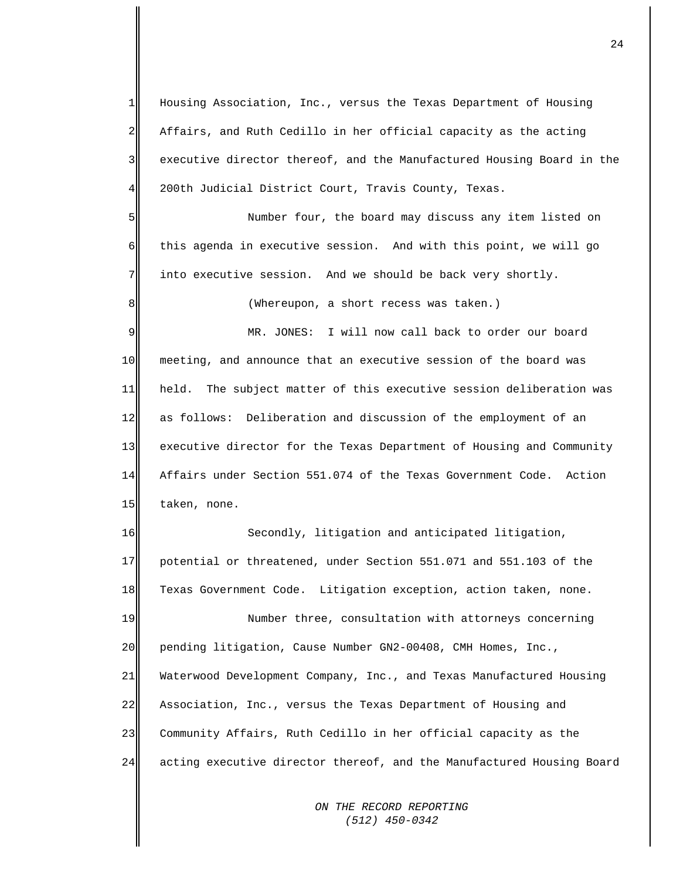Housing Association, Inc., versus the Texas Department of Housing Affairs, and Ruth Cedillo in her official capacity as the acting executive director thereof, and the Manufactured Housing Board in the 200th Judicial District Court, Travis County, Texas.

Number four, the board may discuss any item listed on this agenda in executive session. And with this point, we will go into executive session. And we should be back very shortly.

(Whereupon, a short recess was taken.)

MR. JONES: I will now call back to order our board meeting, and announce that an executive session of the board was held. The subject matter of this executive session deliberation was as follows: Deliberation and discussion of the employment of an executive director for the Texas Department of Housing and Community Affairs under Section 551.074 of the Texas Government Code. Action taken, none.

Secondly, litigation and anticipated litigation, potential or threatened, under Section 551.071 and 551.103 of the Texas Government Code. Litigation exception, action taken, none.

Number three, consultation with attorneys concerning pending litigation, Cause Number GN2-00408, CMH Homes, Inc., Waterwood Development Company, Inc., and Texas Manufactured Housing Association, Inc., versus the Texas Department of Housing and Community Affairs, Ruth Cedillo in her official capacity as the acting executive director thereof, and the Manufactured Housing Board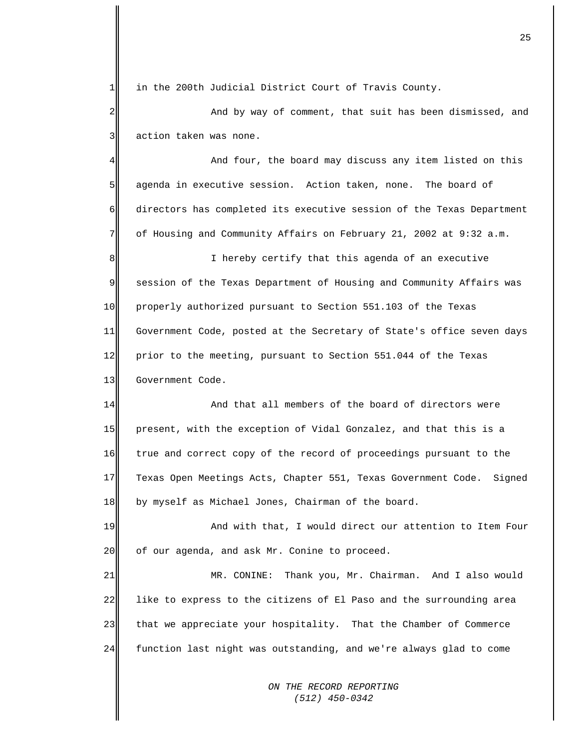in the 200th Judicial District Court of Travis County.

And by way of comment, that suit has been dismissed, and action taken was none.

And four, the board may discuss any item listed on this agenda in executive session. Action taken, none. The board of directors has completed its executive session of the Texas Department of Housing and Community Affairs on February 21, 2002 at 9:32 a.m.

I hereby certify that this agenda of an executive session of the Texas Department of Housing and Community Affairs was properly authorized pursuant to Section 551.103 of the Texas Government Code, posted at the Secretary of State's office seven days prior to the meeting, pursuant to Section 551.044 of the Texas Government Code.

And that all members of the board of directors were present, with the exception of Vidal Gonzalez, and that this is a true and correct copy of the record of proceedings pursuant to the Texas Open Meetings Acts, Chapter 551, Texas Government Code. Signed by myself as Michael Jones, Chairman of the board.

And with that, I would direct our attention to Item Four of our agenda, and ask Mr. Conine to proceed.

MR. CONINE: Thank you, Mr. Chairman. And I also would like to express to the citizens of El Paso and the surrounding area that we appreciate your hospitality. That the Chamber of Commerce function last night was outstanding, and we're always glad to come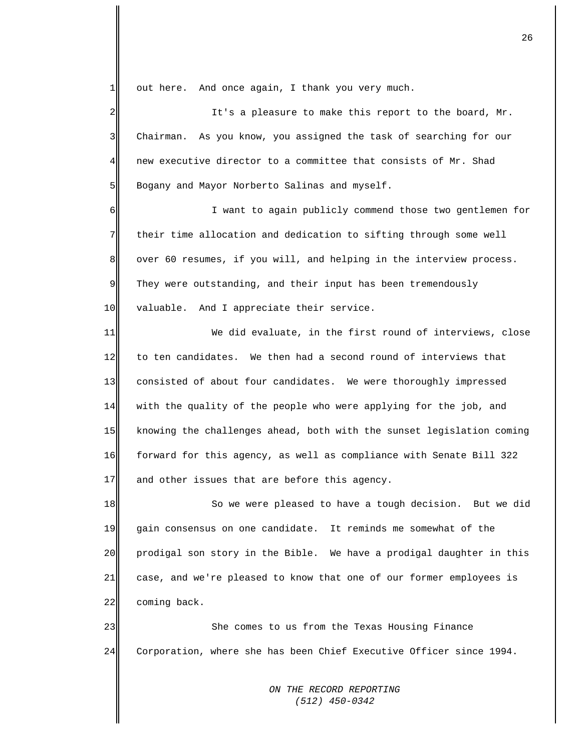out here. And once again, I thank you very much.

It's a pleasure to make this report to the board, Mr. Chairman. As you know, you assigned the task of searching for our new executive director to a committee that consists of Mr. Shad Bogany and Mayor Norberto Salinas and myself.

I want to again publicly commend those two gentlemen for their time allocation and dedication to sifting through some well over 60 resumes, if you will, and helping in the interview process. They were outstanding, and their input has been tremendously valuable. And I appreciate their service.

We did evaluate, in the first round of interviews, close to ten candidates. We then had a second round of interviews that consisted of about four candidates. We were thoroughly impressed with the quality of the people who were applying for the job, and knowing the challenges ahead, both with the sunset legislation coming forward for this agency, as well as compliance with Senate Bill 322 and other issues that are before this agency.

So we were pleased to have a tough decision. But we did gain consensus on one candidate. It reminds me somewhat of the prodigal son story in the Bible. We have a prodigal daughter in this case, and we're pleased to know that one of our former employees is coming back.

She comes to us from the Texas Housing Finance Corporation, where she has been Chief Executive Officer since 1994.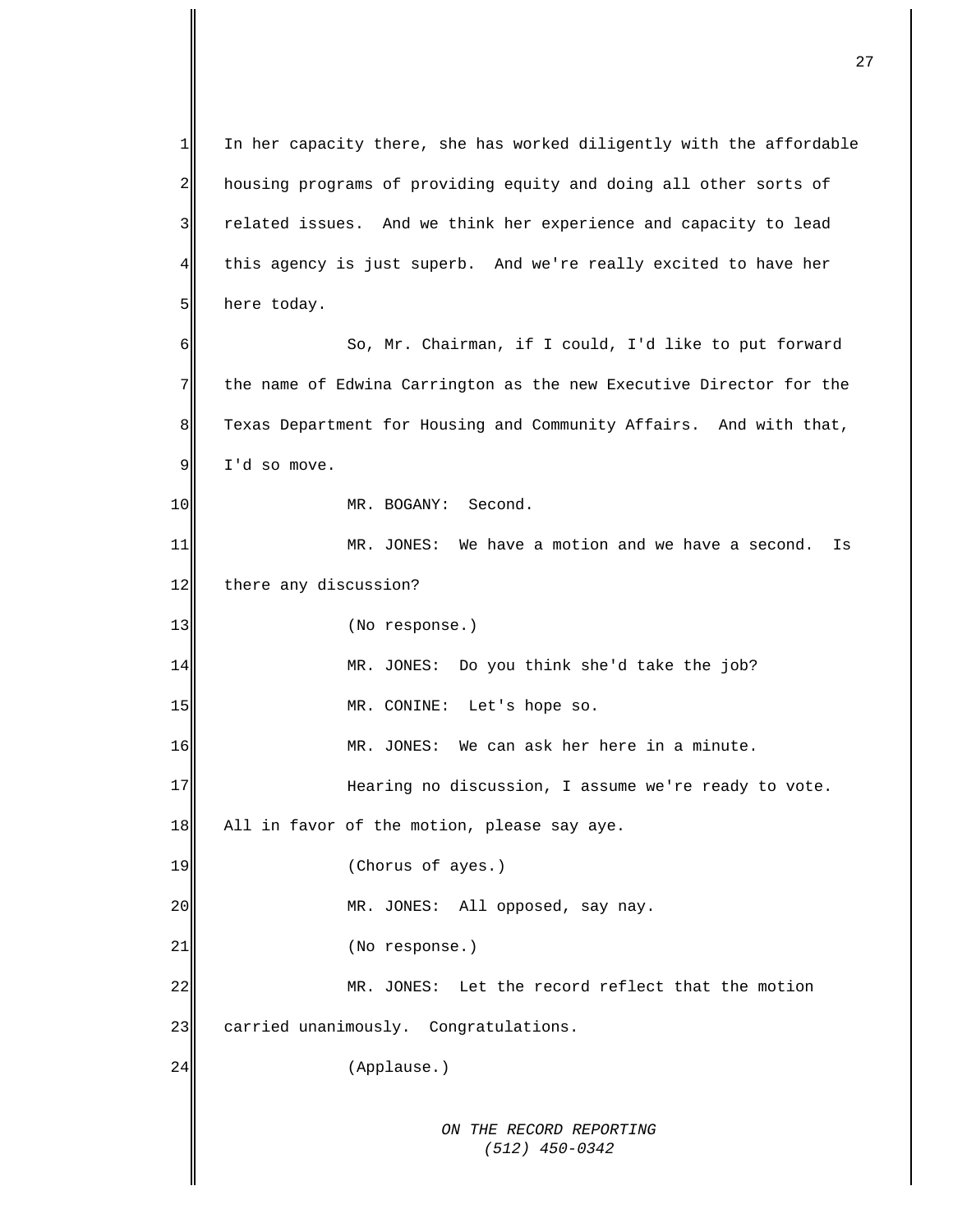In her capacity there, she has worked diligently with the affordable housing programs of providing equity and doing all other sorts of related issues. And we think her experience and capacity to lead this agency is just superb. And we're really excited to have her here today.

So, Mr. Chairman, if I could, I'd like to put forward the name of Edwina Carrington as the new Executive Director for the Texas Department for Housing and Community Affairs. And with that, I'd so move.

MR. BOGANY: Second.

MR. JONES: We have a motion and we have a second. Is there any discussion?

(No response.)

MR. JONES: Do you think she'd take the job?

MR. CONINE: Let's hope so.

MR. JONES: We can ask her here in a minute.

Hearing no discussion, I assume we're ready to vote. All in favor of the motion, please say aye.

(Chorus of ayes.)

MR. JONES: All opposed, say nay.

(No response.)

MR. JONES: Let the record reflect that the motion carried unanimously. Congratulations.

(Applause.)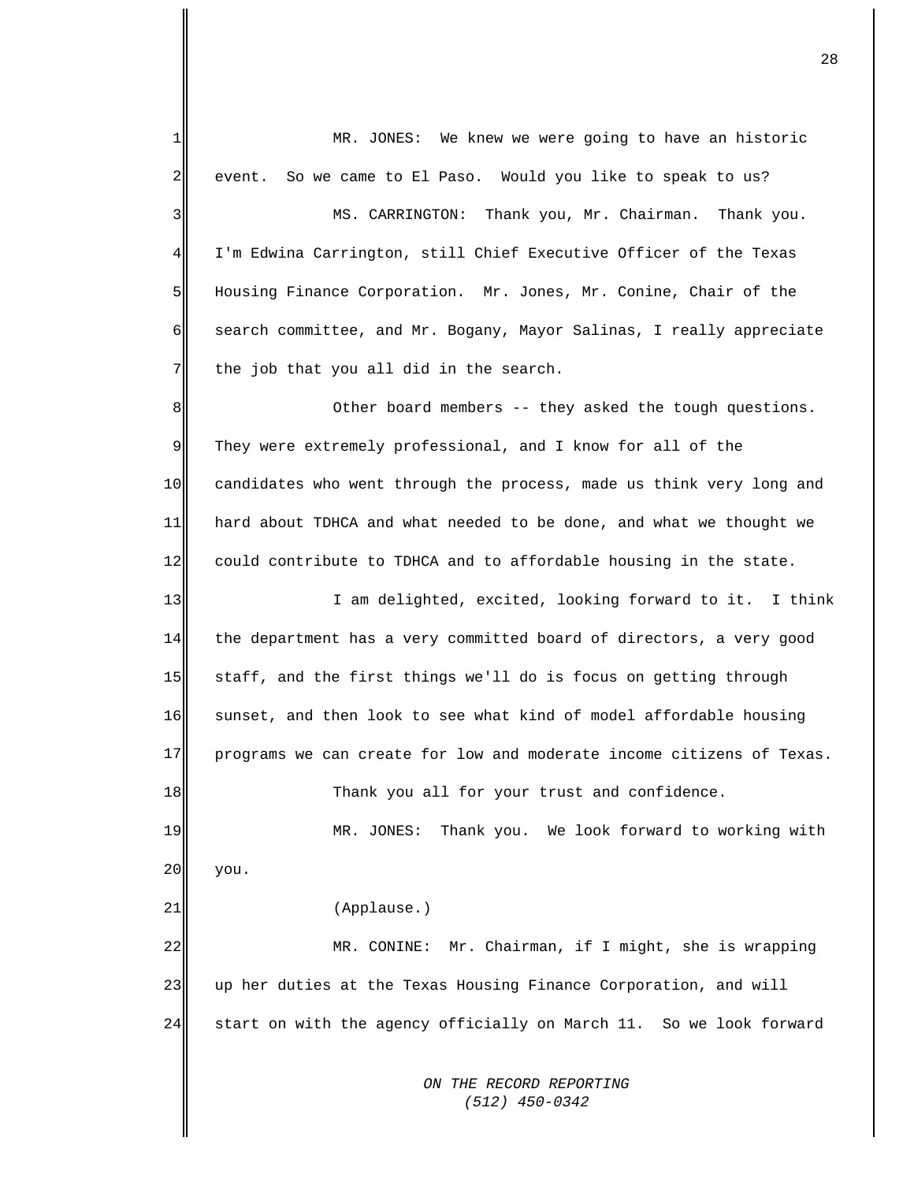MR. JONES: We knew we were going to have an historic event. So we came to El Paso. Would you like to speak to us?

MS. CARRINGTON: Thank you, Mr. Chairman. Thank you. I'm Edwina Carrington, still Chief Executive Officer of the Texas Housing Finance Corporation. Mr. Jones, Mr. Conine, Chair of the search committee, and Mr. Bogany, Mayor Salinas, I really appreciate the job that you all did in the search.

Other board members -- they asked the tough questions. They were extremely professional, and I know for all of the candidates who went through the process, made us think very long and hard about TDHCA and what needed to be done, and what we thought we could contribute to TDHCA and to affordable housing in the state.

I am delighted, excited, looking forward to it. I think the department has a very committed board of directors, a very good staff, and the first things we'll do is focus on getting through sunset, and then look to see what kind of model affordable housing programs we can create for low and moderate income citizens of Texas.

Thank you all for your trust and confidence.

MR. JONES: Thank you. We look forward to working with you.

(Applause.)

MR. CONINE: Mr. Chairman, if I might, she is wrapping up her duties at the Texas Housing Finance Corporation, and will start on with the agency officially on March 11. So we look forward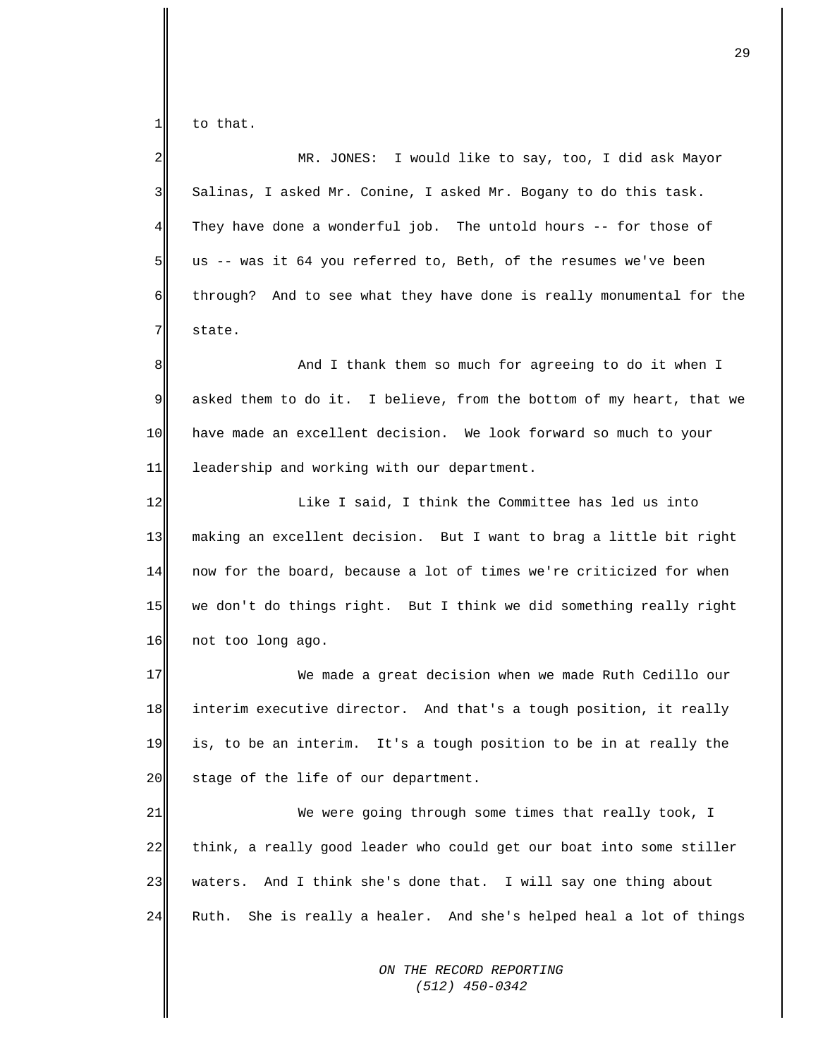to that.

MR. JONES: I would like to say, too, I did ask Mayor Salinas, I asked Mr. Conine, I asked Mr. Bogany to do this task. They have done a wonderful job. The untold hours -- for those of us -- was it 64 you referred to, Beth, of the resumes we've been through? And to see what they have done is really monumental for the state.

And I thank them so much for agreeing to do it when I asked them to do it. I believe, from the bottom of my heart, that we have made an excellent decision. We look forward so much to your leadership and working with our department.

Like I said, I think the Committee has led us into making an excellent decision. But I want to brag a little bit right now for the board, because a lot of times we're criticized for when we don't do things right. But I think we did something really right not too long ago.

We made a great decision when we made Ruth Cedillo our interim executive director. And that's a tough position, it really is, to be an interim. It's a tough position to be in at really the stage of the life of our department.

We were going through some times that really took, I think, a really good leader who could get our boat into some stiller waters. And I think she's done that. I will say one thing about Ruth. She is really a healer. And she's helped heal a lot of things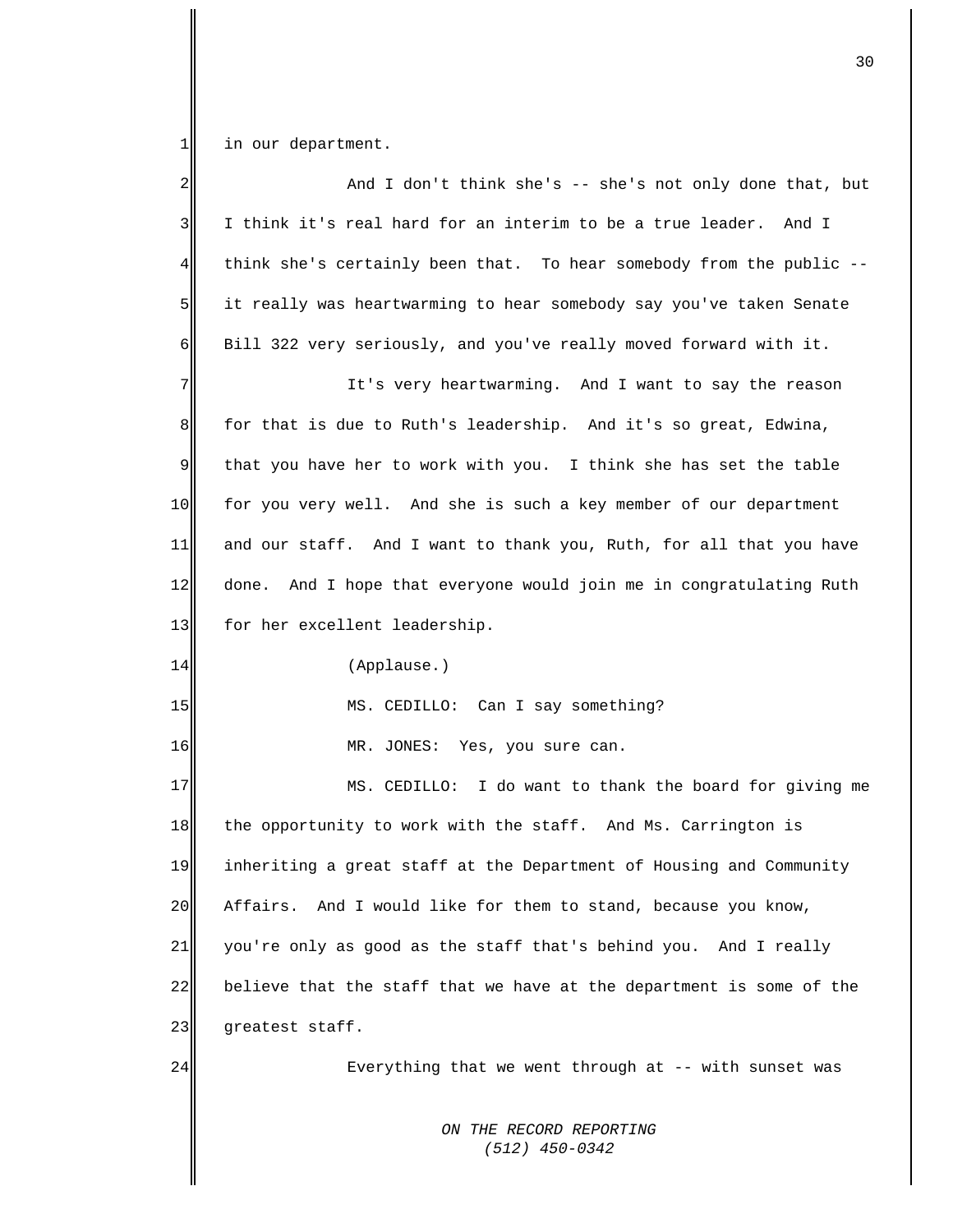in our department.

And I don't think she's -- she's not only done that, but I think it's real hard for an interim to be a true leader. And I think she's certainly been that. To hear somebody from the public -- it really was heartwarming to hear somebody say you've taken Senate Bill 322 very seriously, and you've really moved forward with it.

It's very heartwarming. And I want to say the reason for that is due to Ruth's leadership. And it's so great, Edwina, that you have her to work with you. I think she has set the table for you very well. And she is such a key member of our department and our staff. And I want to thank you, Ruth, for all that you have done. And I hope that everyone would join me in congratulating Ruth for her excellent leadership.

(Applause.)

MS. CEDILLO: Can I say something?

MR. JONES: Yes, you sure can.

MS. CEDILLO: I do want to thank the board for giving me the opportunity to work with the staff. And Ms. Carrington is inheriting a great staff at the Department of Housing and Community Affairs. And I would like for them to stand, because you know, you're only as good as the staff that's behind you. And I really believe that the staff that we have at the department is some of the greatest staff.

Everything that we went through at -- with sunset was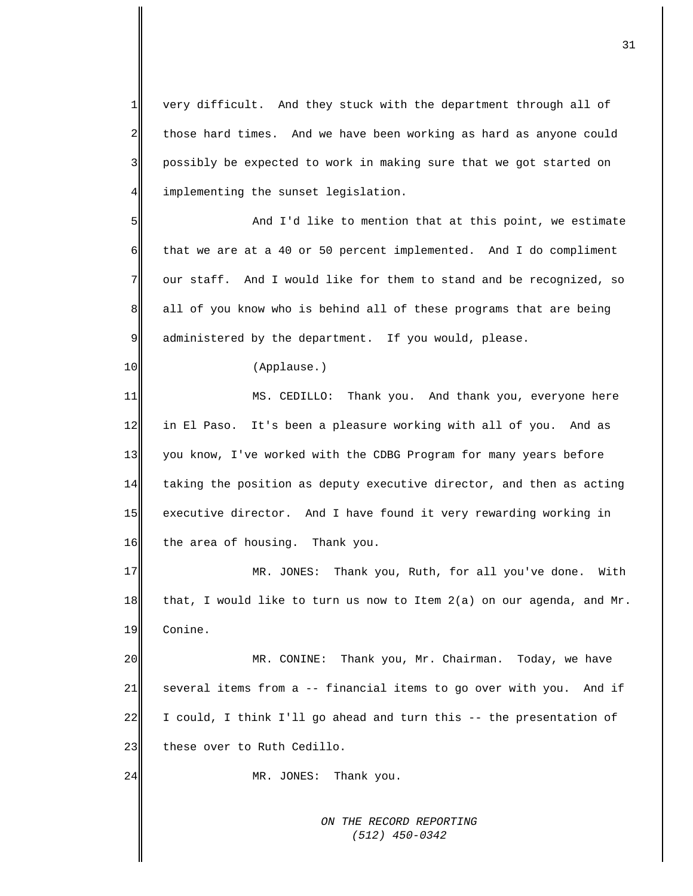very difficult. And they stuck with the department through all of those hard times. And we have been working as hard as anyone could possibly be expected to work in making sure that we got started on implementing the sunset legislation.

And I'd like to mention that at this point, we estimate that we are at a 40 or 50 percent implemented. And I do compliment our staff. And I would like for them to stand and be recognized, so all of you know who is behind all of these programs that are being administered by the department. If you would, please.

(Applause.)

MS. CEDILLO: Thank you. And thank you, everyone here in El Paso. It's been a pleasure working with all of you. And as you know, I've worked with the CDBG Program for many years before taking the position as deputy executive director, and then as acting executive director. And I have found it very rewarding working in the area of housing. Thank you.

MR. JONES: Thank you, Ruth, for all you've done. With that, I would like to turn us now to Item 2(a) on our agenda, and Mr. Conine.

MR. CONINE: Thank you, Mr. Chairman. Today, we have several items from a -- financial items to go over with you. And if I could, I think I'll go ahead and turn this -- the presentation of these over to Ruth Cedillo.

MR. JONES: Thank you.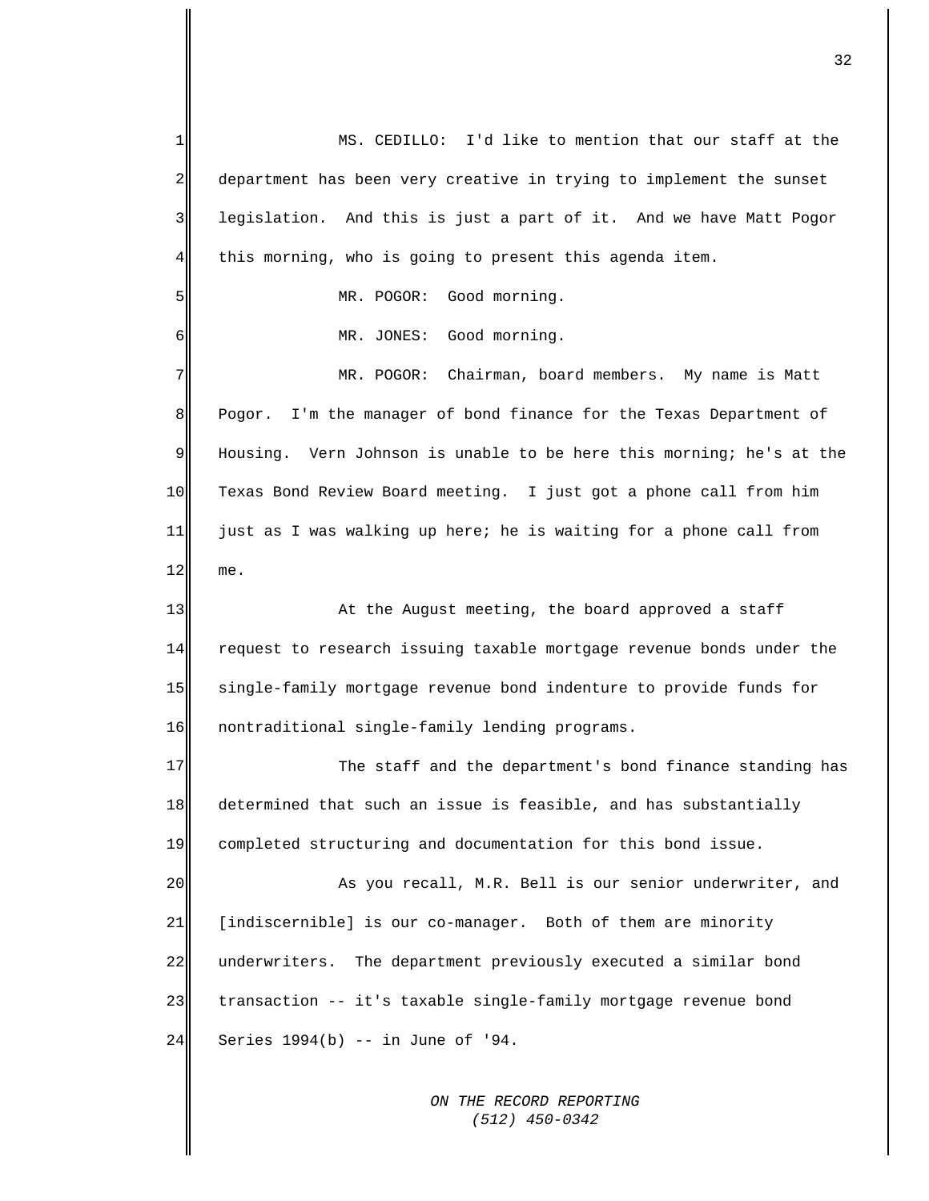MS. CEDILLO: I'd like to mention that our staff at the department has been very creative in trying to implement the sunset legislation. And this is just a part of it. And we have Matt Pogor this morning, who is going to present this agenda item.

MR. POGOR: Good morning.

MR. JONES: Good morning.

MR. POGOR: Chairman, board members. My name is Matt Pogor. I'm the manager of bond finance for the Texas Department of Housing. Vern Johnson is unable to be here this morning; he's at the Texas Bond Review Board meeting. I just got a phone call from him just as I was walking up here; he is waiting for a phone call from me.

At the August meeting, the board approved a staff request to research issuing taxable mortgage revenue bonds under the single-family mortgage revenue bond indenture to provide funds for nontraditional single-family lending programs.

The staff and the department's bond finance standing has determined that such an issue is feasible, and has substantially completed structuring and documentation for this bond issue.

As you recall, M.R. Bell is our senior underwriter, and [indiscernible] is our co-manager. Both of them are minority underwriters. The department previously executed a similar bond transaction -- it's taxable single-family mortgage revenue bond Series 1994(b) -- in June of '94.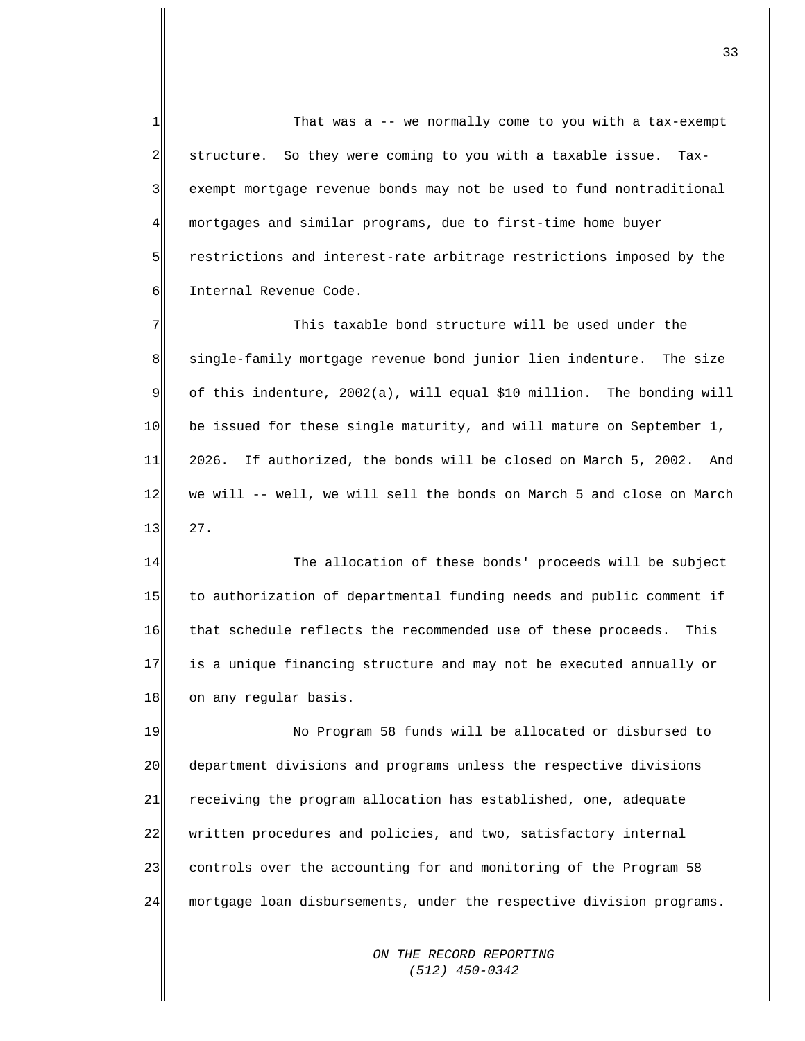That was a -- we normally come to you with a tax-exempt structure. So they were coming to you with a taxable issue. Tax-exempt mortgage revenue bonds may not be used to fund nontraditional mortgages and similar programs, due to first-time home buyer restrictions and interest-rate arbitrage restrictions imposed by the Internal Revenue Code.

This taxable bond structure will be used under the single-family mortgage revenue bond junior lien indenture. The size of this indenture, 2002(a), will equal $10 million. The bonding will be issued for these single maturity, and will mature on September 1, 2026. If authorized, the bonds will be closed on March 5, 2002. And we will -- well, we will sell the bonds on March 5 and close on March 27.

The allocation of these bonds' proceeds will be subject to authorization of departmental funding needs and public comment if that schedule reflects the recommended use of these proceeds. This is a unique financing structure and may not be executed annually or on any regular basis.

No Program 58 funds will be allocated or disbursed to department divisions and programs unless the respective divisions receiving the program allocation has established, one, adequate written procedures and policies, and two, satisfactory internal controls over the accounting for and monitoring of the Program 58 mortgage loan disbursements, under the respective division programs.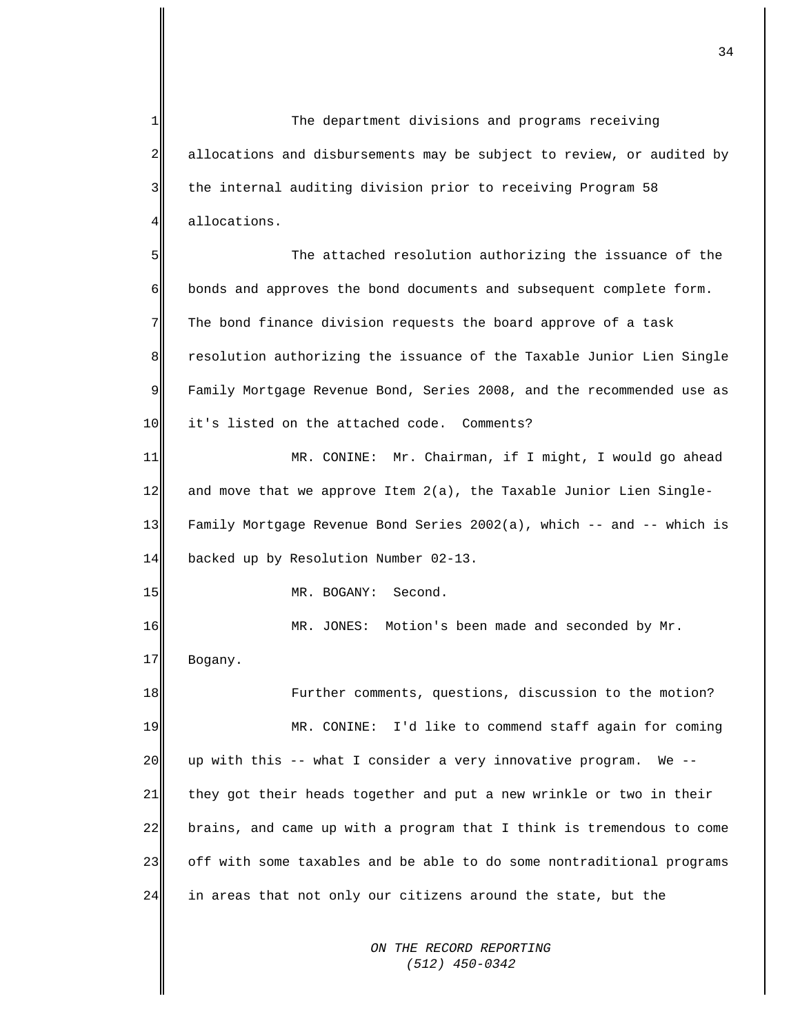The department divisions and programs receiving allocations and disbursements may be subject to review, or audited by the internal auditing division prior to receiving Program 58 allocations.

The attached resolution authorizing the issuance of the bonds and approves the bond documents and subsequent complete form. The bond finance division requests the board approve of a task resolution authorizing the issuance of the Taxable Junior Lien Single Family Mortgage Revenue Bond, Series 2008, and the recommended use as it's listed on the attached code. Comments?

MR. CONINE: Mr. Chairman, if I might, I would go ahead and move that we approve Item 2(a), the Taxable Junior Lien Single-Family Mortgage Revenue Bond Series 2002(a), which -- and -- which is backed up by Resolution Number 02-13.

MR. BOGANY: Second.

MR. JONES: Motion's been made and seconded by Mr. Bogany.

Further comments, questions, discussion to the motion?

MR. CONINE: I'd like to commend staff again for coming up with this -- what I consider a very innovative program. We -- they got their heads together and put a new wrinkle or two in their brains, and came up with a program that I think is tremendous to come off with some taxables and be able to do some nontraditional programs in areas that not only our citizens around the state, but the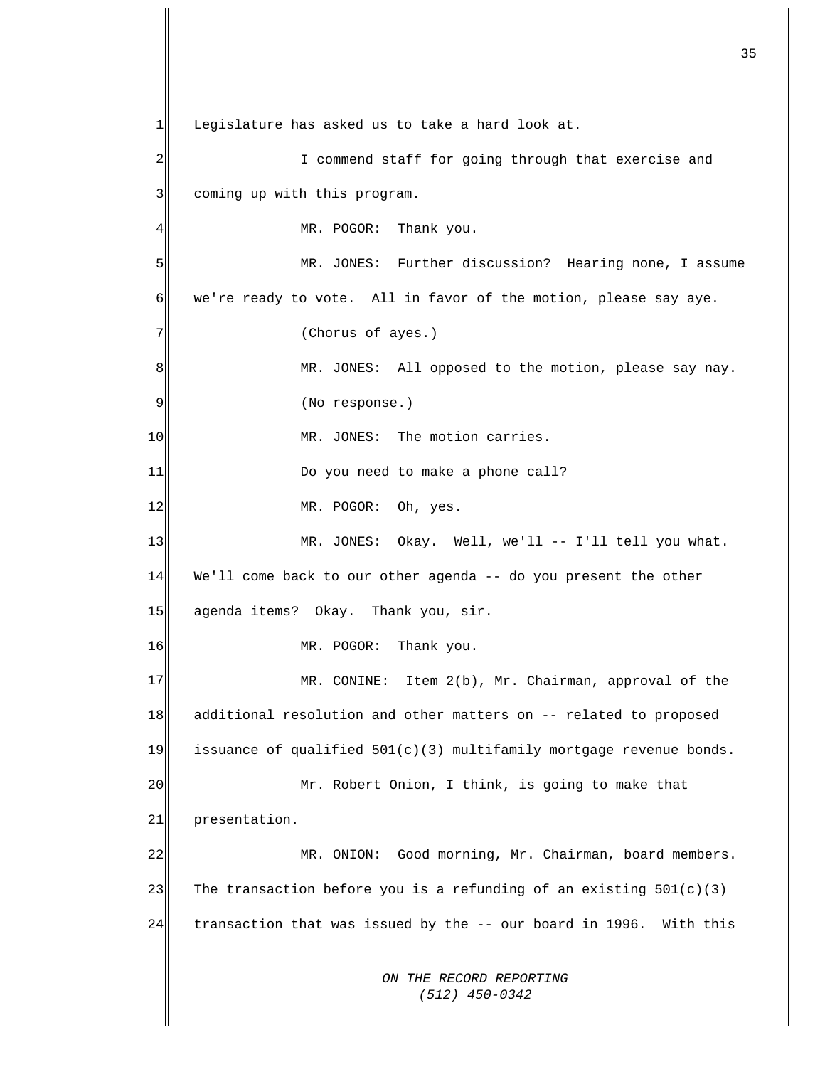Legislature has asked us to take a hard look at.

I commend staff for going through that exercise and coming up with this program.

MR. POGOR: Thank you.

MR. JONES: Further discussion? Hearing none, I assume we're ready to vote. All in favor of the motion, please say aye.

(Chorus of ayes.)

MR. JONES: All opposed to the motion, please say nay.

(No response.)

MR. JONES: The motion carries.

Do you need to make a phone call?

MR. POGOR: Oh, yes.

MR. JONES: Okay. Well, we'll -- I'll tell you what. We'll come back to our other agenda -- do you present the other agenda items? Okay. Thank you, sir.

MR. POGOR: Thank you.

MR. CONINE: Item 2(b), Mr. Chairman, approval of the additional resolution and other matters on -- related to proposed issuance of qualified 501(c)(3) multifamily mortgage revenue bonds.

Mr. Robert Onion, I think, is going to make that presentation.

MR. ONION: Good morning, Mr. Chairman, board members. The transaction before you is a refunding of an existing 501(c)(3) transaction that was issued by the -- our board in 1996. With this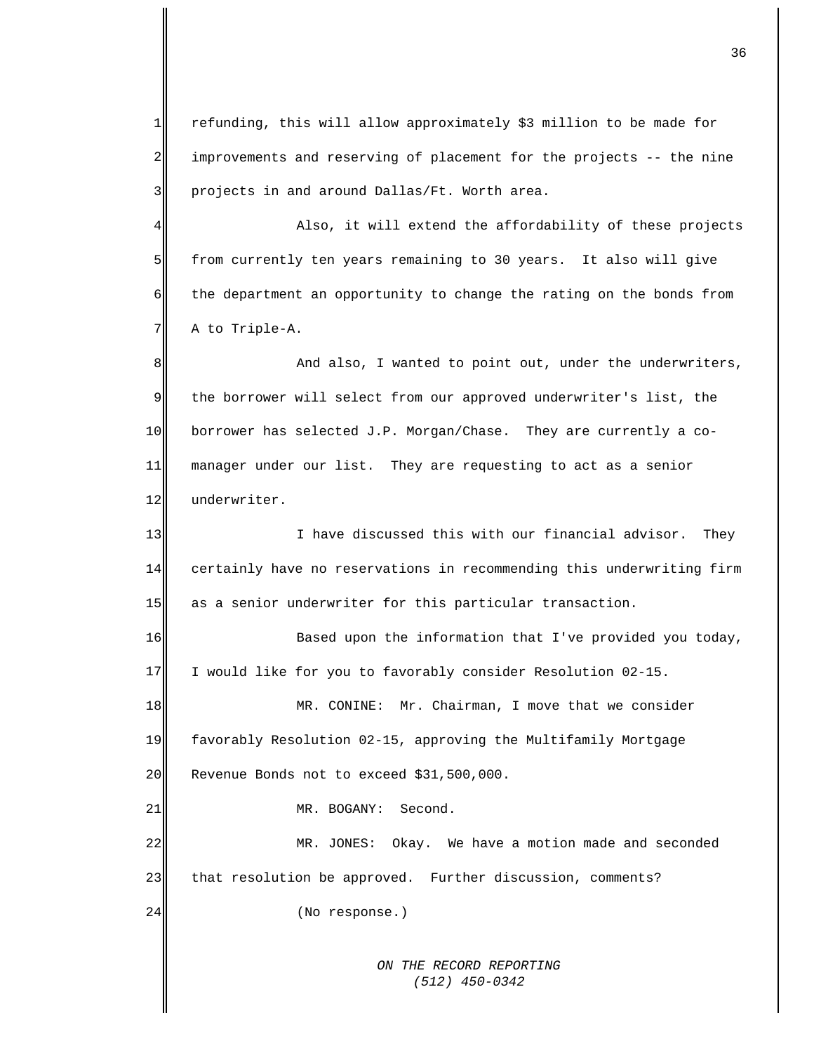refunding, this will allow approximately $3 million to be made for improvements and reserving of placement for the projects -- the nine projects in and around Dallas/Ft. Worth area.

Also, it will extend the affordability of these projects from currently ten years remaining to 30 years. It also will give the department an opportunity to change the rating on the bonds from A to Triple-A.

And also, I wanted to point out, under the underwriters, the borrower will select from our approved underwriter's list, the borrower has selected J.P. Morgan/Chase. They are currently a co-manager under our list. They are requesting to act as a senior underwriter.

I have discussed this with our financial advisor. They certainly have no reservations in recommending this underwriting firm as a senior underwriter for this particular transaction.

Based upon the information that I've provided you today, I would like for you to favorably consider Resolution 02-15.

MR. CONINE: Mr. Chairman, I move that we consider favorably Resolution 02-15, approving the Multifamily Mortgage Revenue Bonds not to exceed $31,500,000.

MR. BOGANY: Second.

MR. JONES: Okay. We have a motion made and seconded that resolution be approved. Further discussion, comments?

(No response.)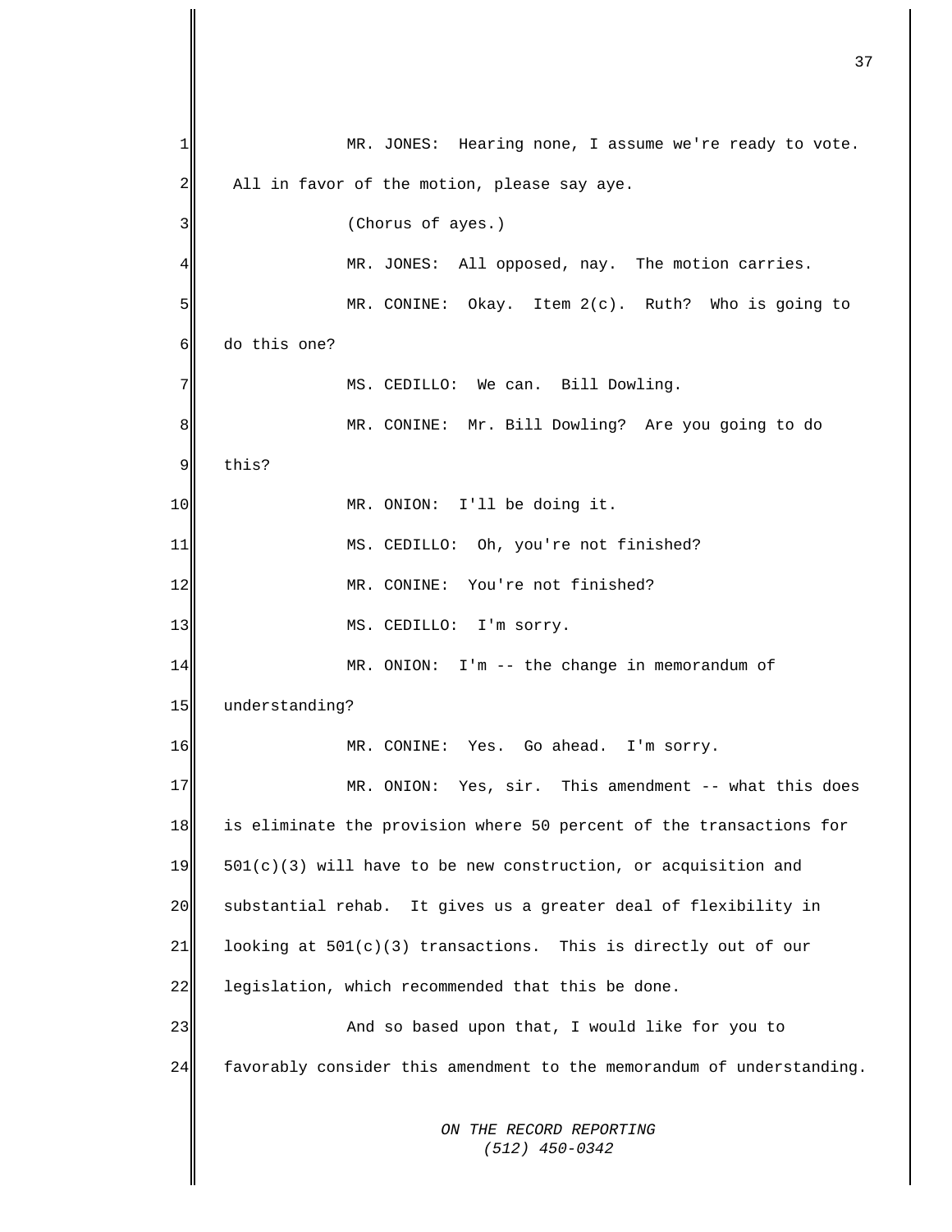MR. JONES: Hearing none, I assume we're ready to vote. All in favor of the motion, please say aye.

(Chorus of ayes.)

MR. JONES: All opposed, nay. The motion carries.

MR. CONINE: Okay. Item 2(c). Ruth? Who is going to do this one?

MS. CEDILLO: We can. Bill Dowling.

MR. CONINE: Mr. Bill Dowling? Are you going to do this?

MR. ONION: I'll be doing it.

MS. CEDILLO: Oh, you're not finished?

MR. CONINE: You're not finished?

MS. CEDILLO: I'm sorry.

MR. ONION: I'm -- the change in memorandum of understanding?

MR. CONINE: Yes. Go ahead. I'm sorry.

MR. ONION: Yes, sir. This amendment -- what this does is eliminate the provision where 50 percent of the transactions for 501(c)(3) will have to be new construction, or acquisition and substantial rehab. It gives us a greater deal of flexibility in looking at 501(c)(3) transactions. This is directly out of our legislation, which recommended that this be done.

And so based upon that, I would like for you to favorably consider this amendment to the memorandum of understanding.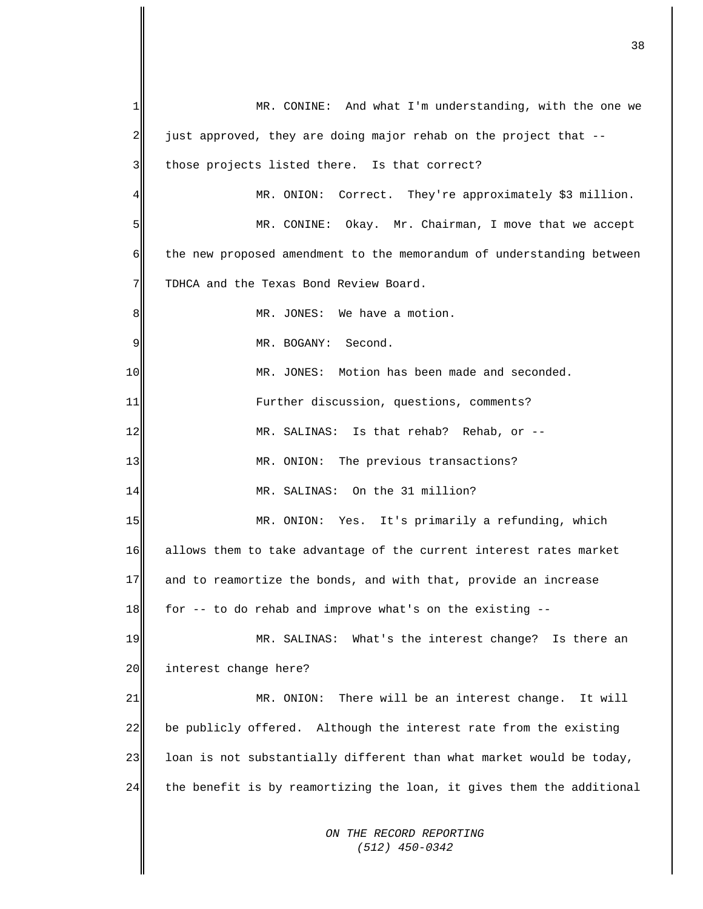MR. CONINE: And what I'm understanding, with the one we just approved, they are doing major rehab on the project that -- those projects listed there. Is that correct?

MR. ONION: Correct. They're approximately $3 million.

MR. CONINE: Okay. Mr. Chairman, I move that we accept the new proposed amendment to the memorandum of understanding between TDHCA and the Texas Bond Review Board.

MR. JONES: We have a motion.

MR. BOGANY: Second.

MR. JONES: Motion has been made and seconded.

Further discussion, questions, comments?

MR. SALINAS: Is that rehab? Rehab, or --

MR. ONION: The previous transactions?

MR. SALINAS: On the 31 million?

MR. ONION: Yes. It's primarily a refunding, which allows them to take advantage of the current interest rates market and to reamortize the bonds, and with that, provide an increase for -- to do rehab and improve what's on the existing --

MR. SALINAS: What's the interest change? Is there an interest change here?

MR. ONION: There will be an interest change. It will be publicly offered. Although the interest rate from the existing loan is not substantially different than what market would be today, the benefit is by reamortizing the loan, it gives them the additional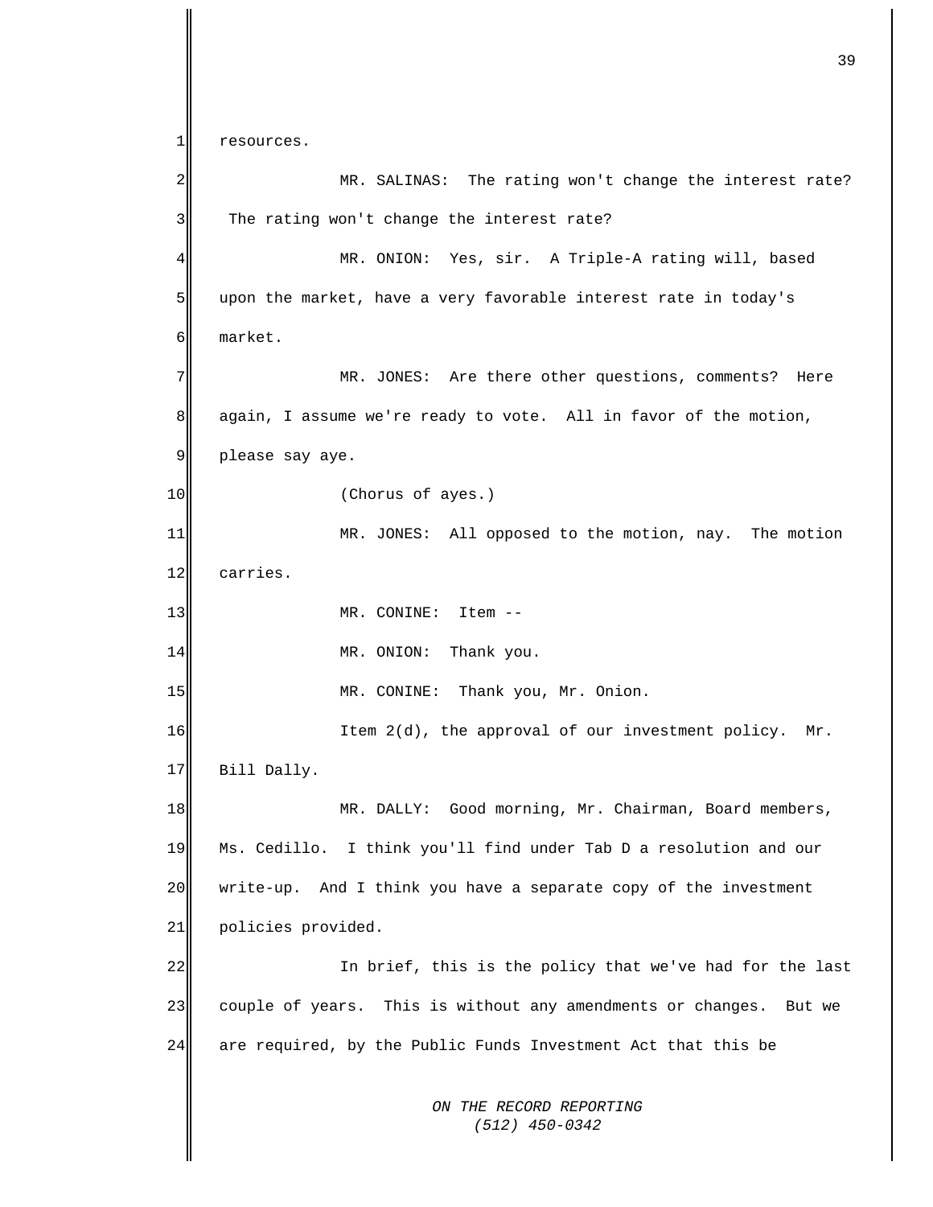resources.

MR. SALINAS: The rating won't change the interest rate? The rating won't change the interest rate?

MR. ONION: Yes, sir. A Triple-A rating will, based upon the market, have a very favorable interest rate in today's market.

MR. JONES: Are there other questions, comments? Here again, I assume we're ready to vote. All in favor of the motion, please say aye.

(Chorus of ayes.)

MR. JONES: All opposed to the motion, nay. The motion carries.

MR. CONINE: Item --

MR. ONION: Thank you.

MR. CONINE: Thank you, Mr. Onion.

Item 2(d), the approval of our investment policy. Mr. Bill Dally.

MR. DALLY: Good morning, Mr. Chairman, Board members, Ms. Cedillo. I think you'll find under Tab D a resolution and our write-up. And I think you have a separate copy of the investment policies provided.

In brief, this is the policy that we've had for the last couple of years. This is without any amendments or changes. But we are required, by the Public Funds Investment Act that this be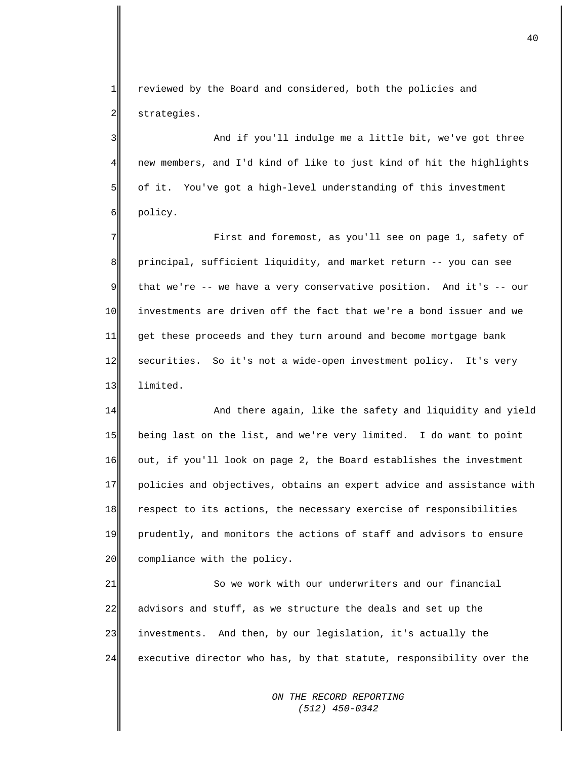reviewed by the Board and considered, both the policies and strategies.

And if you'll indulge me a little bit, we've got three new members, and I'd kind of like to just kind of hit the highlights of it. You've got a high-level understanding of this investment policy.

First and foremost, as you'll see on page 1, safety of principal, sufficient liquidity, and market return -- you can see that we're -- we have a very conservative position. And it's -- our investments are driven off the fact that we're a bond issuer and we get these proceeds and they turn around and become mortgage bank securities. So it's not a wide-open investment policy. It's very limited.

And there again, like the safety and liquidity and yield being last on the list, and we're very limited. I do want to point out, if you'll look on page 2, the Board establishes the investment policies and objectives, obtains an expert advice and assistance with respect to its actions, the necessary exercise of responsibilities prudently, and monitors the actions of staff and advisors to ensure compliance with the policy.

So we work with our underwriters and our financial advisors and stuff, as we structure the deals and set up the investments. And then, by our legislation, it's actually the executive director who has, by that statute, responsibility over the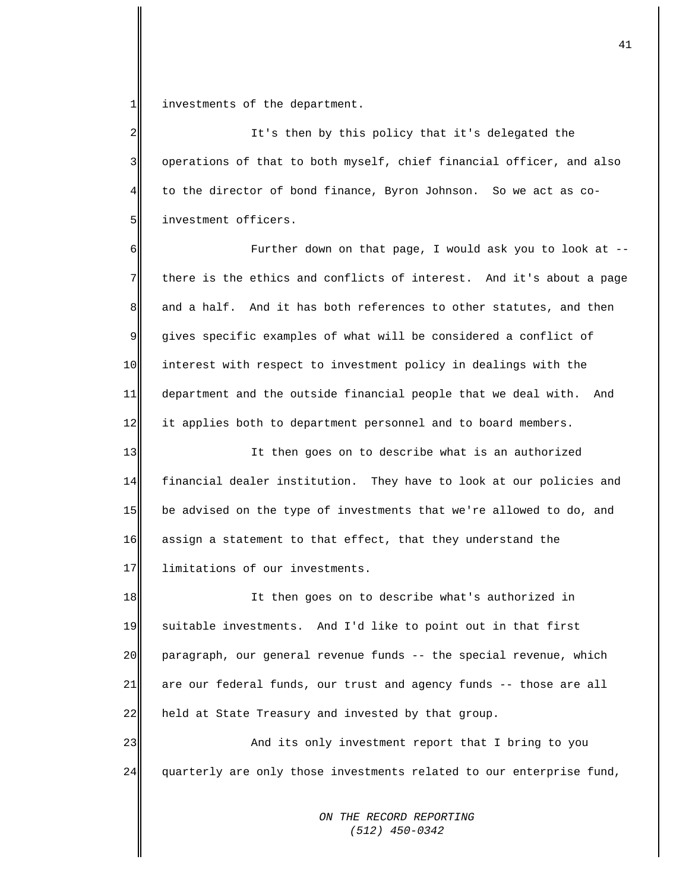investments of the department.

It's then by this policy that it's delegated the operations of that to both myself, chief financial officer, and also to the director of bond finance, Byron Johnson. So we act as co-investment officers.

Further down on that page, I would ask you to look at -- there is the ethics and conflicts of interest. And it's about a page and a half. And it has both references to other statutes, and then gives specific examples of what will be considered a conflict of interest with respect to investment policy in dealings with the department and the outside financial people that we deal with. And it applies both to department personnel and to board members.

It then goes on to describe what is an authorized financial dealer institution. They have to look at our policies and be advised on the type of investments that we're allowed to do, and assign a statement to that effect, that they understand the limitations of our investments.

It then goes on to describe what's authorized in suitable investments. And I'd like to point out in that first paragraph, our general revenue funds -- the special revenue, which are our federal funds, our trust and agency funds -- those are all held at State Treasury and invested by that group.

And its only investment report that I bring to you quarterly are only those investments related to our enterprise fund,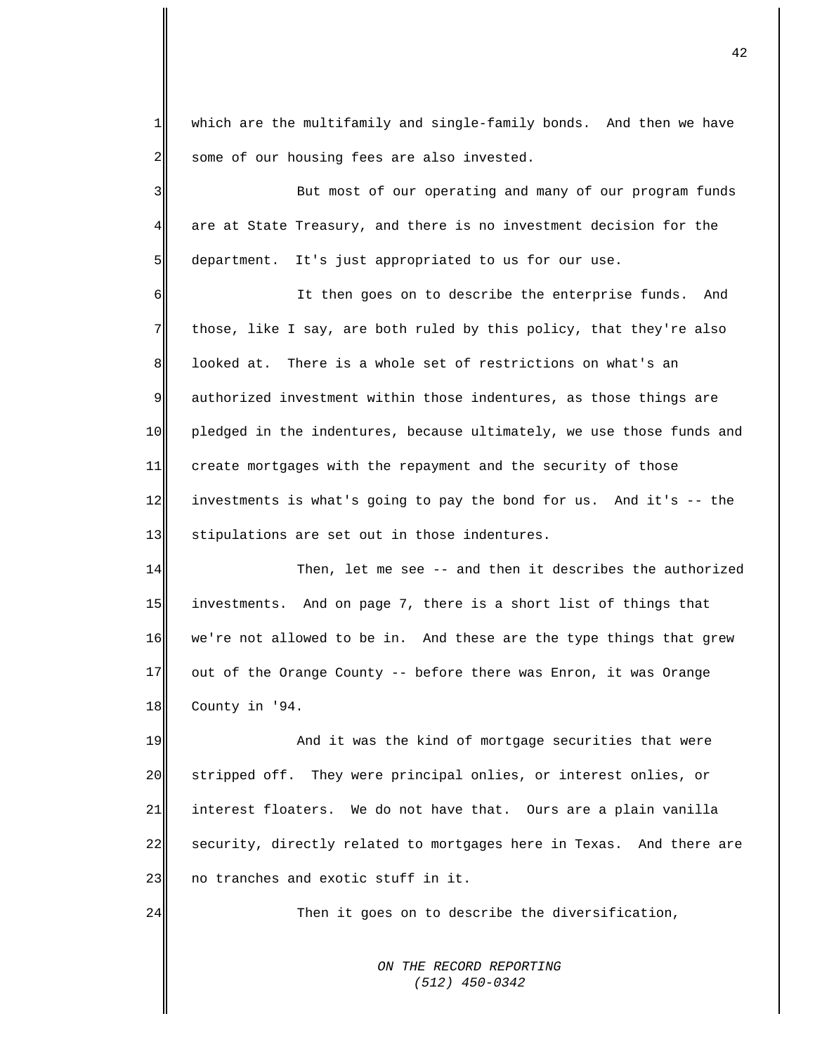which are the multifamily and single-family bonds. And then we have some of our housing fees are also invested.

But most of our operating and many of our program funds are at State Treasury, and there is no investment decision for the department. It's just appropriated to us for our use.

It then goes on to describe the enterprise funds. And those, like I say, are both ruled by this policy, that they're also looked at. There is a whole set of restrictions on what's an authorized investment within those indentures, as those things are pledged in the indentures, because ultimately, we use those funds and create mortgages with the repayment and the security of those investments is what's going to pay the bond for us. And it's -- the stipulations are set out in those indentures.

Then, let me see -- and then it describes the authorized investments. And on page 7, there is a short list of things that we're not allowed to be in. And these are the type things that grew out of the Orange County -- before there was Enron, it was Orange County in '94.

And it was the kind of mortgage securities that were stripped off. They were principal onlies, or interest onlies, or interest floaters. We do not have that. Ours are a plain vanilla security, directly related to mortgages here in Texas. And there are no tranches and exotic stuff in it.

Then it goes on to describe the diversification,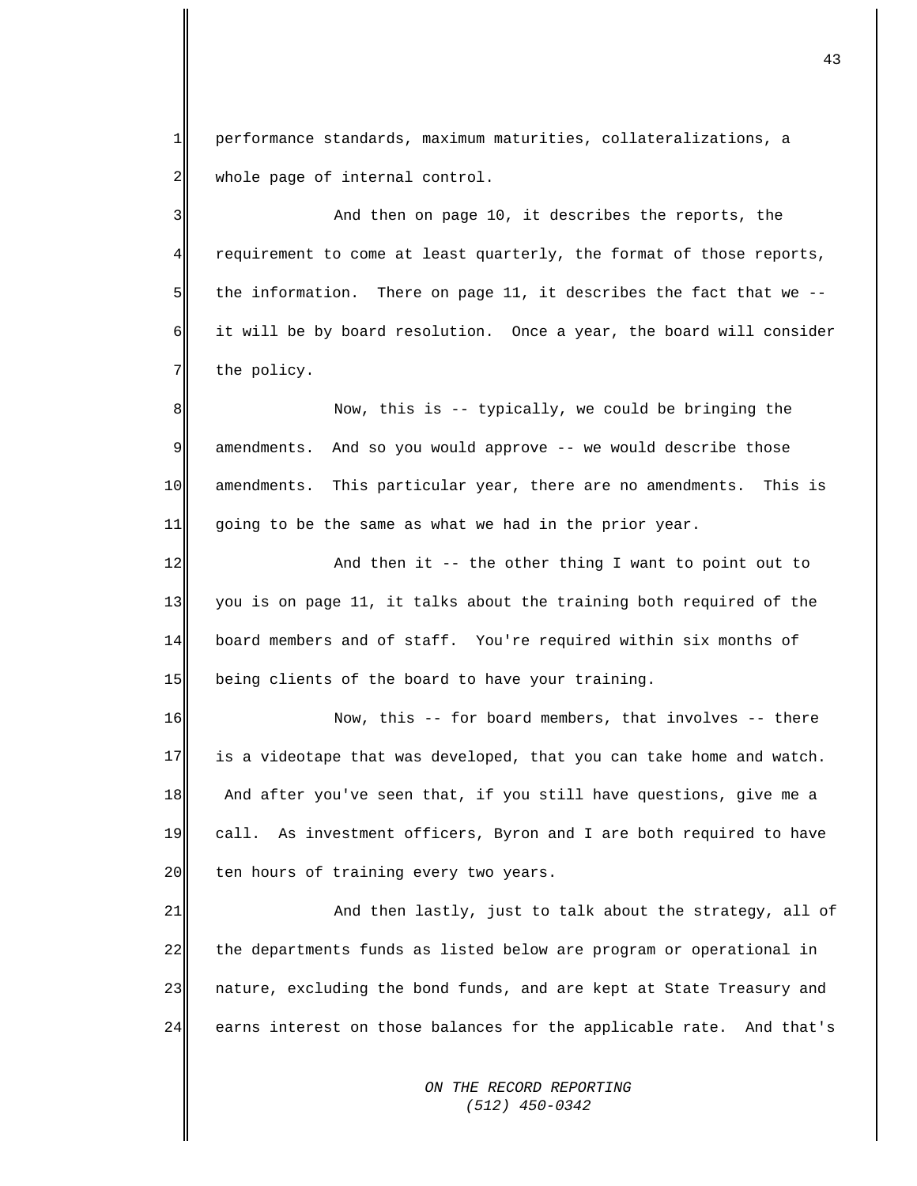performance standards, maximum maturities, collateralizations, a whole page of internal control.

And then on page 10, it describes the reports, the requirement to come at least quarterly, the format of those reports, the information. There on page 11, it describes the fact that we -- it will be by board resolution. Once a year, the board will consider the policy.

Now, this is -- typically, we could be bringing the amendments. And so you would approve -- we would describe those amendments. This particular year, there are no amendments. This is going to be the same as what we had in the prior year.

And then it -- the other thing I want to point out to you is on page 11, it talks about the training both required of the board members and of staff. You're required within six months of being clients of the board to have your training.

Now, this -- for board members, that involves -- there is a videotape that was developed, that you can take home and watch. And after you've seen that, if you still have questions, give me a call. As investment officers, Byron and I are both required to have ten hours of training every two years.

And then lastly, just to talk about the strategy, all of the departments funds as listed below are program or operational in nature, excluding the bond funds, and are kept at State Treasury and earns interest on those balances for the applicable rate. And that's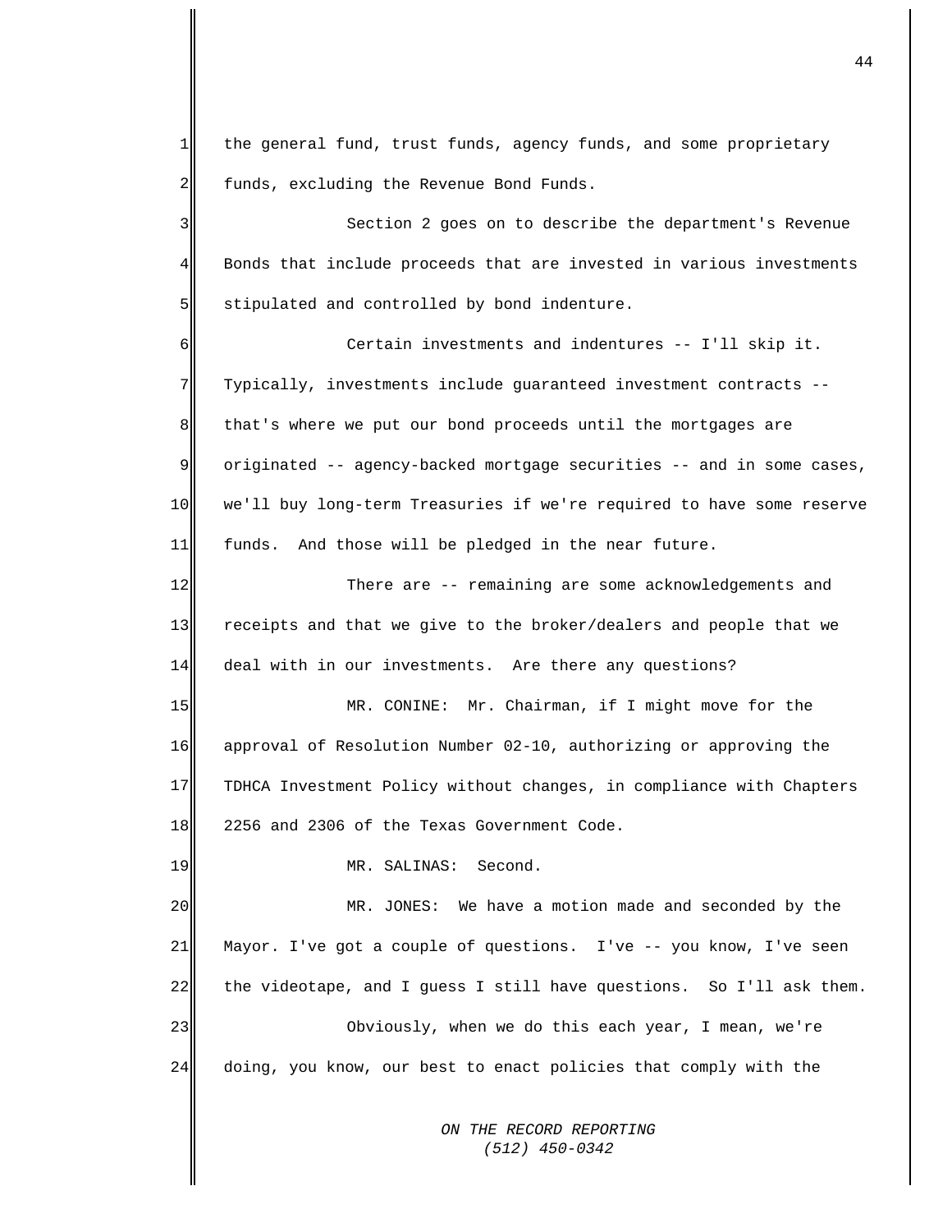the general fund, trust funds, agency funds, and some proprietary funds, excluding the Revenue Bond Funds.

Section 2 goes on to describe the department's Revenue Bonds that include proceeds that are invested in various investments stipulated and controlled by bond indenture.

Certain investments and indentures -- I'll skip it. Typically, investments include guaranteed investment contracts -- that's where we put our bond proceeds until the mortgages are originated -- agency-backed mortgage securities -- and in some cases, we'll buy long-term Treasuries if we're required to have some reserve funds. And those will be pledged in the near future.

There are -- remaining are some acknowledgements and receipts and that we give to the broker/dealers and people that we deal with in our investments. Are there any questions?

MR. CONINE: Mr. Chairman, if I might move for the approval of Resolution Number 02-10, authorizing or approving the TDHCA Investment Policy without changes, in compliance with Chapters 2256 and 2306 of the Texas Government Code.

MR. SALINAS: Second.

MR. JONES: We have a motion made and seconded by the Mayor. I've got a couple of questions. I've -- you know, I've seen the videotape, and I guess I still have questions. So I'll ask them.

Obviously, when we do this each year, I mean, we're doing, you know, our best to enact policies that comply with the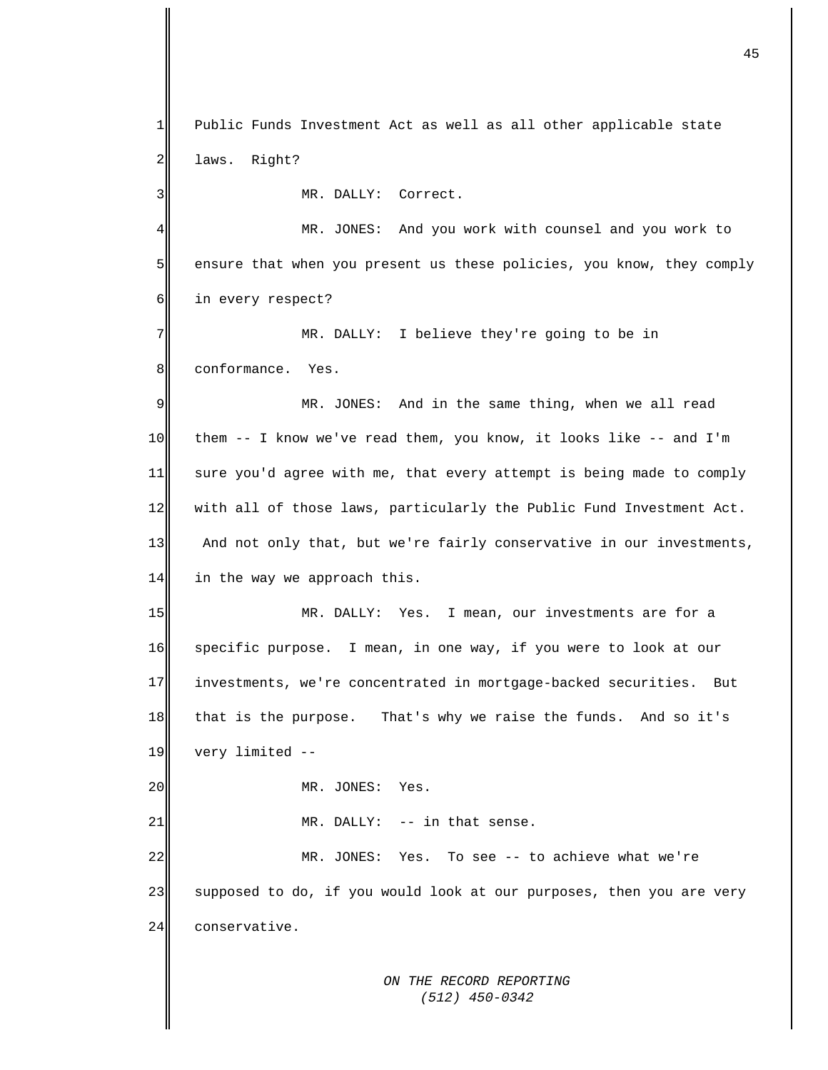Public Funds Investment Act as well as all other applicable state laws. Right?

MR. DALLY: Correct.

MR. JONES: And you work with counsel and you work to ensure that when you present us these policies, you know, they comply in every respect?

MR. DALLY: I believe they're going to be in conformance. Yes.

MR. JONES: And in the same thing, when we all read them -- I know we've read them, you know, it looks like -- and I'm sure you'd agree with me, that every attempt is being made to comply with all of those laws, particularly the Public Fund Investment Act. And not only that, but we're fairly conservative in our investments, in the way we approach this.

MR. DALLY: Yes. I mean, our investments are for a specific purpose. I mean, in one way, if you were to look at our investments, we're concentrated in mortgage-backed securities. But that is the purpose. That's why we raise the funds. And so it's very limited --

MR. JONES: Yes.

MR. DALLY: -- in that sense.

MR. JONES: Yes. To see -- to achieve what we're supposed to do, if you would look at our purposes, then you are very conservative.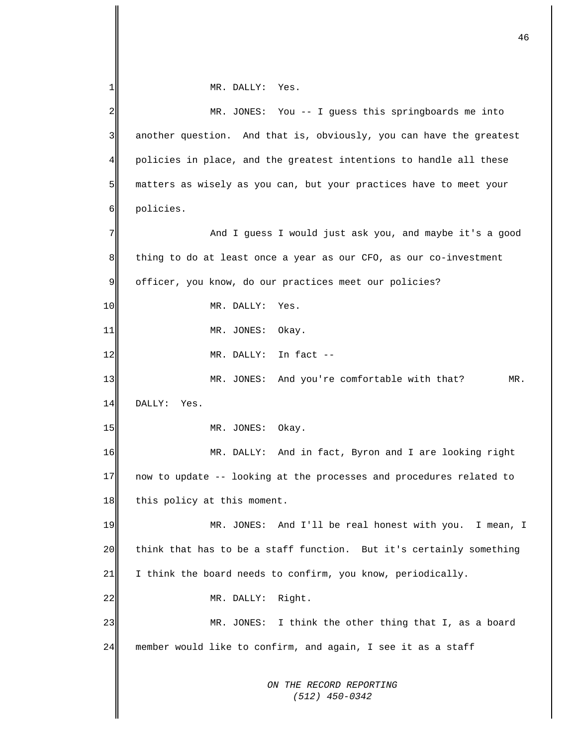MR. DALLY: Yes.

MR. JONES: You -- I guess this springboards me into another question. And that is, obviously, you can have the greatest policies in place, and the greatest intentions to handle all these matters as wisely as you can, but your practices have to meet your policies.

And I guess I would just ask you, and maybe it's a good thing to do at least once a year as our CFO, as our co-investment officer, you know, do our practices meet our policies?

MR. DALLY: Yes.

MR. JONES: Okay.

MR. DALLY: In fact --

MR. JONES: And you're comfortable with that?

MR. DALLY: Yes.

MR. JONES: Okay.

MR. DALLY: And in fact, Byron and I are looking right now to update -- looking at the processes and procedures related to this policy at this moment.

MR. JONES: And I'll be real honest with you. I mean, I think that has to be a staff function. But it's certainly something I think the board needs to confirm, you know, periodically.

MR. DALLY: Right.

MR. JONES: I think the other thing that I, as a board member would like to confirm, and again, I see it as a staff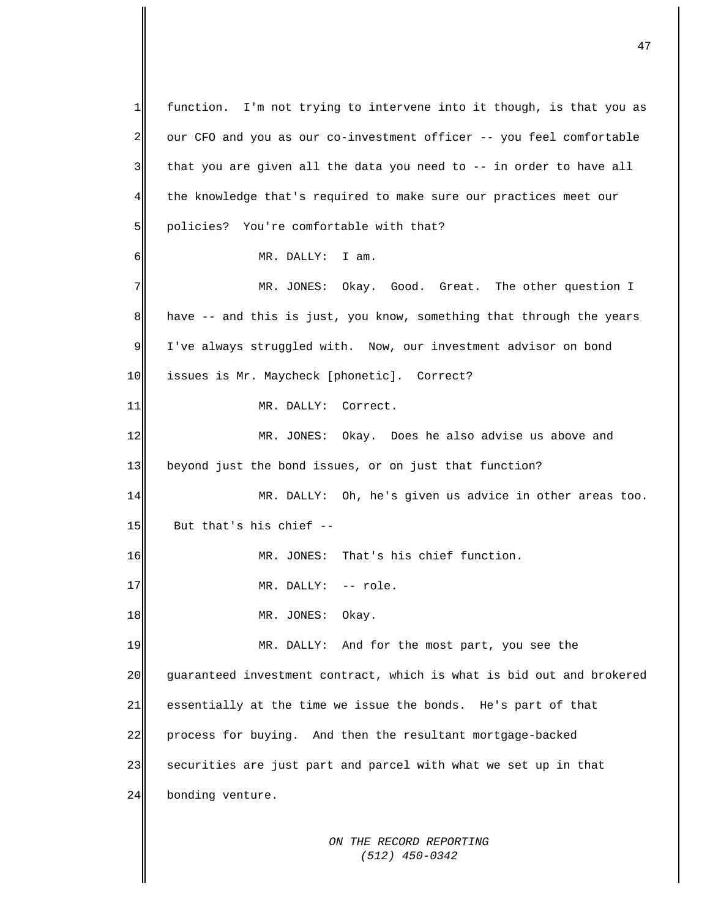function. I'm not trying to intervene into it though, is that you as our CFO and you as our co-investment officer -- you feel comfortable that you are given all the data you need to -- in order to have all the knowledge that's required to make sure our practices meet our policies? You're comfortable with that?

MR. DALLY: I am.

MR. JONES: Okay. Good. Great. The other question I have -- and this is just, you know, something that through the years I've always struggled with. Now, our investment advisor on bond issues is Mr. Maycheck [phonetic]. Correct?

MR. DALLY: Correct.

MR. JONES: Okay. Does he also advise us above and beyond just the bond issues, or on just that function?

MR. DALLY: Oh, he's given us advice in other areas too. But that's his chief --

MR. JONES: That's his chief function.

MR. DALLY: -- role.

MR. JONES: Okay.

MR. DALLY: And for the most part, you see the guaranteed investment contract, which is what is bid out and brokered essentially at the time we issue the bonds. He's part of that process for buying. And then the resultant mortgage-backed securities are just part and parcel with what we set up in that bonding venture.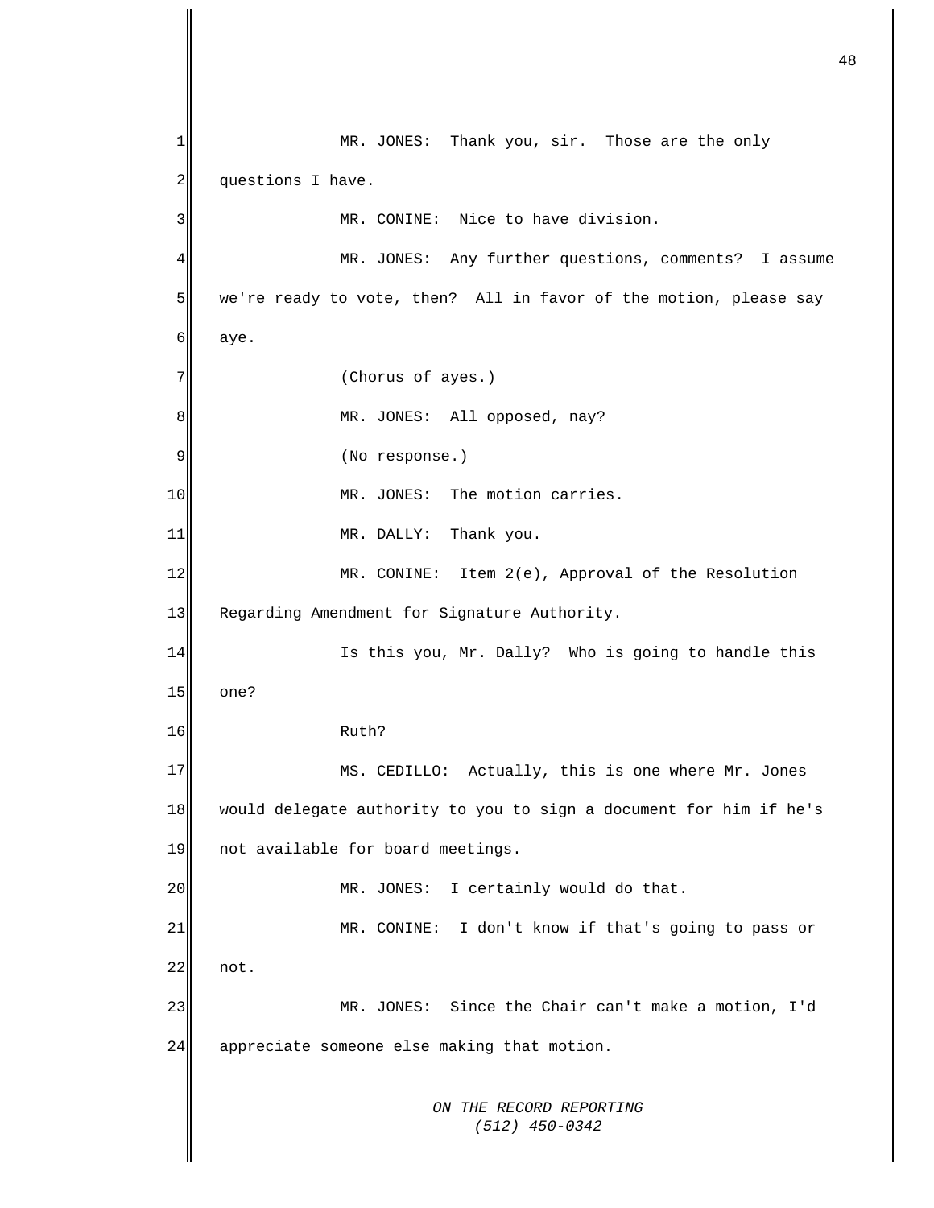MR. JONES: Thank you, sir. Those are the only questions I have.

MR. CONINE: Nice to have division.

MR. JONES: Any further questions, comments? I assume we're ready to vote, then? All in favor of the motion, please say aye.

(Chorus of ayes.)

MR. JONES: All opposed, nay?

(No response.)

MR. JONES: The motion carries.

MR. DALLY: Thank you.

MR. CONINE: Item 2(e), Approval of the Resolution Regarding Amendment for Signature Authority.

Is this you, Mr. Dally? Who is going to handle this one?

Ruth?

MS. CEDILLO: Actually, this is one where Mr. Jones would delegate authority to you to sign a document for him if he's not available for board meetings.

MR. JONES: I certainly would do that.

MR. CONINE: I don't know if that's going to pass or not.

MR. JONES: Since the Chair can't make a motion, I'd appreciate someone else making that motion.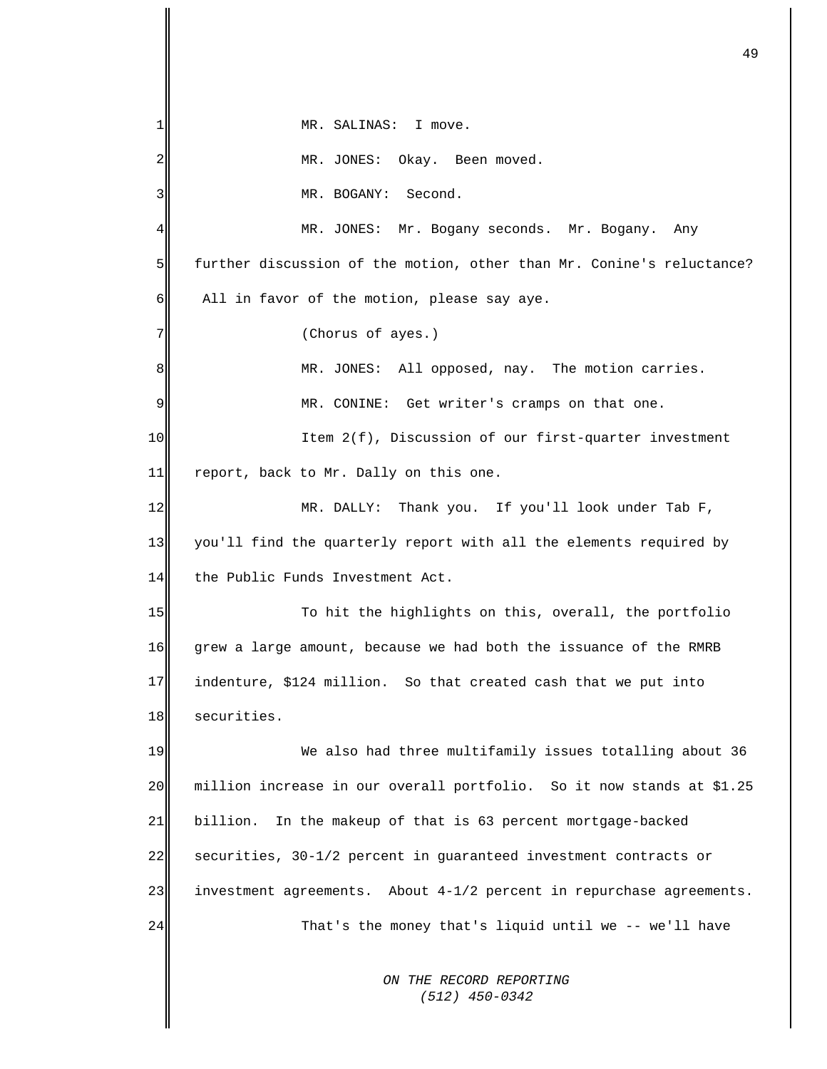MR. SALINAS: I move.

MR. JONES: Okay. Been moved.

MR. BOGANY: Second.

MR. JONES: Mr. Bogany seconds. Mr. Bogany. Any further discussion of the motion, other than Mr. Conine's reluctance? All in favor of the motion, please say aye.

(Chorus of ayes.)

MR. JONES: All opposed, nay. The motion carries.

MR. CONINE: Get writer's cramps on that one.

Item 2(f), Discussion of our first-quarter investment report, back to Mr. Dally on this one.

MR. DALLY: Thank you. If you'll look under Tab F, you'll find the quarterly report with all the elements required by the Public Funds Investment Act.

To hit the highlights on this, overall, the portfolio grew a large amount, because we had both the issuance of the RMRB indenture, $124 million. So that created cash that we put into securities.

We also had three multifamily issues totalling about 36 million increase in our overall portfolio. So it now stands at $1.25 billion. In the makeup of that is 63 percent mortgage-backed securities, 30-1/2 percent in guaranteed investment contracts or investment agreements. About 4-1/2 percent in repurchase agreements.

That's the money that's liquid until we -- we'll have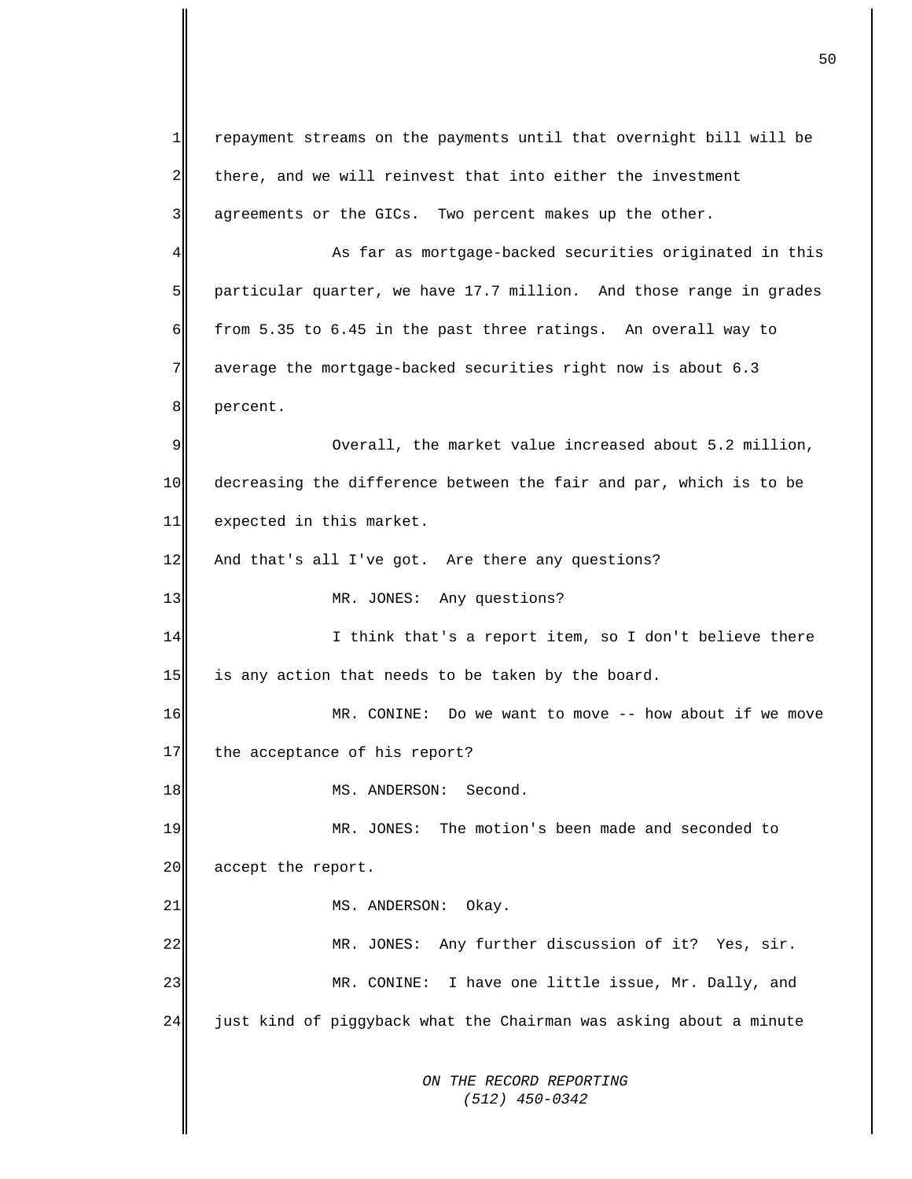repayment streams on the payments until that overnight bill will be there, and we will reinvest that into either the investment agreements or the GICs. Two percent makes up the other.

As far as mortgage-backed securities originated in this particular quarter, we have 17.7 million. And those range in grades from 5.35 to 6.45 in the past three ratings. An overall way to average the mortgage-backed securities right now is about 6.3 percent.

Overall, the market value increased about 5.2 million, decreasing the difference between the fair and par, which is to be expected in this market.

And that's all I've got. Are there any questions?

MR. JONES: Any questions?

I think that's a report item, so I don't believe there is any action that needs to be taken by the board.

MR. CONINE: Do we want to move -- how about if we move the acceptance of his report?

MS. ANDERSON: Second.

MR. JONES: The motion's been made and seconded to accept the report.

MS. ANDERSON: Okay.

MR. JONES: Any further discussion of it? Yes, sir.

MR. CONINE: I have one little issue, Mr. Dally, and just kind of piggyback what the Chairman was asking about a minute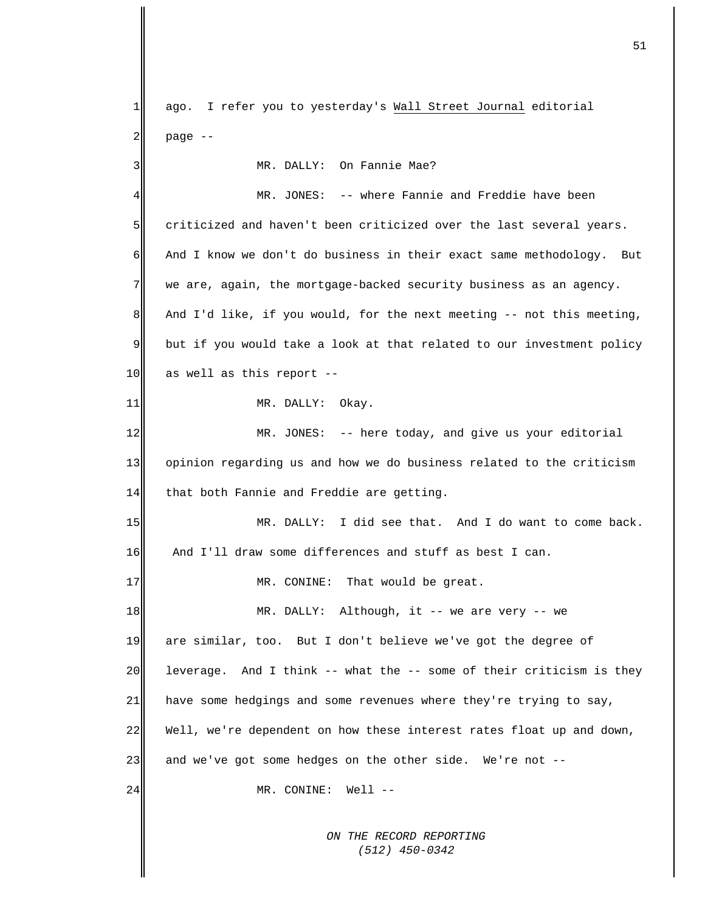ago. I refer you to yesterday's Wall Street Journal editorial page --

MR. DALLY: On Fannie Mae?

MR. JONES: -- where Fannie and Freddie have been criticized and haven't been criticized over the last several years. And I know we don't do business in their exact same methodology. But we are, again, the mortgage-backed security business as an agency. And I'd like, if you would, for the next meeting -- not this meeting, but if you would take a look at that related to our investment policy as well as this report --

MR. DALLY: Okay.

MR. JONES: -- here today, and give us your editorial opinion regarding us and how we do business related to the criticism that both Fannie and Freddie are getting.

MR. DALLY: I did see that. And I do want to come back. And I'll draw some differences and stuff as best I can.

MR. CONINE: That would be great.

MR. DALLY: Although, it -- we are very -- we are similar, too. But I don't believe we've got the degree of leverage. And I think -- what the -- some of their criticism is they have some hedgings and some revenues where they're trying to say, Well, we're dependent on how these interest rates float up and down, and we've got some hedges on the other side. We're not --

MR. CONINE: Well --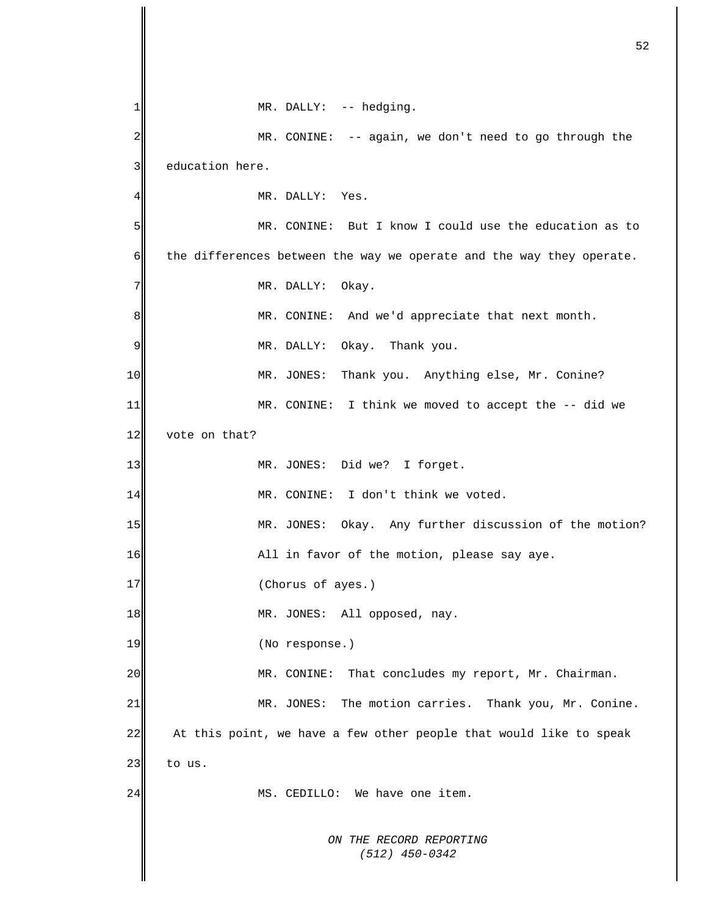MR. DALLY: -- hedging.

MR. CONINE: -- again, we don't need to go through the education here.

MR. DALLY: Yes.

MR. CONINE: But I know I could use the education as to the differences between the way we operate and the way they operate.

MR. DALLY: Okay.

MR. CONINE: And we'd appreciate that next month.

MR. DALLY: Okay. Thank you.

MR. JONES: Thank you. Anything else, Mr. Conine?

MR. CONINE: I think we moved to accept the -- did we vote on that?

MR. JONES: Did we? I forget.

MR. CONINE: I don't think we voted.

MR. JONES: Okay. Any further discussion of the motion? All in favor of the motion, please say aye.

(Chorus of ayes.)

MR. JONES: All opposed, nay.

(No response.)

MR. CONINE: That concludes my report, Mr. Chairman.

MR. JONES: The motion carries. Thank you, Mr. Conine. At this point, we have a few other people that would like to speak to us.

MS. CEDILLO: We have one item.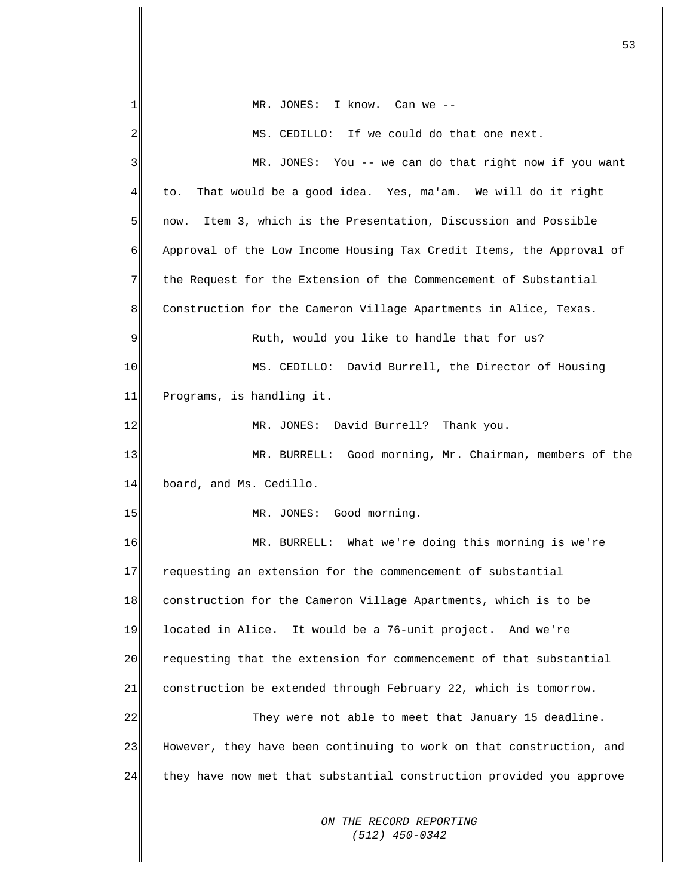MR. JONES: I know. Can we --

MS. CEDILLO: If we could do that one next.

MR. JONES: You -- we can do that right now if you want to. That would be a good idea. Yes, ma'am. We will do it right now. Item 3, which is the Presentation, Discussion and Possible Approval of the Low Income Housing Tax Credit Items, the Approval of the Request for the Extension of the Commencement of Substantial Construction for the Cameron Village Apartments in Alice, Texas.

Ruth, would you like to handle that for us?

MS. CEDILLO: David Burrell, the Director of Housing Programs, is handling it.

MR. JONES: David Burrell? Thank you.

MR. BURRELL: Good morning, Mr. Chairman, members of the board, and Ms. Cedillo.

MR. JONES: Good morning.

MR. BURRELL: What we're doing this morning is we're requesting an extension for the commencement of substantial construction for the Cameron Village Apartments, which is to be located in Alice. It would be a 76-unit project. And we're requesting that the extension for commencement of that substantial construction be extended through February 22, which is tomorrow.

They were not able to meet that January 15 deadline. However, they have been continuing to work on that construction, and they have now met that substantial construction provided you approve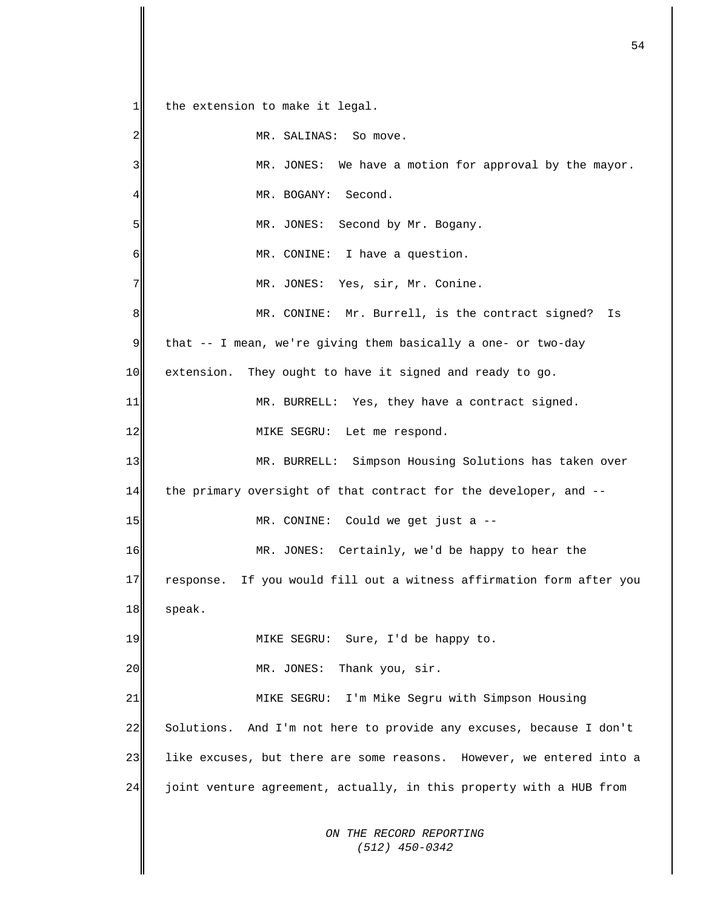the extension to make it legal.

MR. SALINAS: So move.

MR. JONES: We have a motion for approval by the mayor.

MR. BOGANY: Second.

MR. JONES: Second by Mr. Bogany.

MR. CONINE: I have a question.

MR. JONES: Yes, sir, Mr. Conine.

MR. CONINE: Mr. Burrell, is the contract signed? Is that -- I mean, we're giving them basically a one- or two-day extension. They ought to have it signed and ready to go.

MR. BURRELL: Yes, they have a contract signed.

MIKE SEGRU: Let me respond.

MR. BURRELL: Simpson Housing Solutions has taken over the primary oversight of that contract for the developer, and --

MR. CONINE: Could we get just a --

MR. JONES: Certainly, we'd be happy to hear the response. If you would fill out a witness affirmation form after you speak.

MIKE SEGRU: Sure, I'd be happy to.

MR. JONES: Thank you, sir.

MIKE SEGRU: I'm Mike Segru with Simpson Housing Solutions. And I'm not here to provide any excuses, because I don't like excuses, but there are some reasons. However, we entered into a joint venture agreement, actually, in this property with a HUB from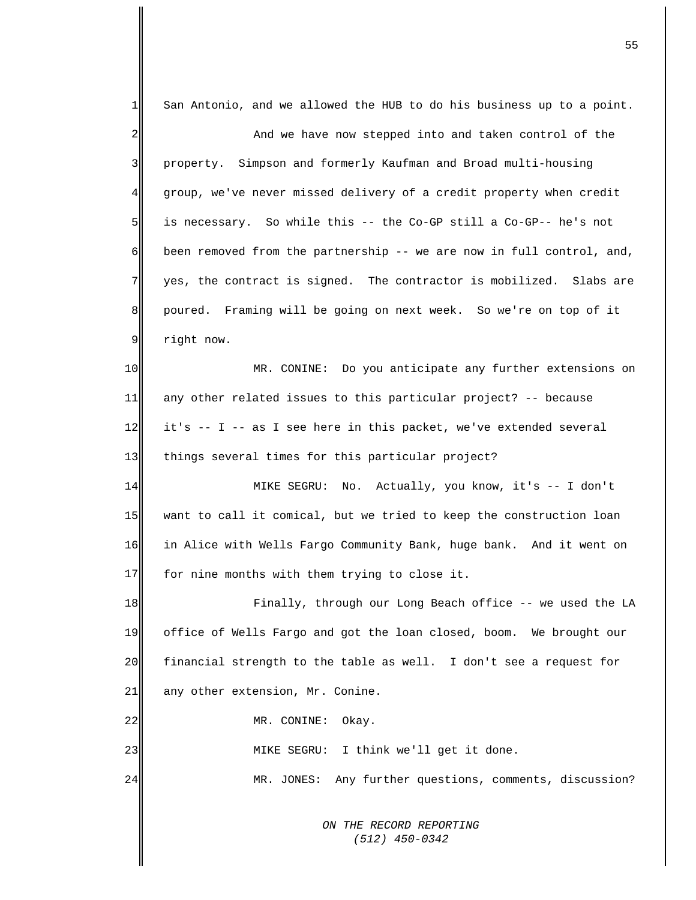San Antonio, and we allowed the HUB to do his business up to a point.

And we have now stepped into and taken control of the property. Simpson and formerly Kaufman and Broad multi-housing group, we've never missed delivery of a credit property when credit is necessary. So while this -- the Co-GP still a Co-GP-- he's not been removed from the partnership -- we are now in full control, and, yes, the contract is signed. The contractor is mobilized. Slabs are poured. Framing will be going on next week. So we're on top of it right now.

MR. CONINE: Do you anticipate any further extensions on any other related issues to this particular project? -- because it's -- I -- as I see here in this packet, we've extended several things several times for this particular project?

MIKE SEGRU: No. Actually, you know, it's -- I don't want to call it comical, but we tried to keep the construction loan in Alice with Wells Fargo Community Bank, huge bank. And it went on for nine months with them trying to close it.

Finally, through our Long Beach office -- we used the LA office of Wells Fargo and got the loan closed, boom. We brought our financial strength to the table as well. I don't see a request for any other extension, Mr. Conine.

MR. CONINE: Okay.

MIKE SEGRU: I think we'll get it done.

MR. JONES: Any further questions, comments, discussion?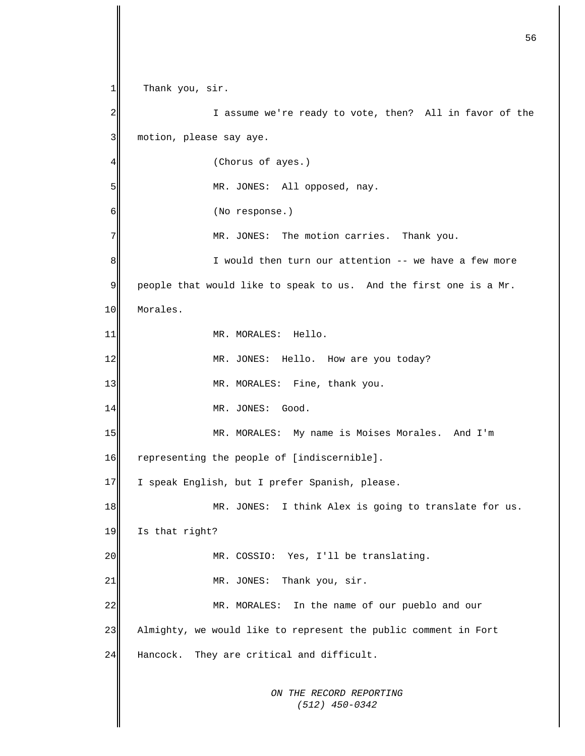Thank you, sir.

I assume we're ready to vote, then? All in favor of the motion, please say aye.

(Chorus of ayes.)

MR. JONES: All opposed, nay.

(No response.)

MR. JONES: The motion carries. Thank you.

I would then turn our attention -- we have a few more people that would like to speak to us. And the first one is a Mr. Morales.

MR. MORALES: Hello.

MR. JONES: Hello. How are you today?

MR. MORALES: Fine, thank you.

MR. JONES: Good.

MR. MORALES: My name is Moises Morales. And I'm representing the people of [indiscernible].
I speak English, but I prefer Spanish, please.

MR. JONES: I think Alex is going to translate for us. Is that right?

MR. COSSIO: Yes, I'll be translating.

MR. JONES: Thank you, sir.

MR. MORALES: In the name of our pueblo and our Almighty, we would like to represent the public comment in Fort Hancock. They are critical and difficult.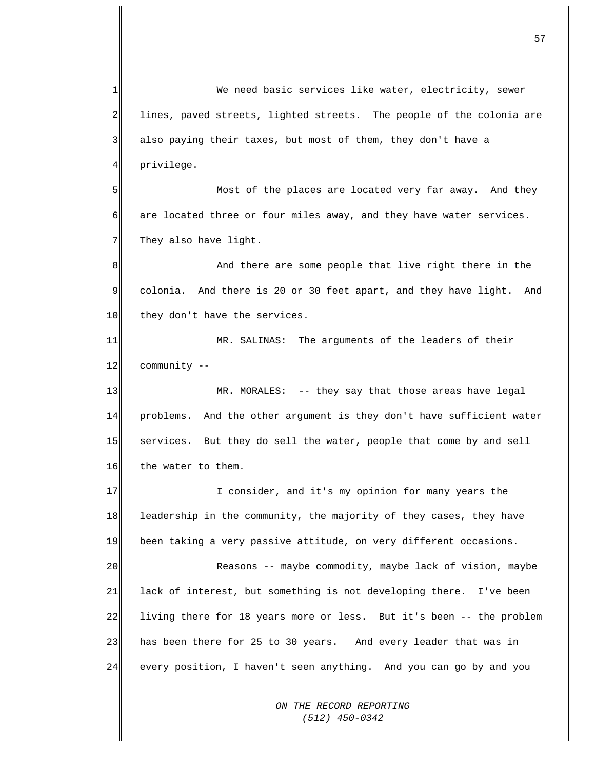We need basic services like water, electricity, sewer lines, paved streets, lighted streets. The people of the colonia are also paying their taxes, but most of them, they don't have a privilege.

Most of the places are located very far away. And they are located three or four miles away, and they have water services. They also have light.

And there are some people that live right there in the colonia. And there is 20 or 30 feet apart, and they have light. And they don't have the services.

MR. SALINAS: The arguments of the leaders of their community --

MR. MORALES: -- they say that those areas have legal problems. And the other argument is they don't have sufficient water services. But they do sell the water, people that come by and sell the water to them.

I consider, and it's my opinion for many years the leadership in the community, the majority of they cases, they have been taking a very passive attitude, on very different occasions.

Reasons -- maybe commodity, maybe lack of vision, maybe lack of interest, but something is not developing there. I've been living there for 18 years more or less. But it's been -- the problem has been there for 25 to 30 years. And every leader that was in every position, I haven't seen anything. And you can go by and you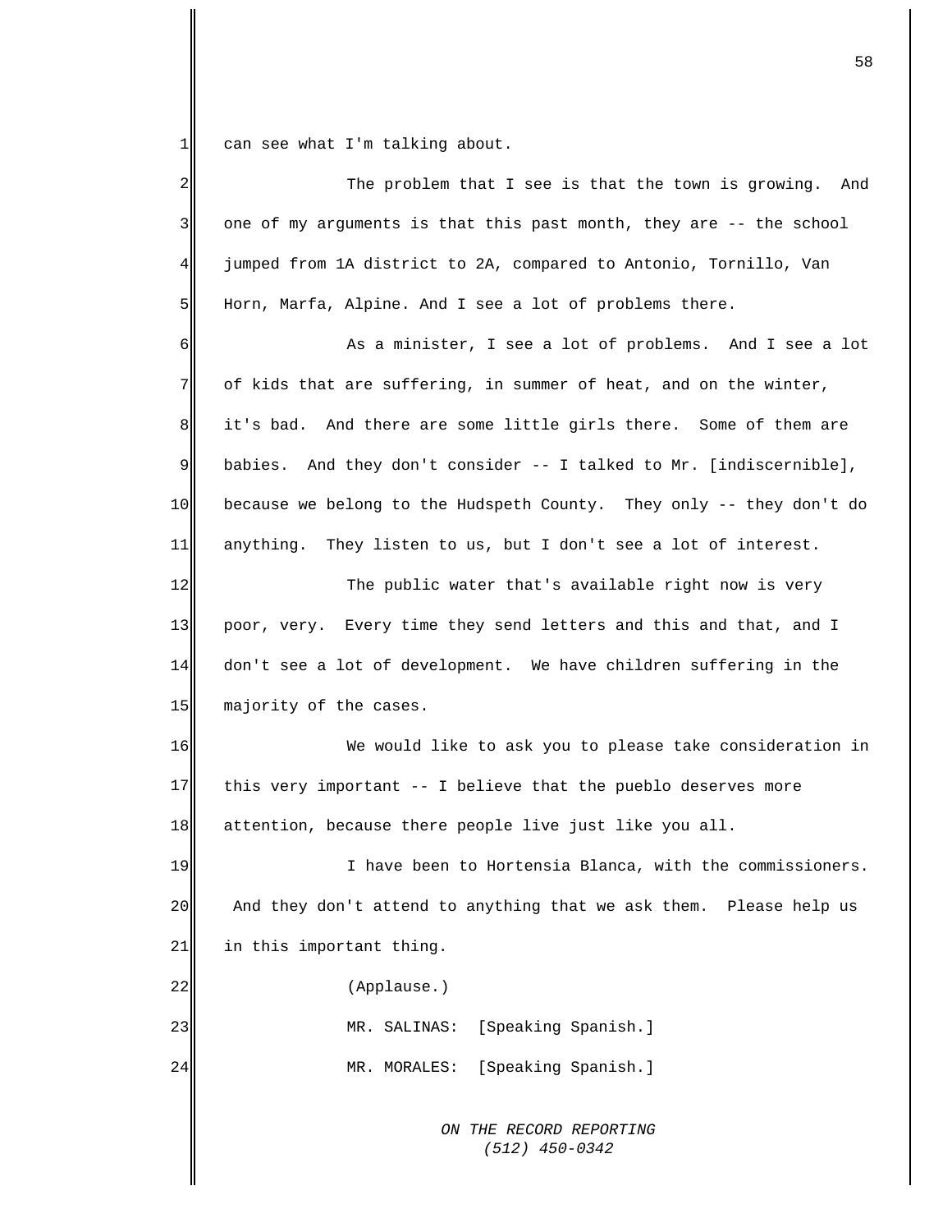can see what I'm talking about.

The problem that I see is that the town is growing. And one of my arguments is that this past month, they are -- the school jumped from 1A district to 2A, compared to Antonio, Tornillo, Van Horn, Marfa, Alpine. And I see a lot of problems there.

As a minister, I see a lot of problems. And I see a lot of kids that are suffering, in summer of heat, and on the winter, it's bad. And there are some little girls there. Some of them are babies. And they don't consider -- I talked to Mr. [indiscernible], because we belong to the Hudspeth County. They only -- they don't do anything. They listen to us, but I don't see a lot of interest.

The public water that's available right now is very poor, very. Every time they send letters and this and that, and I don't see a lot of development. We have children suffering in the majority of the cases.

We would like to ask you to please take consideration in this very important -- I believe that the pueblo deserves more attention, because there people live just like you all.

I have been to Hortensia Blanca, with the commissioners. And they don't attend to anything that we ask them. Please help us in this important thing.

(Applause.)

MR. SALINAS: [Speaking Spanish.]

MR. MORALES: [Speaking Spanish.]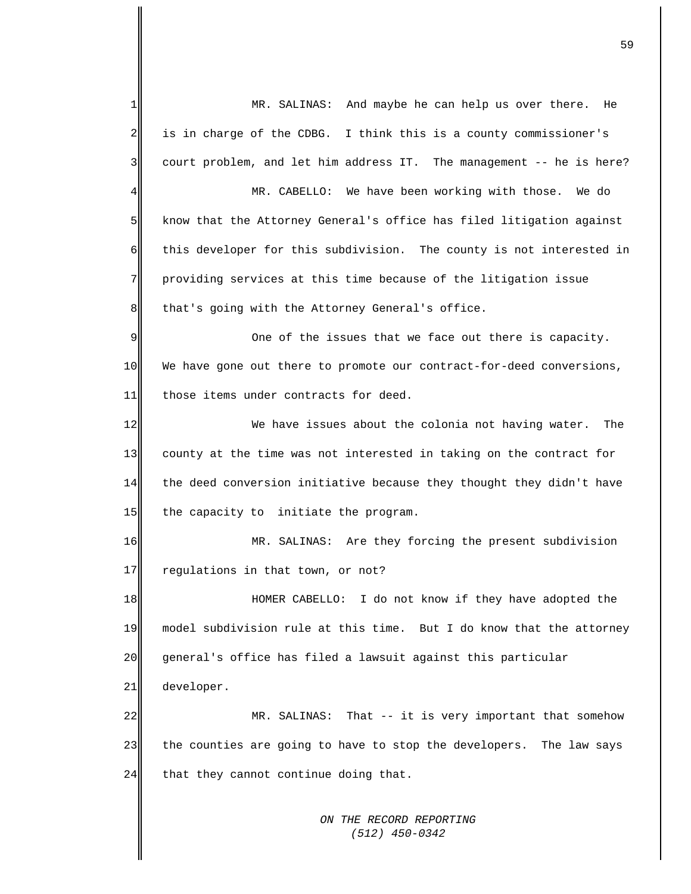MR. SALINAS: And maybe he can help us over there. He is in charge of the CDBG. I think this is a county commissioner's court problem, and let him address IT. The management -- he is here?

MR. CABELLO: We have been working with those. We do know that the Attorney General's office has filed litigation against this developer for this subdivision. The county is not interested in providing services at this time because of the litigation issue that's going with the Attorney General's office.

One of the issues that we face out there is capacity. We have gone out there to promote our contract-for-deed conversions, those items under contracts for deed.

We have issues about the colonia not having water. The county at the time was not interested in taking on the contract for the deed conversion initiative because they thought they didn't have the capacity to initiate the program.

MR. SALINAS: Are they forcing the present subdivision regulations in that town, or not?

HOMER CABELLO: I do not know if they have adopted the model subdivision rule at this time. But I do know that the attorney general's office has filed a lawsuit against this particular developer.

MR. SALINAS: That -- it is very important that somehow the counties are going to have to stop the developers. The law says that they cannot continue doing that.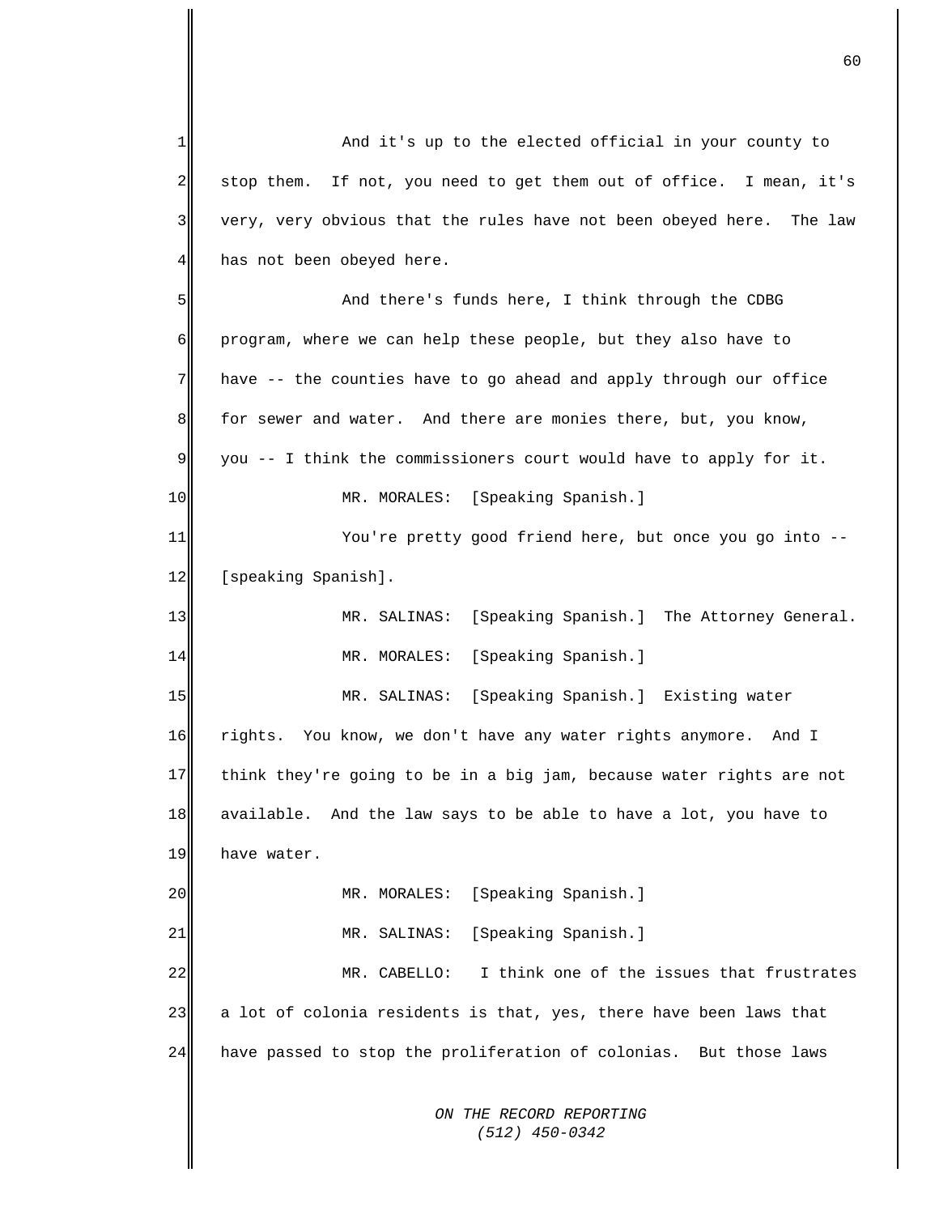And it's up to the elected official in your county to stop them. If not, you need to get them out of office. I mean, it's very, very obvious that the rules have not been obeyed here. The law has not been obeyed here.

And there's funds here, I think through the CDBG program, where we can help these people, but they also have to have -- the counties have to go ahead and apply through our office for sewer and water. And there are monies there, but, you know, you -- I think the commissioners court would have to apply for it.

MR. MORALES: [Speaking Spanish.]

You're pretty good friend here, but once you go into -- [speaking Spanish].

MR. SALINAS: [Speaking Spanish.] The Attorney General.

MR. MORALES: [Speaking Spanish.]

MR. SALINAS: [Speaking Spanish.] Existing water rights. You know, we don't have any water rights anymore. And I think they're going to be in a big jam, because water rights are not available. And the law says to be able to have a lot, you have to have water.

MR. MORALES: [Speaking Spanish.]

MR. SALINAS: [Speaking Spanish.]

MR. CABELLO: I think one of the issues that frustrates a lot of colonia residents is that, yes, there have been laws that have passed to stop the proliferation of colonias. But those laws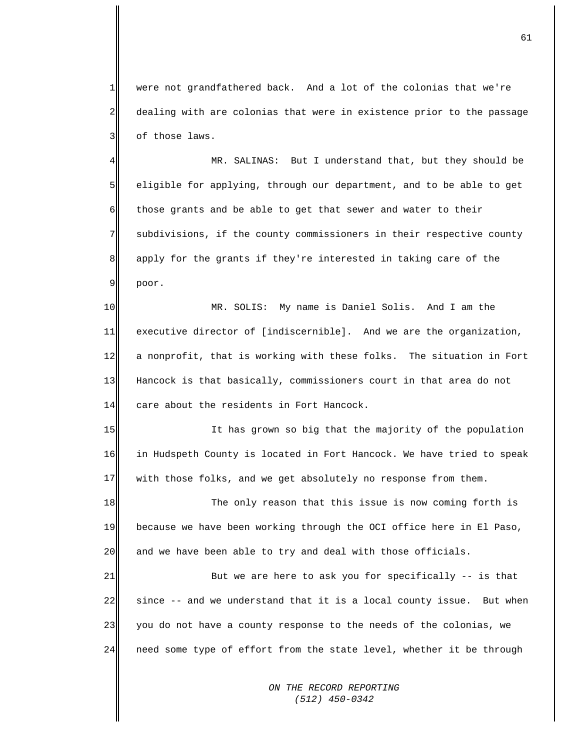were not grandfathered back. And a lot of the colonias that we're dealing with are colonias that were in existence prior to the passage of those laws.

MR. SALINAS: But I understand that, but they should be eligible for applying, through our department, and to be able to get those grants and be able to get that sewer and water to their subdivisions, if the county commissioners in their respective county apply for the grants if they're interested in taking care of the poor.

MR. SOLIS: My name is Daniel Solis. And I am the executive director of [indiscernible]. And we are the organization, a nonprofit, that is working with these folks. The situation in Fort Hancock is that basically, commissioners court in that area do not care about the residents in Fort Hancock.

It has grown so big that the majority of the population in Hudspeth County is located in Fort Hancock. We have tried to speak with those folks, and we get absolutely no response from them.

The only reason that this issue is now coming forth is because we have been working through the OCI office here in El Paso, and we have been able to try and deal with those officials.

But we are here to ask you for specifically -- is that since -- and we understand that it is a local county issue. But when you do not have a county response to the needs of the colonias, we need some type of effort from the state level, whether it be through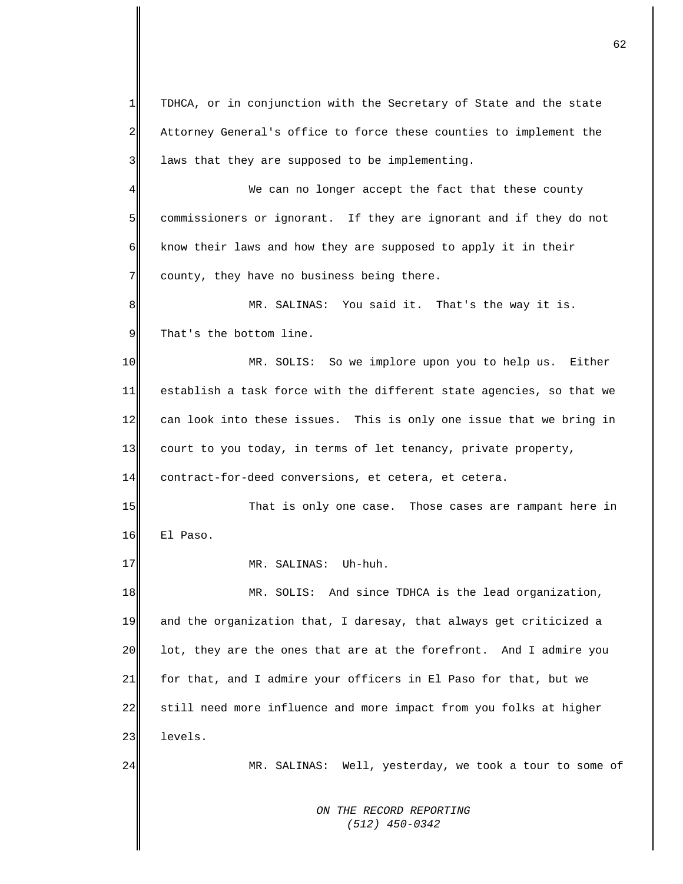TDHCA, or in conjunction with the Secretary of State and the state Attorney General's office to force these counties to implement the laws that they are supposed to be implementing.

We can no longer accept the fact that these county commissioners or ignorant. If they are ignorant and if they do not know their laws and how they are supposed to apply it in their county, they have no business being there.

MR. SALINAS: You said it. That's the way it is. That's the bottom line.

MR. SOLIS: So we implore upon you to help us. Either establish a task force with the different state agencies, so that we can look into these issues. This is only one issue that we bring in court to you today, in terms of let tenancy, private property, contract-for-deed conversions, et cetera, et cetera.

That is only one case. Those cases are rampant here in El Paso.

MR. SALINAS: Uh-huh.

MR. SOLIS: And since TDHCA is the lead organization, and the organization that, I daresay, that always get criticized a lot, they are the ones that are at the forefront. And I admire you for that, and I admire your officers in El Paso for that, but we still need more influence and more impact from you folks at higher levels.

MR. SALINAS: Well, yesterday, we took a tour to some of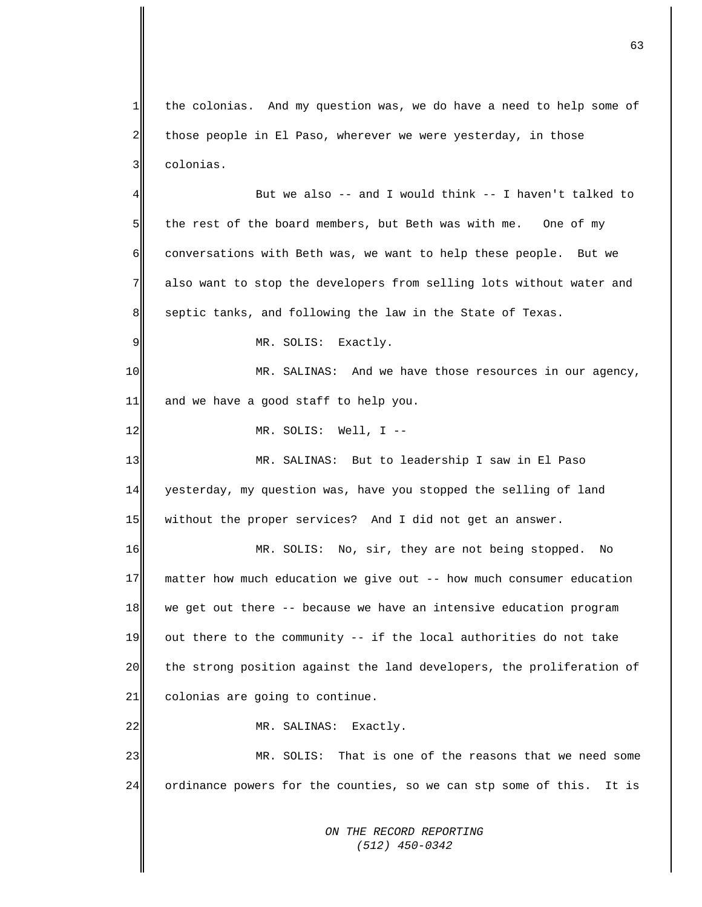the colonias. And my question was, we do have a need to help some of those people in El Paso, wherever we were yesterday, in those colonias.

But we also -- and I would think -- I haven't talked to the rest of the board members, but Beth was with me. One of my conversations with Beth was, we want to help these people. But we also want to stop the developers from selling lots without water and septic tanks, and following the law in the State of Texas.

MR. SOLIS: Exactly.

MR. SALINAS: And we have those resources in our agency, and we have a good staff to help you.

MR. SOLIS: Well, I --

MR. SALINAS: But to leadership I saw in El Paso yesterday, my question was, have you stopped the selling of land without the proper services? And I did not get an answer.

MR. SOLIS: No, sir, they are not being stopped. No matter how much education we give out -- how much consumer education we get out there -- because we have an intensive education program out there to the community -- if the local authorities do not take the strong position against the land developers, the proliferation of colonias are going to continue.

MR. SALINAS: Exactly.

MR. SOLIS: That is one of the reasons that we need some ordinance powers for the counties, so we can stp some of this. It is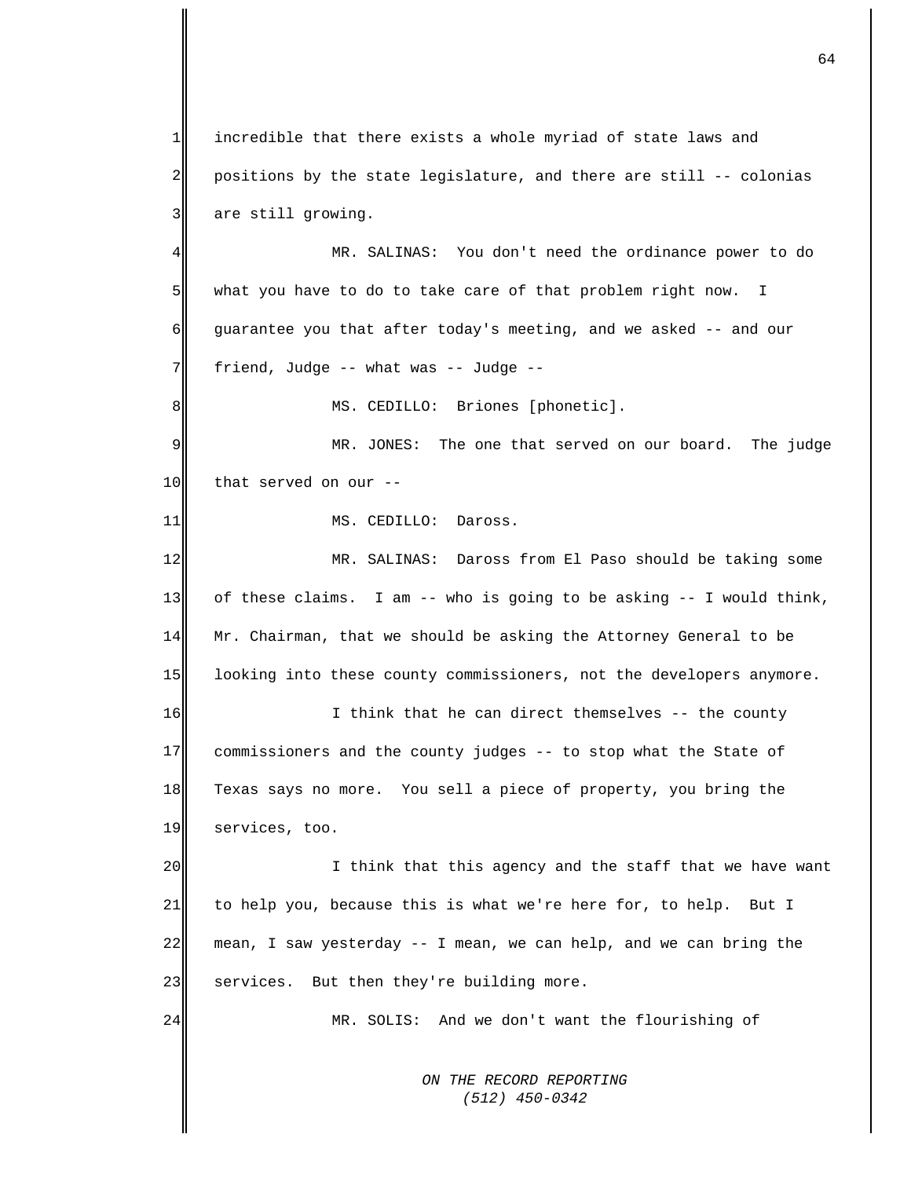incredible that there exists a whole myriad of state laws and positions by the state legislature, and there are still -- colonias are still growing.

MR. SALINAS: You don't need the ordinance power to do what you have to do to take care of that problem right now. I guarantee you that after today's meeting, and we asked -- and our friend, Judge -- what was -- Judge --

MS. CEDILLO: Briones [phonetic].

MR. JONES: The one that served on our board. The judge that served on our --

MS. CEDILLO: Daross.

MR. SALINAS: Daross from El Paso should be taking some of these claims. I am -- who is going to be asking -- I would think, Mr. Chairman, that we should be asking the Attorney General to be looking into these county commissioners, not the developers anymore.

I think that he can direct themselves -- the county commissioners and the county judges -- to stop what the State of Texas says no more. You sell a piece of property, you bring the services, too.

I think that this agency and the staff that we have want to help you, because this is what we're here for, to help. But I mean, I saw yesterday -- I mean, we can help, and we can bring the services. But then they're building more.

MR. SOLIS: And we don't want the flourishing of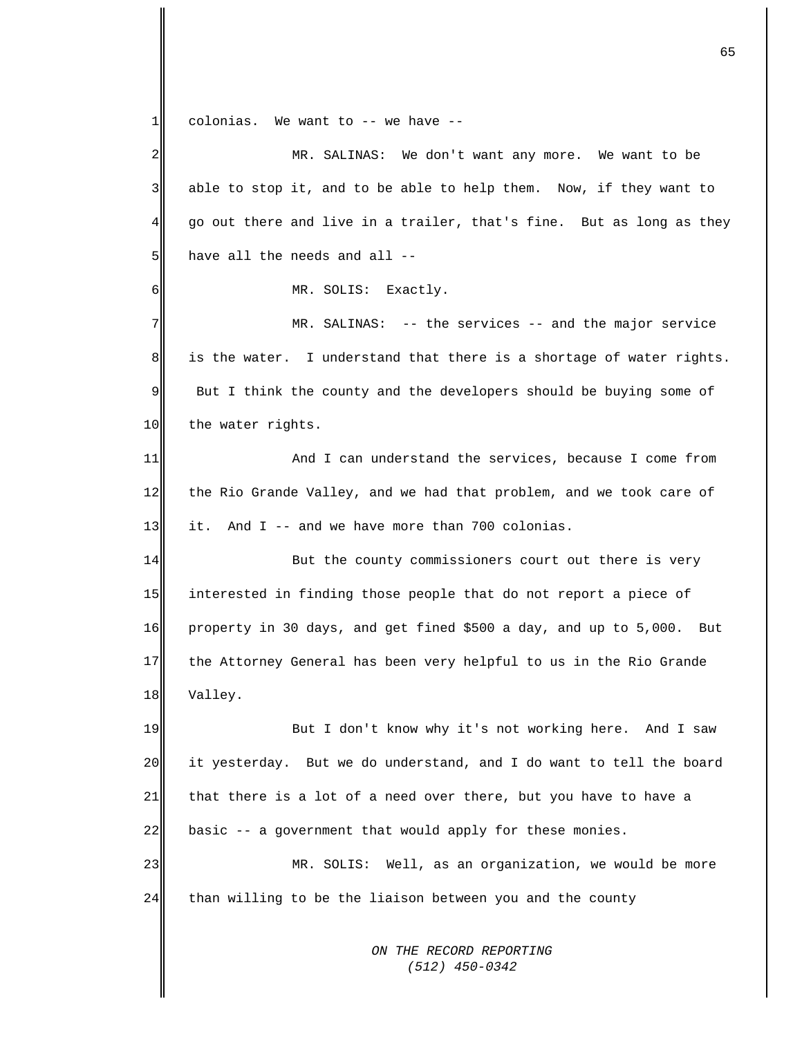colonias. We want to -- we have --

MR. SALINAS: We don't want any more. We want to be able to stop it, and to be able to help them. Now, if they want to go out there and live in a trailer, that's fine. But as long as they have all the needs and all --

MR. SOLIS: Exactly.

MR. SALINAS: -- the services -- and the major service is the water. I understand that there is a shortage of water rights. But I think the county and the developers should be buying some of the water rights.

And I can understand the services, because I come from the Rio Grande Valley, and we had that problem, and we took care of it. And I -- and we have more than 700 colonias.

But the county commissioners court out there is very interested in finding those people that do not report a piece of property in 30 days, and get fined $500 a day, and up to 5,000. But the Attorney General has been very helpful to us in the Rio Grande Valley.

But I don't know why it's not working here. And I saw it yesterday. But we do understand, and I do want to tell the board that there is a lot of a need over there, but you have to have a basic -- a government that would apply for these monies.

MR. SOLIS: Well, as an organization, we would be more than willing to be the liaison between you and the county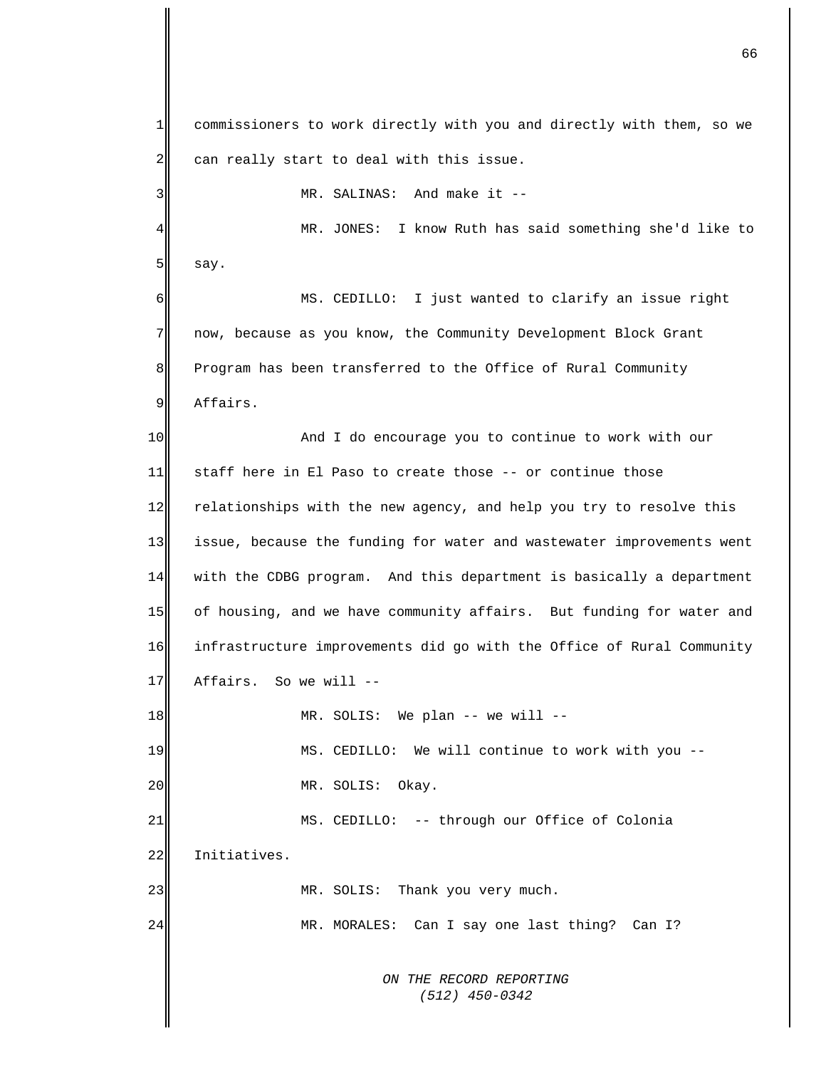commissioners to work directly with you and directly with them, so we can really start to deal with this issue.

MR. SALINAS: And make it --

MR. JONES: I know Ruth has said something she'd like to say.

MS. CEDILLO: I just wanted to clarify an issue right now, because as you know, the Community Development Block Grant Program has been transferred to the Office of Rural Community Affairs.

And I do encourage you to continue to work with our staff here in El Paso to create those -- or continue those relationships with the new agency, and help you try to resolve this issue, because the funding for water and wastewater improvements went with the CDBG program. And this department is basically a department of housing, and we have community affairs. But funding for water and infrastructure improvements did go with the Office of Rural Community Affairs. So we will --

MR. SOLIS: We plan -- we will --

MS. CEDILLO: We will continue to work with you --

MR. SOLIS: Okay.

MS. CEDILLO: -- through our Office of Colonia Initiatives.

MR. SOLIS: Thank you very much.

MR. MORALES: Can I say one last thing? Can I?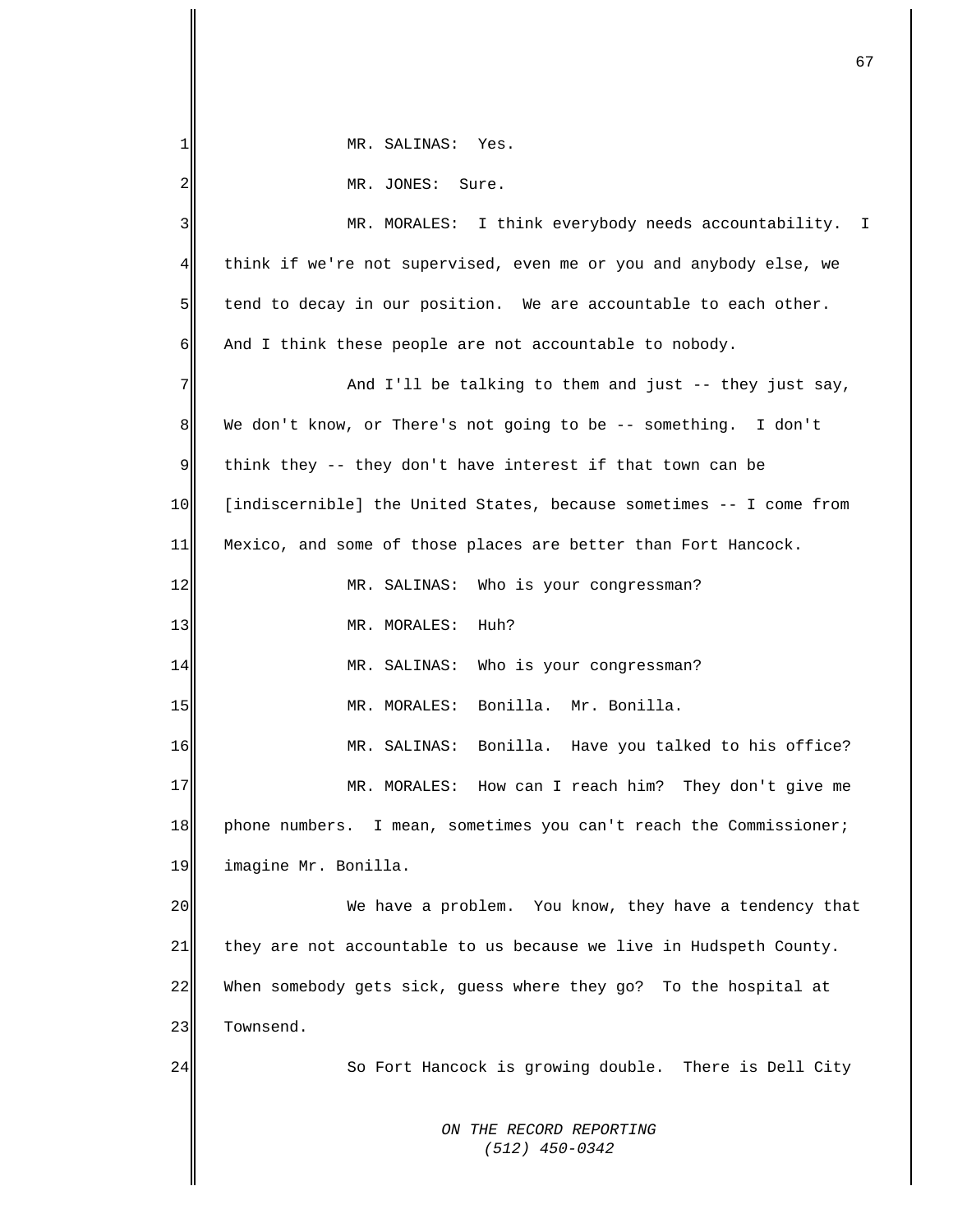MR. SALINAS: Yes.

MR. JONES: Sure.

MR. MORALES: I think everybody needs accountability. I think if we're not supervised, even me or you and anybody else, we tend to decay in our position. We are accountable to each other. And I think these people are not accountable to nobody.

And I'll be talking to them and just -- they just say, We don't know, or There's not going to be -- something. I don't think they -- they don't have interest if that town can be [indiscernible] the United States, because sometimes -- I come from Mexico, and some of those places are better than Fort Hancock.

MR. SALINAS: Who is your congressman?

MR. MORALES: Huh?

MR. SALINAS: Who is your congressman?

MR. MORALES: Bonilla. Mr. Bonilla.

MR. SALINAS: Bonilla. Have you talked to his office?

MR. MORALES: How can I reach him? They don't give me phone numbers. I mean, sometimes you can't reach the Commissioner; imagine Mr. Bonilla.

We have a problem. You know, they have a tendency that they are not accountable to us because we live in Hudspeth County. When somebody gets sick, guess where they go? To the hospital at Townsend.

So Fort Hancock is growing double. There is Dell City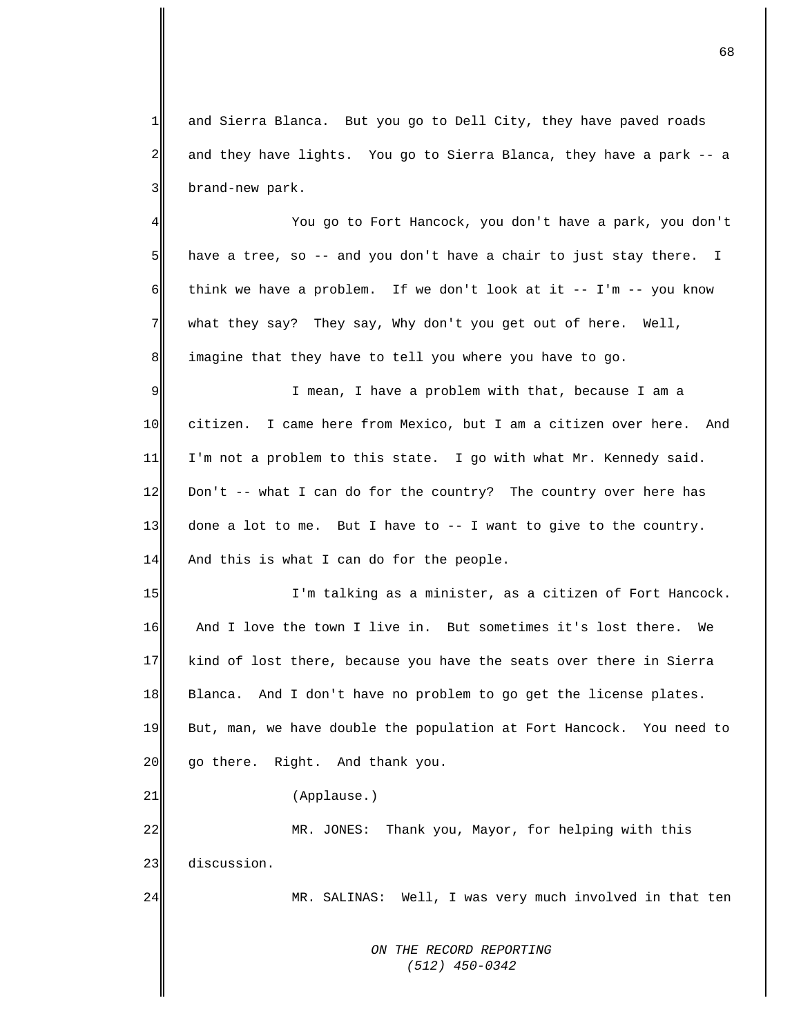and Sierra Blanca. But you go to Dell City, they have paved roads and they have lights. You go to Sierra Blanca, they have a park -- a brand-new park.

You go to Fort Hancock, you don't have a park, you don't have a tree, so -- and you don't have a chair to just stay there. I think we have a problem. If we don't look at it -- I'm -- you know what they say? They say, Why don't you get out of here. Well, imagine that they have to tell you where you have to go.

I mean, I have a problem with that, because I am a citizen. I came here from Mexico, but I am a citizen over here. And I'm not a problem to this state. I go with what Mr. Kennedy said. Don't -- what I can do for the country? The country over here has done a lot to me. But I have to -- I want to give to the country. And this is what I can do for the people.

I'm talking as a minister, as a citizen of Fort Hancock. And I love the town I live in. But sometimes it's lost there. We kind of lost there, because you have the seats over there in Sierra Blanca. And I don't have no problem to go get the license plates. But, man, we have double the population at Fort Hancock. You need to go there. Right. And thank you.

(Applause.)

MR. JONES: Thank you, Mayor, for helping with this discussion.

MR. SALINAS: Well, I was very much involved in that ten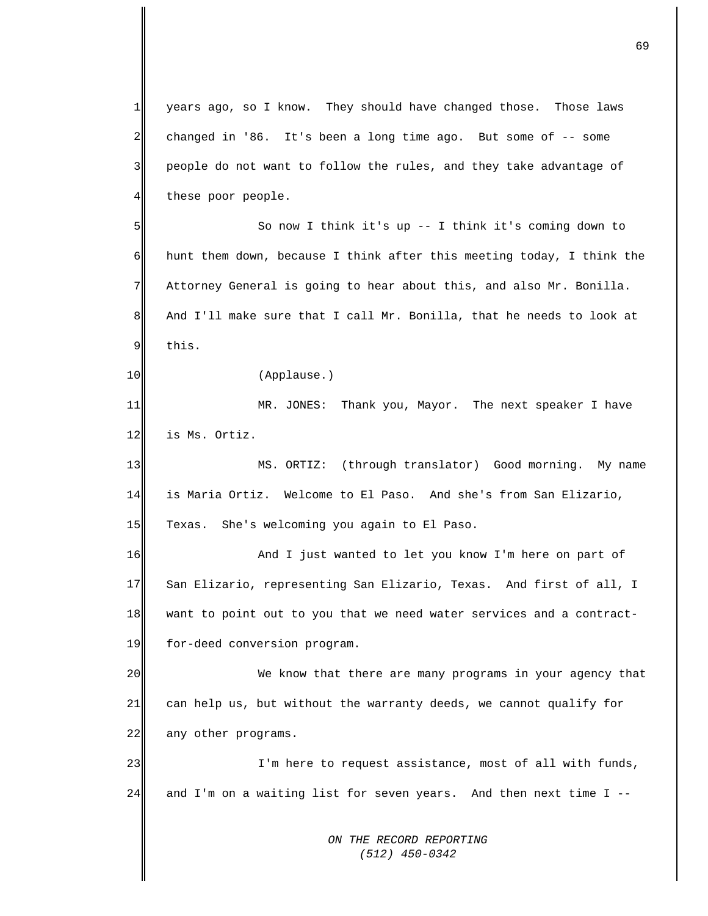years ago, so I know. They should have changed those. Those laws changed in '86. It's been a long time ago. But some of -- some people do not want to follow the rules, and they take advantage of these poor people.

So now I think it's up -- I think it's coming down to hunt them down, because I think after this meeting today, I think the Attorney General is going to hear about this, and also Mr. Bonilla. And I'll make sure that I call Mr. Bonilla, that he needs to look at this.

(Applause.)

MR. JONES: Thank you, Mayor. The next speaker I have is Ms. Ortiz.

MS. ORTIZ: (through translator) Good morning. My name is Maria Ortiz. Welcome to El Paso. And she's from San Elizario, Texas. She's welcoming you again to El Paso.

And I just wanted to let you know I'm here on part of San Elizario, representing San Elizario, Texas. And first of all, I want to point out to you that we need water services and a contract-for-deed conversion program.

We know that there are many programs in your agency that can help us, but without the warranty deeds, we cannot qualify for any other programs.

I'm here to request assistance, most of all with funds, and I'm on a waiting list for seven years. And then next time I --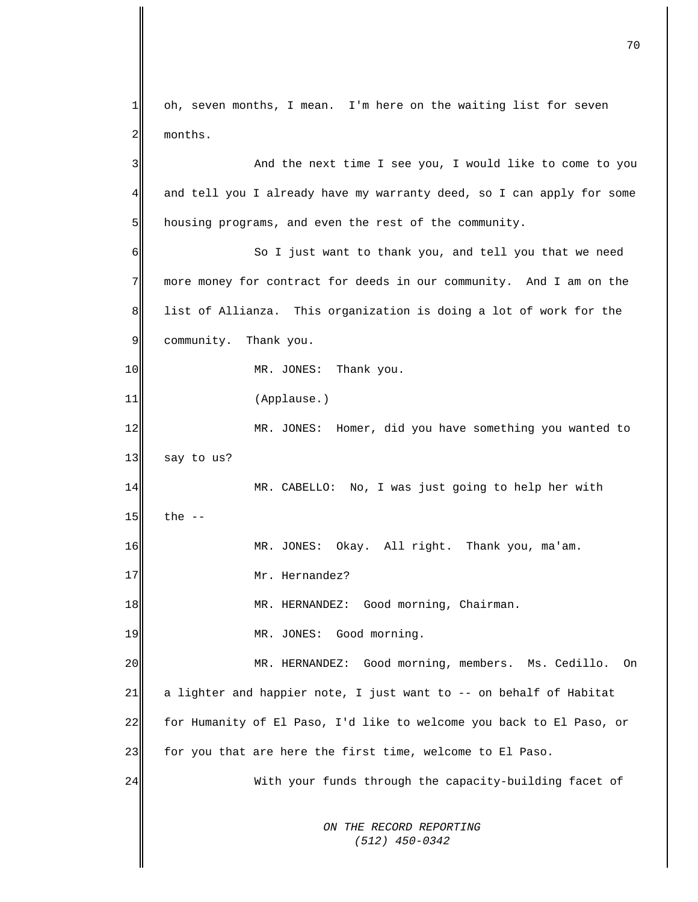oh, seven months, I mean. I'm here on the waiting list for seven months.

And the next time I see you, I would like to come to you and tell you I already have my warranty deed, so I can apply for some housing programs, and even the rest of the community.

So I just want to thank you, and tell you that we need more money for contract for deeds in our community. And I am on the list of Allianza. This organization is doing a lot of work for the community. Thank you.

MR. JONES: Thank you.

(Applause.)

MR. JONES: Homer, did you have something you wanted to say to us?

MR. CABELLO: No, I was just going to help her with the --

MR. JONES: Okay. All right. Thank you, ma'am.

Mr. Hernandez?

MR. HERNANDEZ: Good morning, Chairman.

MR. JONES: Good morning.

MR. HERNANDEZ: Good morning, members. Ms. Cedillo. On a lighter and happier note, I just want to -- on behalf of Habitat for Humanity of El Paso, I'd like to welcome you back to El Paso, or for you that are here the first time, welcome to El Paso.

With your funds through the capacity-building facet of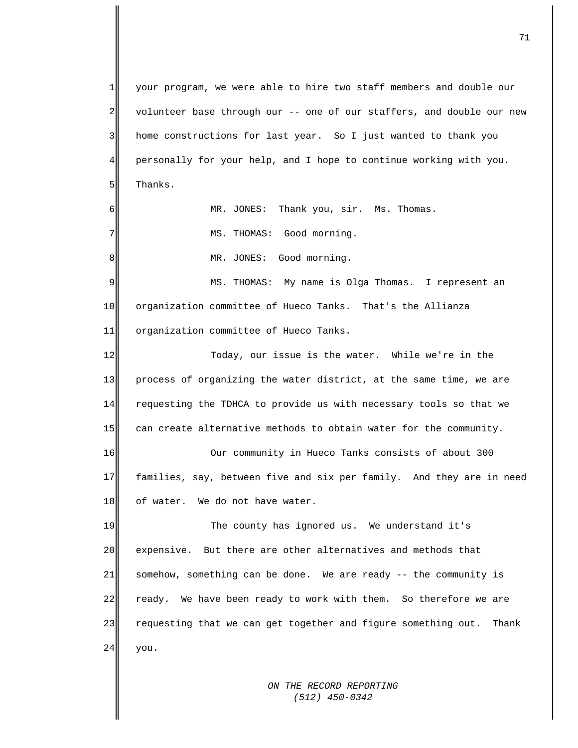your program, we were able to hire two staff members and double our volunteer base through our -- one of our staffers, and double our new home constructions for last year. So I just wanted to thank you personally for your help, and I hope to continue working with you. Thanks.

MR. JONES: Thank you, sir. Ms. Thomas.

MS. THOMAS: Good morning.

MR. JONES: Good morning.

MS. THOMAS: My name is Olga Thomas. I represent an organization committee of Hueco Tanks. That's the Allianza organization committee of Hueco Tanks.

Today, our issue is the water. While we're in the process of organizing the water district, at the same time, we are requesting the TDHCA to provide us with necessary tools so that we can create alternative methods to obtain water for the community.

Our community in Hueco Tanks consists of about 300 families, say, between five and six per family. And they are in need of water. We do not have water.

The county has ignored us. We understand it's expensive. But there are other alternatives and methods that somehow, something can be done. We are ready -- the community is ready. We have been ready to work with them. So therefore we are requesting that we can get together and figure something out. Thank you.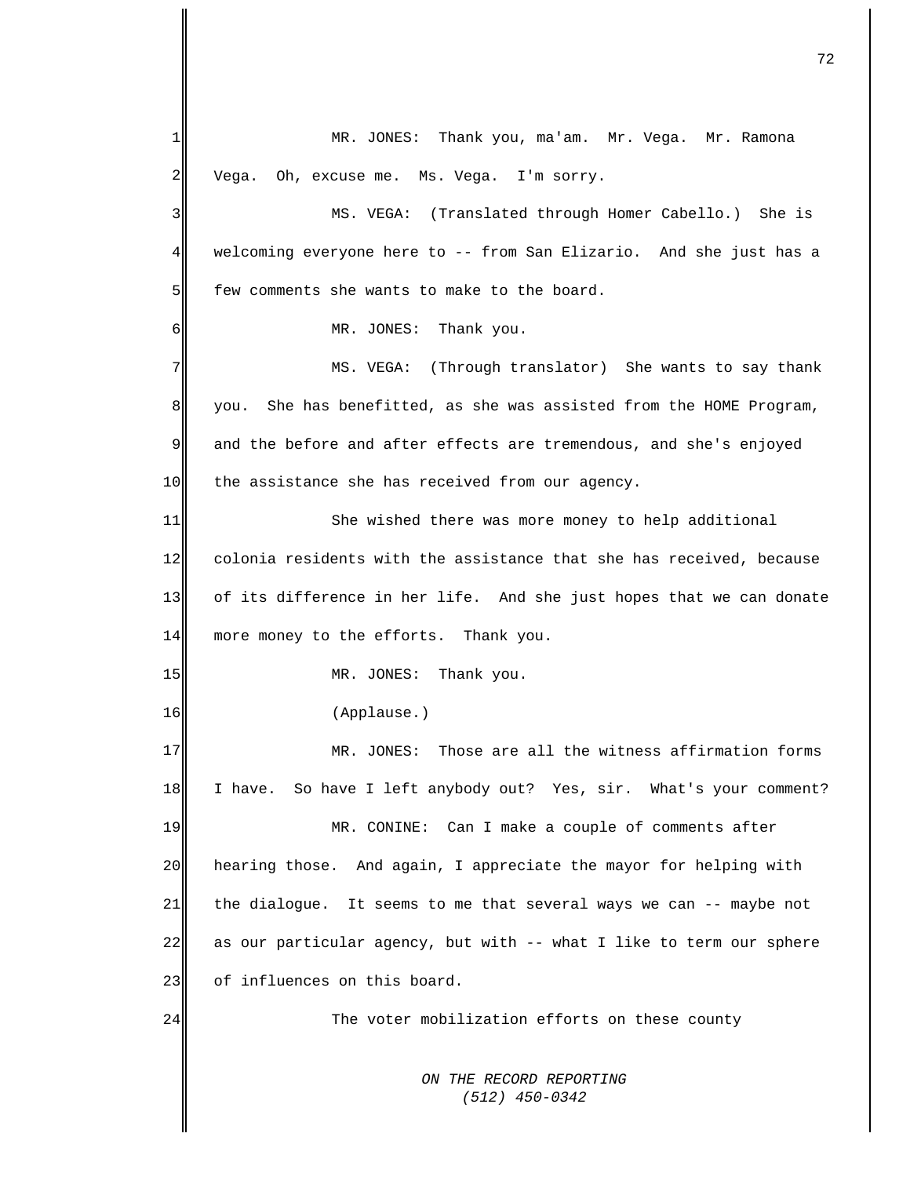MR. JONES: Thank you, ma'am. Mr. Vega. Mr. Ramona Vega. Oh, excuse me. Ms. Vega. I'm sorry.

MS. VEGA: (Translated through Homer Cabello.) She is welcoming everyone here to -- from San Elizario. And she just has a few comments she wants to make to the board.

MR. JONES: Thank you.

MS. VEGA: (Through translator) She wants to say thank you. She has benefitted, as she was assisted from the HOME Program, and the before and after effects are tremendous, and she's enjoyed the assistance she has received from our agency.

She wished there was more money to help additional colonia residents with the assistance that she has received, because of its difference in her life. And she just hopes that we can donate more money to the efforts. Thank you.

MR. JONES: Thank you.

(Applause.)

MR. JONES: Those are all the witness affirmation forms I have. So have I left anybody out? Yes, sir. What's your comment?

MR. CONINE: Can I make a couple of comments after hearing those. And again, I appreciate the mayor for helping with the dialogue. It seems to me that several ways we can -- maybe not as our particular agency, but with -- what I like to term our sphere of influences on this board.

The voter mobilization efforts on these county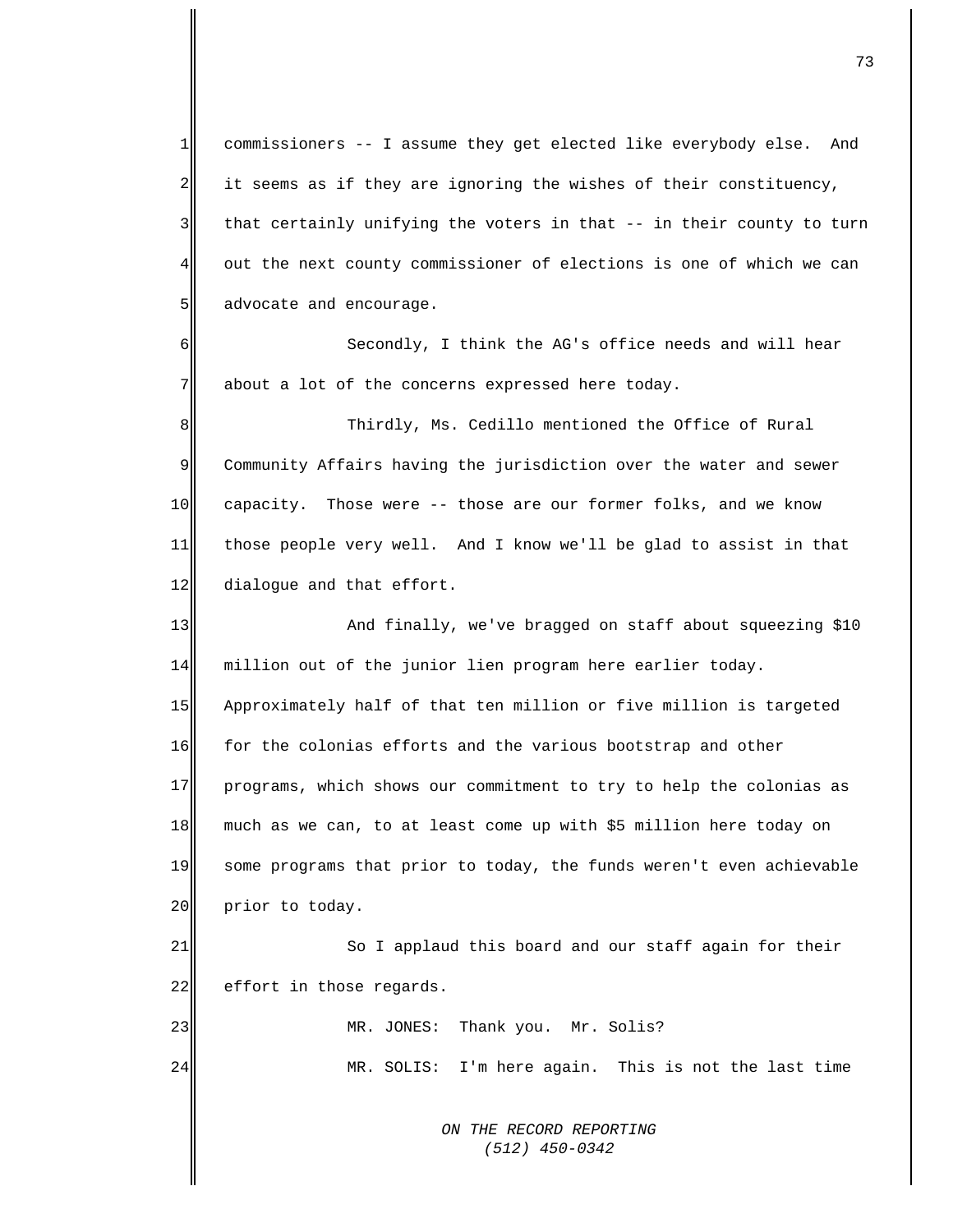commissioners -- I assume they get elected like everybody else. And it seems as if they are ignoring the wishes of their constituency, that certainly unifying the voters in that -- in their county to turn out the next county commissioner of elections is one of which we can advocate and encourage.

Secondly, I think the AG's office needs and will hear about a lot of the concerns expressed here today.

Thirdly, Ms. Cedillo mentioned the Office of Rural Community Affairs having the jurisdiction over the water and sewer capacity. Those were -- those are our former folks, and we know those people very well. And I know we'll be glad to assist in that dialogue and that effort.

And finally, we've bragged on staff about squeezing $10 million out of the junior lien program here earlier today. Approximately half of that ten million or five million is targeted for the colonias efforts and the various bootstrap and other programs, which shows our commitment to try to help the colonias as much as we can, to at least come up with $5 million here today on some programs that prior to today, the funds weren't even achievable prior to today.

So I applaud this board and our staff again for their effort in those regards.

MR. JONES: Thank you. Mr. Solis?

MR. SOLIS: I'm here again. This is not the last time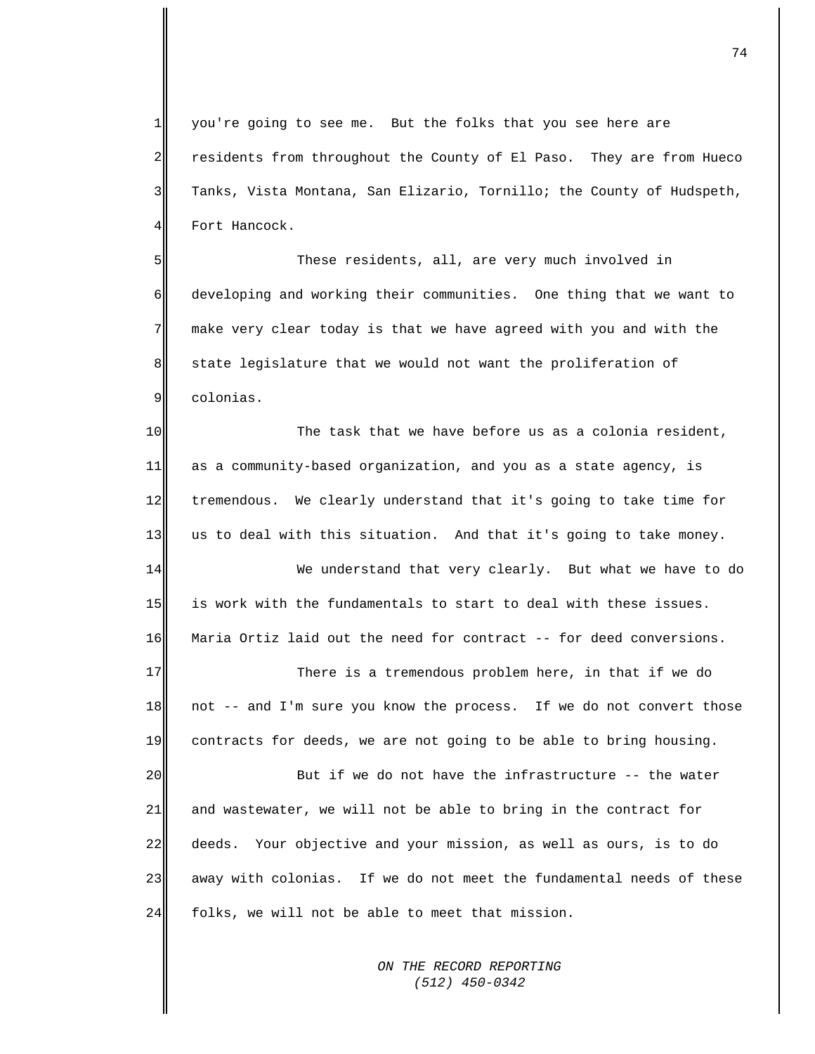you're going to see me. But the folks that you see here are residents from throughout the County of El Paso. They are from Hueco Tanks, Vista Montana, San Elizario, Tornillo; the County of Hudspeth, Fort Hancock.

These residents, all, are very much involved in developing and working their communities. One thing that we want to make very clear today is that we have agreed with you and with the state legislature that we would not want the proliferation of colonias.

The task that we have before us as a colonia resident, as a community-based organization, and you as a state agency, is tremendous. We clearly understand that it's going to take time for us to deal with this situation. And that it's going to take money.

We understand that very clearly. But what we have to do is work with the fundamentals to start to deal with these issues. Maria Ortiz laid out the need for contract -- for deed conversions.

There is a tremendous problem here, in that if we do not -- and I'm sure you know the process. If we do not convert those contracts for deeds, we are not going to be able to bring housing.

But if we do not have the infrastructure -- the water and wastewater, we will not be able to bring in the contract for deeds. Your objective and your mission, as well as ours, is to do away with colonias. If we do not meet the fundamental needs of these folks, we will not be able to meet that mission.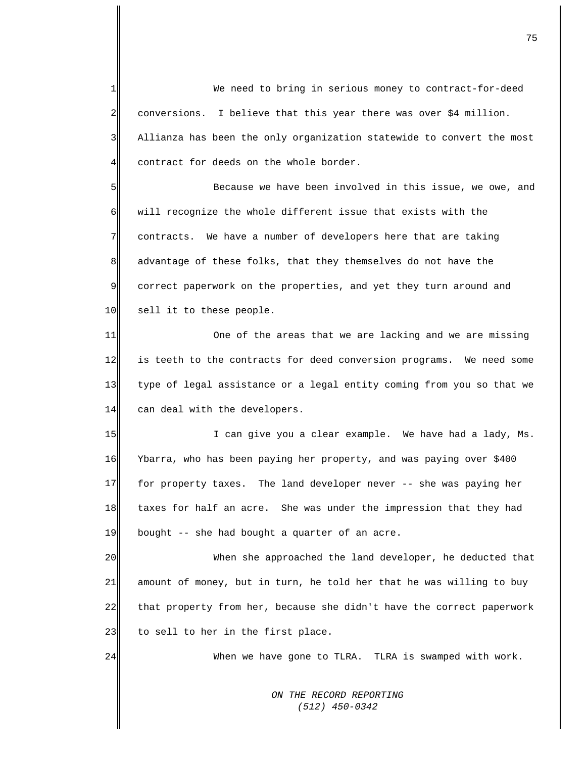We need to bring in serious money to contract-for-deed conversions. I believe that this year there was over $4 million. Allianza has been the only organization statewide to convert the most contract for deeds on the whole border.

Because we have been involved in this issue, we owe, and will recognize the whole different issue that exists with the contracts. We have a number of developers here that are taking advantage of these folks, that they themselves do not have the correct paperwork on the properties, and yet they turn around and sell it to these people.

One of the areas that we are lacking and we are missing is teeth to the contracts for deed conversion programs. We need some type of legal assistance or a legal entity coming from you so that we can deal with the developers.

I can give you a clear example. We have had a lady, Ms. Ybarra, who has been paying her property, and was paying over $400 for property taxes. The land developer never -- she was paying her taxes for half an acre. She was under the impression that they had bought -- she had bought a quarter of an acre.

When she approached the land developer, he deducted that amount of money, but in turn, he told her that he was willing to buy that property from her, because she didn't have the correct paperwork to sell to her in the first place.

When we have gone to TLRA. TLRA is swamped with work.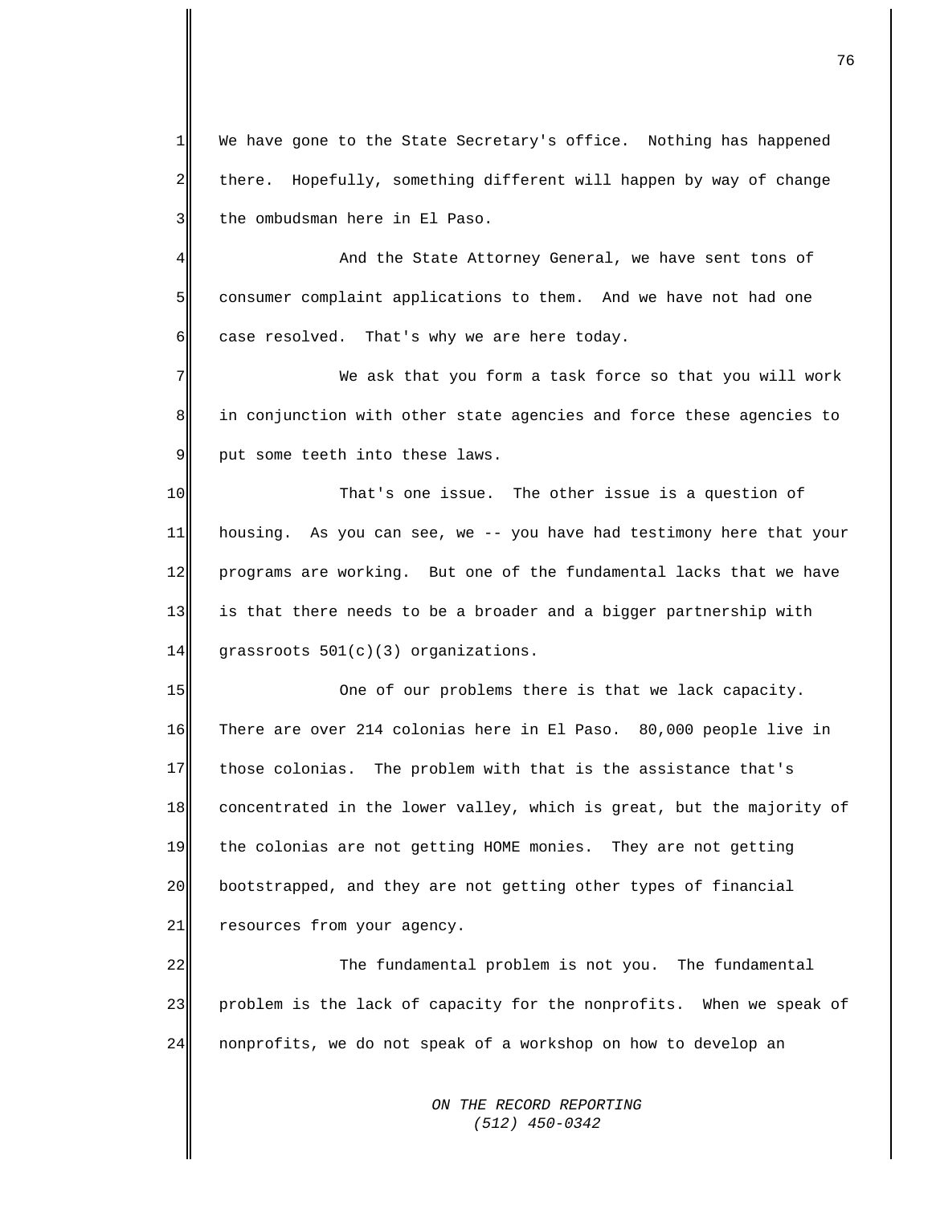We have gone to the State Secretary's office. Nothing has happened there. Hopefully, something different will happen by way of change the ombudsman here in El Paso.

And the State Attorney General, we have sent tons of consumer complaint applications to them. And we have not had one case resolved. That's why we are here today.

We ask that you form a task force so that you will work in conjunction with other state agencies and force these agencies to put some teeth into these laws.

That's one issue. The other issue is a question of housing. As you can see, we -- you have had testimony here that your programs are working. But one of the fundamental lacks that we have is that there needs to be a broader and a bigger partnership with grassroots 501(c)(3) organizations.

One of our problems there is that we lack capacity. There are over 214 colonias here in El Paso. 80,000 people live in those colonias. The problem with that is the assistance that's concentrated in the lower valley, which is great, but the majority of the colonias are not getting HOME monies. They are not getting bootstrapped, and they are not getting other types of financial resources from your agency.

The fundamental problem is not you. The fundamental problem is the lack of capacity for the nonprofits. When we speak of nonprofits, we do not speak of a workshop on how to develop an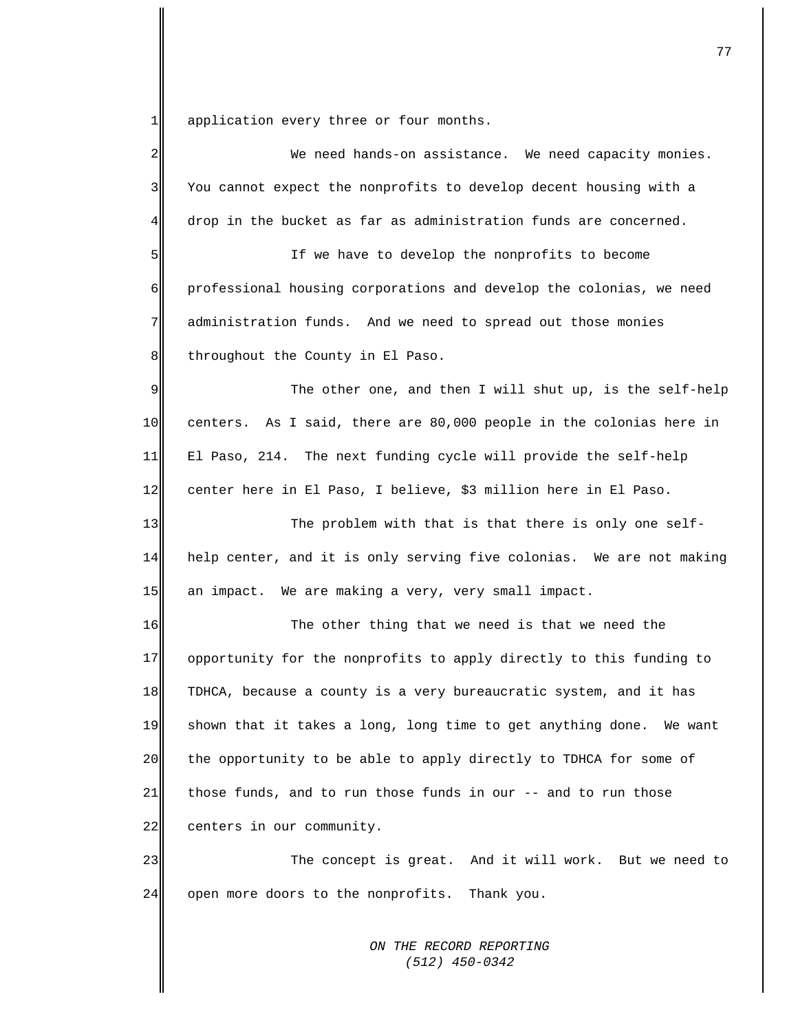application every three or four months.

We need hands-on assistance. We need capacity monies. You cannot expect the nonprofits to develop decent housing with a drop in the bucket as far as administration funds are concerned.

If we have to develop the nonprofits to become professional housing corporations and develop the colonias, we need administration funds. And we need to spread out those monies throughout the County in El Paso.

The other one, and then I will shut up, is the self-help centers. As I said, there are 80,000 people in the colonias here in El Paso, 214. The next funding cycle will provide the self-help center here in El Paso, I believe, $3 million here in El Paso.

The problem with that is that there is only one self-help center, and it is only serving five colonias. We are not making an impact. We are making a very, very small impact.

The other thing that we need is that we need the opportunity for the nonprofits to apply directly to this funding to TDHCA, because a county is a very bureaucratic system, and it has shown that it takes a long, long time to get anything done. We want the opportunity to be able to apply directly to TDHCA for some of those funds, and to run those funds in our -- and to run those centers in our community.

The concept is great. And it will work. But we need to open more doors to the nonprofits. Thank you.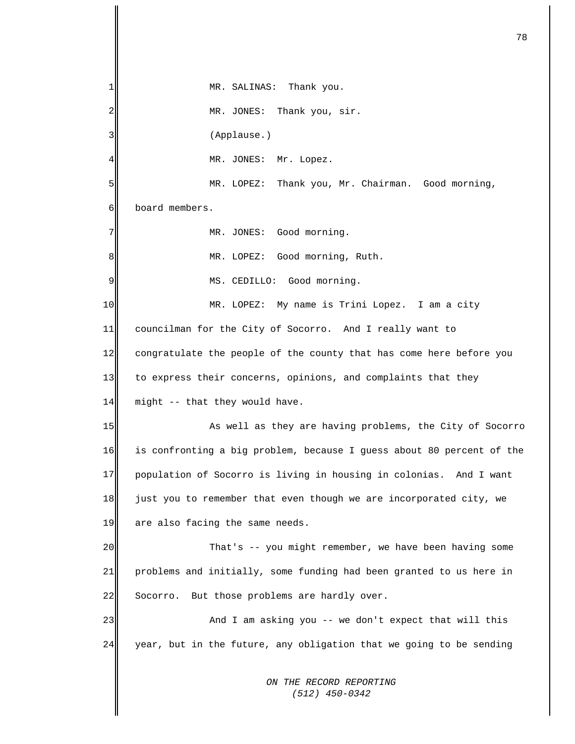MR. SALINAS: Thank you.

MR. JONES: Thank you, sir.

(Applause.)

MR. JONES: Mr. Lopez.

MR. LOPEZ: Thank you, Mr. Chairman. Good morning, board members.

MR. JONES: Good morning.

MR. LOPEZ: Good morning, Ruth.

MS. CEDILLO: Good morning.

MR. LOPEZ: My name is Trini Lopez. I am a city councilman for the City of Socorro. And I really want to congratulate the people of the county that has come here before you to express their concerns, opinions, and complaints that they might -- that they would have.

As well as they are having problems, the City of Socorro is confronting a big problem, because I guess about 80 percent of the population of Socorro is living in housing in colonias. And I want just you to remember that even though we are incorporated city, we are also facing the same needs.

That's -- you might remember, we have been having some problems and initially, some funding had been granted to us here in Socorro. But those problems are hardly over.

And I am asking you -- we don't expect that will this year, but in the future, any obligation that we going to be sending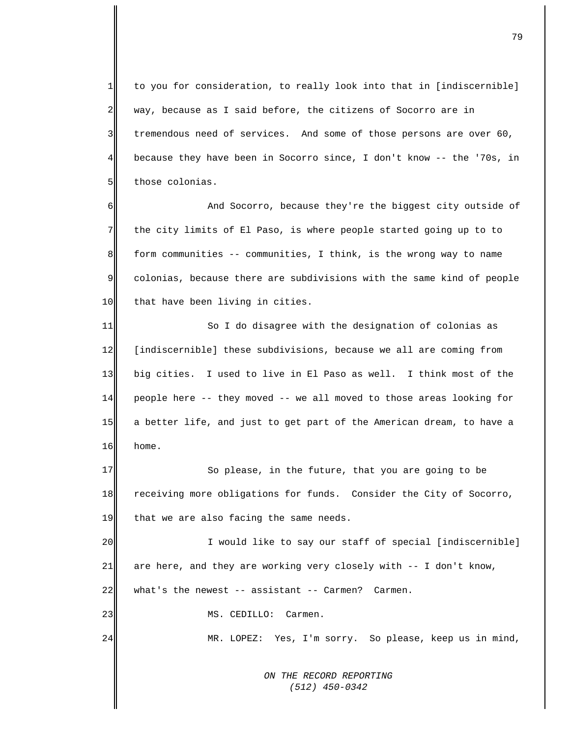to you for consideration, to really look into that in [indiscernible] way, because as I said before, the citizens of Socorro are in tremendous need of services. And some of those persons are over 60, because they have been in Socorro since, I don't know -- the '70s, in those colonias.

And Socorro, because they're the biggest city outside of the city limits of El Paso, is where people started going up to to form communities -- communities, I think, is the wrong way to name colonias, because there are subdivisions with the same kind of people that have been living in cities.

So I do disagree with the designation of colonias as [indiscernible] these subdivisions, because we all are coming from big cities. I used to live in El Paso as well. I think most of the people here -- they moved -- we all moved to those areas looking for a better life, and just to get part of the American dream, to have a home.

So please, in the future, that you are going to be receiving more obligations for funds. Consider the City of Socorro, that we are also facing the same needs.

I would like to say our staff of special [indiscernible] are here, and they are working very closely with -- I don't know, what's the newest -- assistant -- Carmen? Carmen.

MS. CEDILLO: Carmen.

MR. LOPEZ: Yes, I'm sorry. So please, keep us in mind,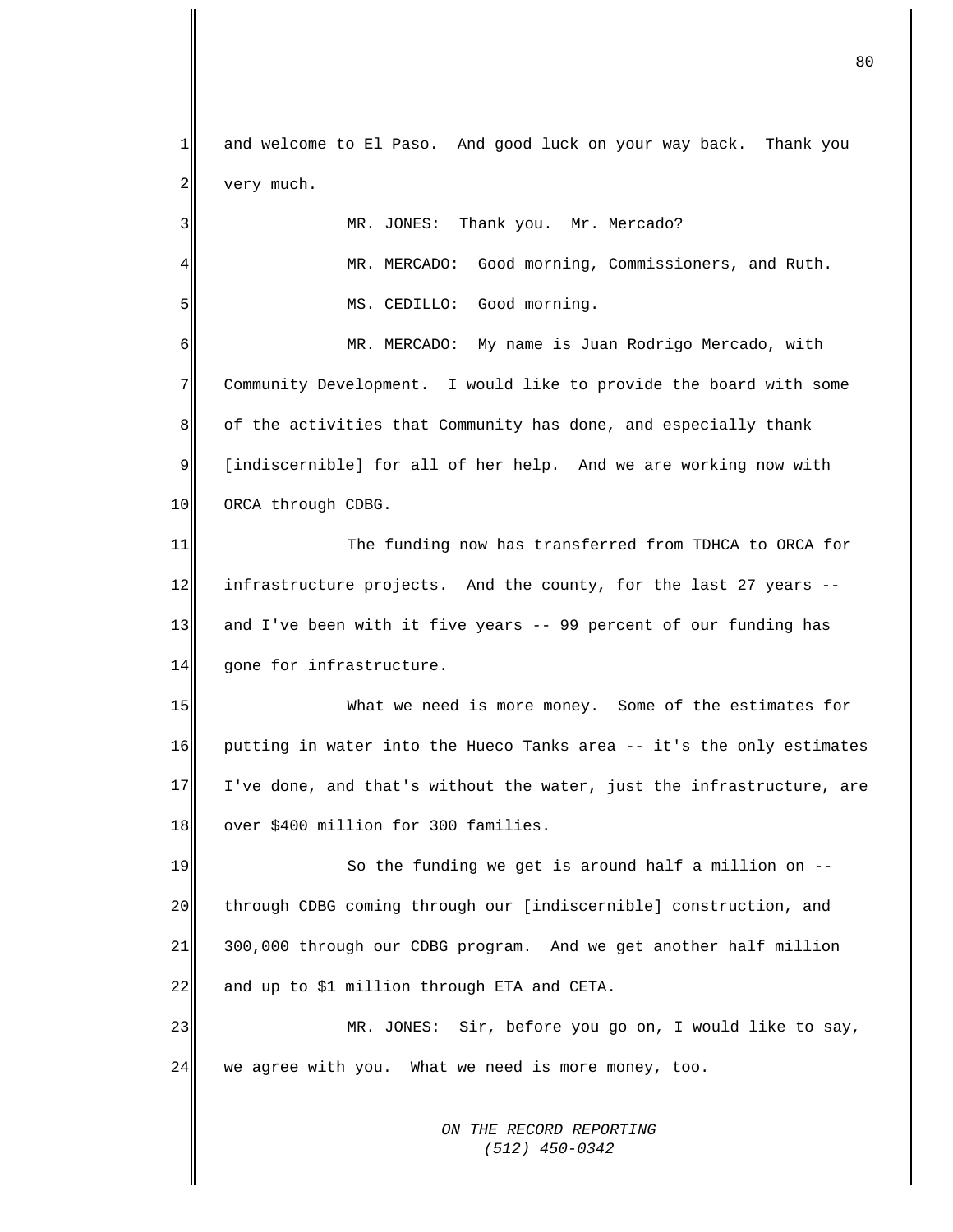and welcome to El Paso. And good luck on your way back. Thank you very much.

MR. JONES: Thank you. Mr. Mercado?

MR. MERCADO: Good morning, Commissioners, and Ruth.

MS. CEDILLO: Good morning.

MR. MERCADO: My name is Juan Rodrigo Mercado, with Community Development. I would like to provide the board with some of the activities that Community has done, and especially thank [indiscernible] for all of her help. And we are working now with ORCA through CDBG.

The funding now has transferred from TDHCA to ORCA for infrastructure projects. And the county, for the last 27 years -- and I've been with it five years -- 99 percent of our funding has gone for infrastructure.

What we need is more money. Some of the estimates for putting in water into the Hueco Tanks area -- it's the only estimates I've done, and that's without the water, just the infrastructure, are over $400 million for 300 families.

So the funding we get is around half a million on -- through CDBG coming through our [indiscernible] construction, and 300,000 through our CDBG program. And we get another half million and up to $1 million through ETA and CETA.

MR. JONES: Sir, before you go on, I would like to say, we agree with you. What we need is more money, too.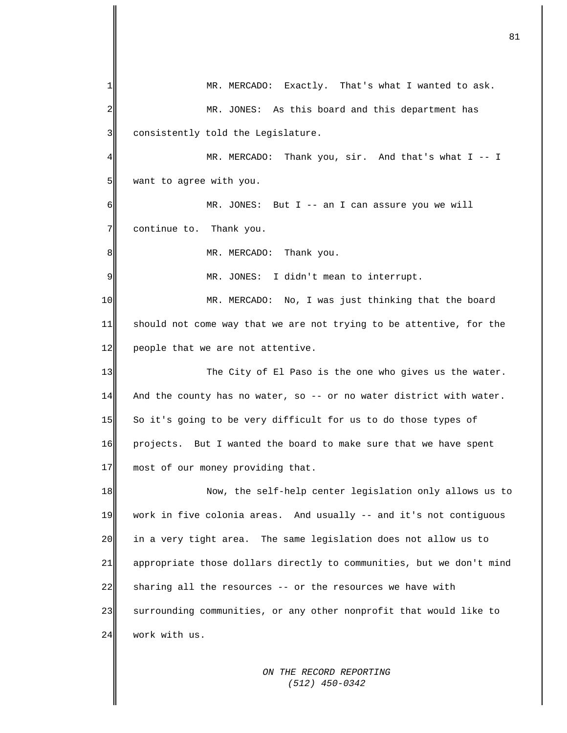MR. MERCADO: Exactly. That's what I wanted to ask.

MR. JONES: As this board and this department has consistently told the Legislature.

MR. MERCADO: Thank you, sir. And that's what I -- I want to agree with you.

MR. JONES: But I -- an I can assure you we will continue to. Thank you.

MR. MERCADO: Thank you.

MR. JONES: I didn't mean to interrupt.

MR. MERCADO: No, I was just thinking that the board should not come way that we are not trying to be attentive, for the people that we are not attentive.

The City of El Paso is the one who gives us the water. And the county has no water, so -- or no water district with water. So it's going to be very difficult for us to do those types of projects. But I wanted the board to make sure that we have spent most of our money providing that.

Now, the self-help center legislation only allows us to work in five colonia areas. And usually -- and it's not contiguous in a very tight area. The same legislation does not allow us to appropriate those dollars directly to communities, but we don't mind sharing all the resources -- or the resources we have with surrounding communities, or any other nonprofit that would like to work with us.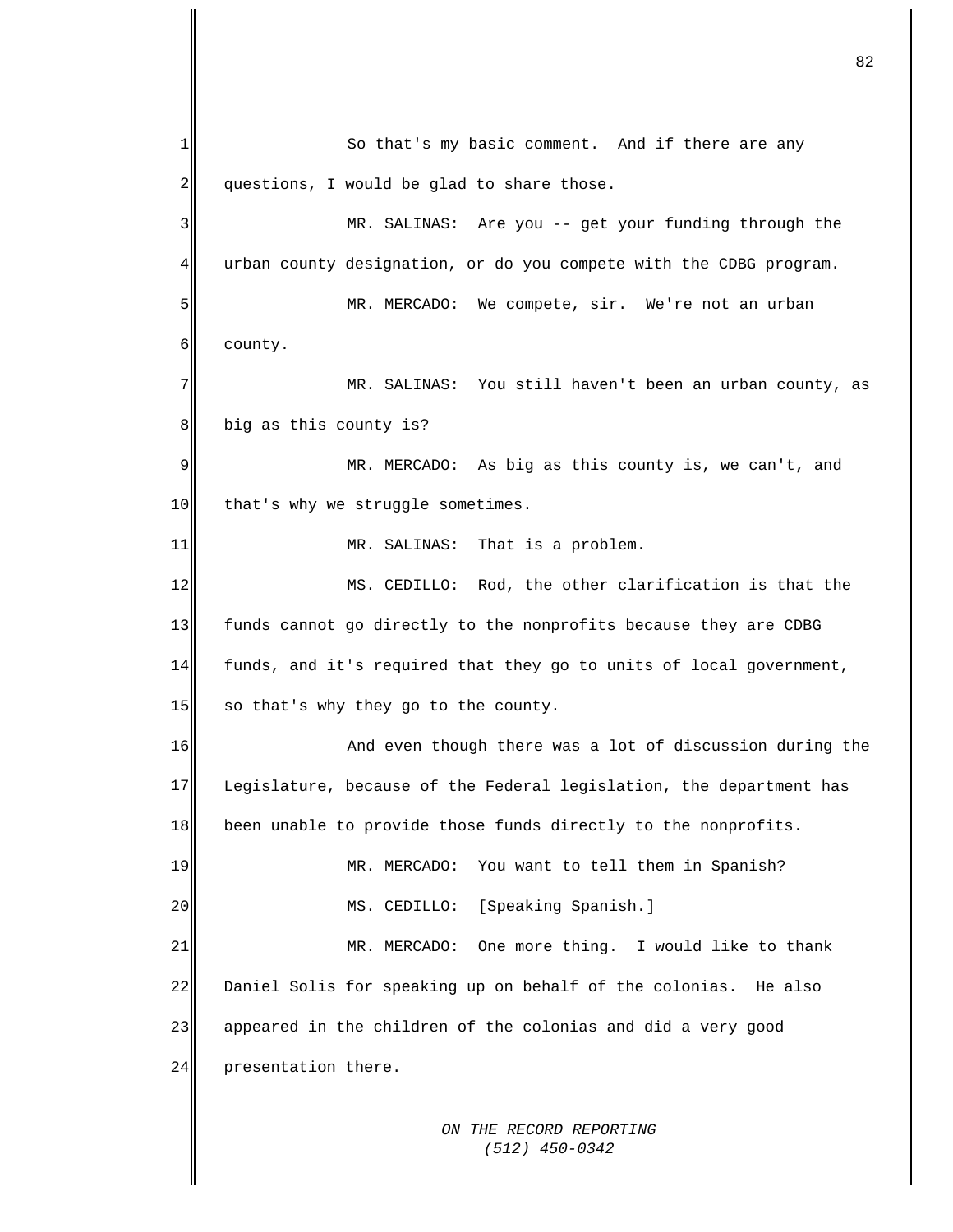So that's my basic comment. And if there are any questions, I would be glad to share those.

MR. SALINAS: Are you -- get your funding through the urban county designation, or do you compete with the CDBG program.

MR. MERCADO: We compete, sir. We're not an urban county.

MR. SALINAS: You still haven't been an urban county, as big as this county is?

MR. MERCADO: As big as this county is, we can't, and that's why we struggle sometimes.

MR. SALINAS: That is a problem.

MS. CEDILLO: Rod, the other clarification is that the funds cannot go directly to the nonprofits because they are CDBG funds, and it's required that they go to units of local government, so that's why they go to the county.

And even though there was a lot of discussion during the Legislature, because of the Federal legislation, the department has been unable to provide those funds directly to the nonprofits.

MR. MERCADO: You want to tell them in Spanish?

MS. CEDILLO: [Speaking Spanish.]

MR. MERCADO: One more thing. I would like to thank Daniel Solis for speaking up on behalf of the colonias. He also appeared in the children of the colonias and did a very good presentation there.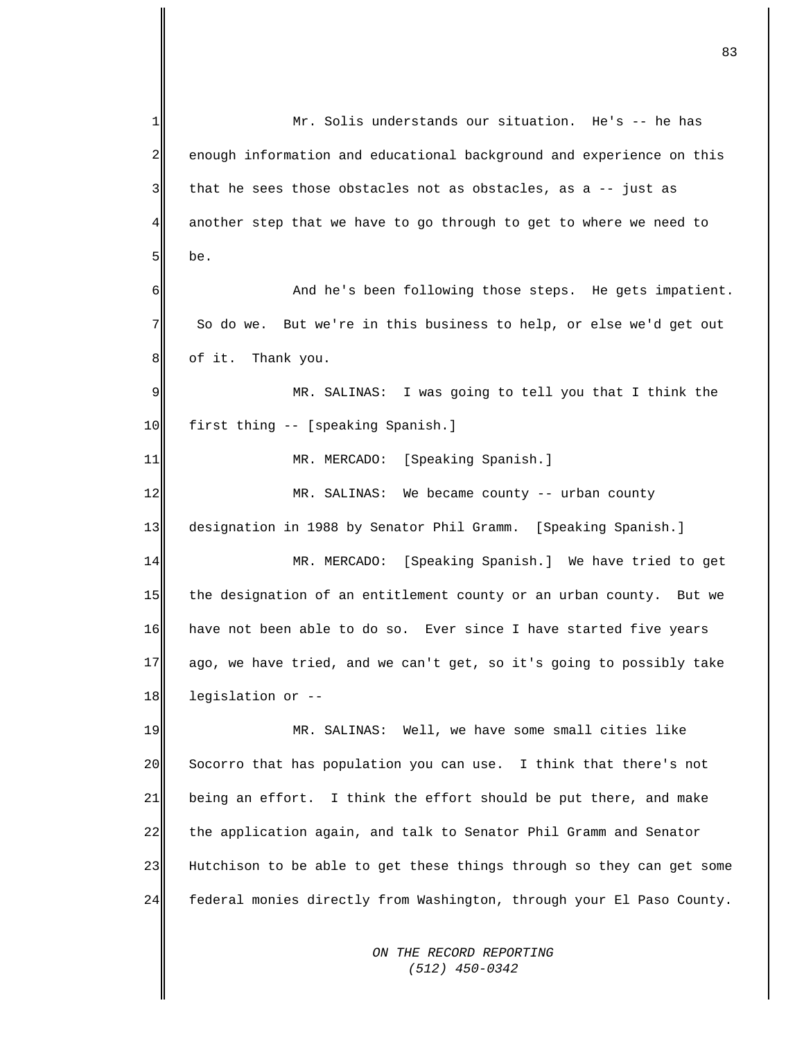Mr. Solis understands our situation. He's -- he has enough information and educational background and experience on this that he sees those obstacles not as obstacles, as a -- just as another step that we have to go through to get to where we need to be.

And he's been following those steps. He gets impatient. So do we. But we're in this business to help, or else we'd get out of it. Thank you.

MR. SALINAS: I was going to tell you that I think the first thing -- [speaking Spanish.]

MR. MERCADO: [Speaking Spanish.]

MR. SALINAS: We became county -- urban county designation in 1988 by Senator Phil Gramm. [Speaking Spanish.]

MR. MERCADO: [Speaking Spanish.] We have tried to get the designation of an entitlement county or an urban county. But we have not been able to do so. Ever since I have started five years ago, we have tried, and we can't get, so it's going to possibly take legislation or --

MR. SALINAS: Well, we have some small cities like Socorro that has population you can use. I think that there's not being an effort. I think the effort should be put there, and make the application again, and talk to Senator Phil Gramm and Senator Hutchison to be able to get these things through so they can get some federal monies directly from Washington, through your El Paso County.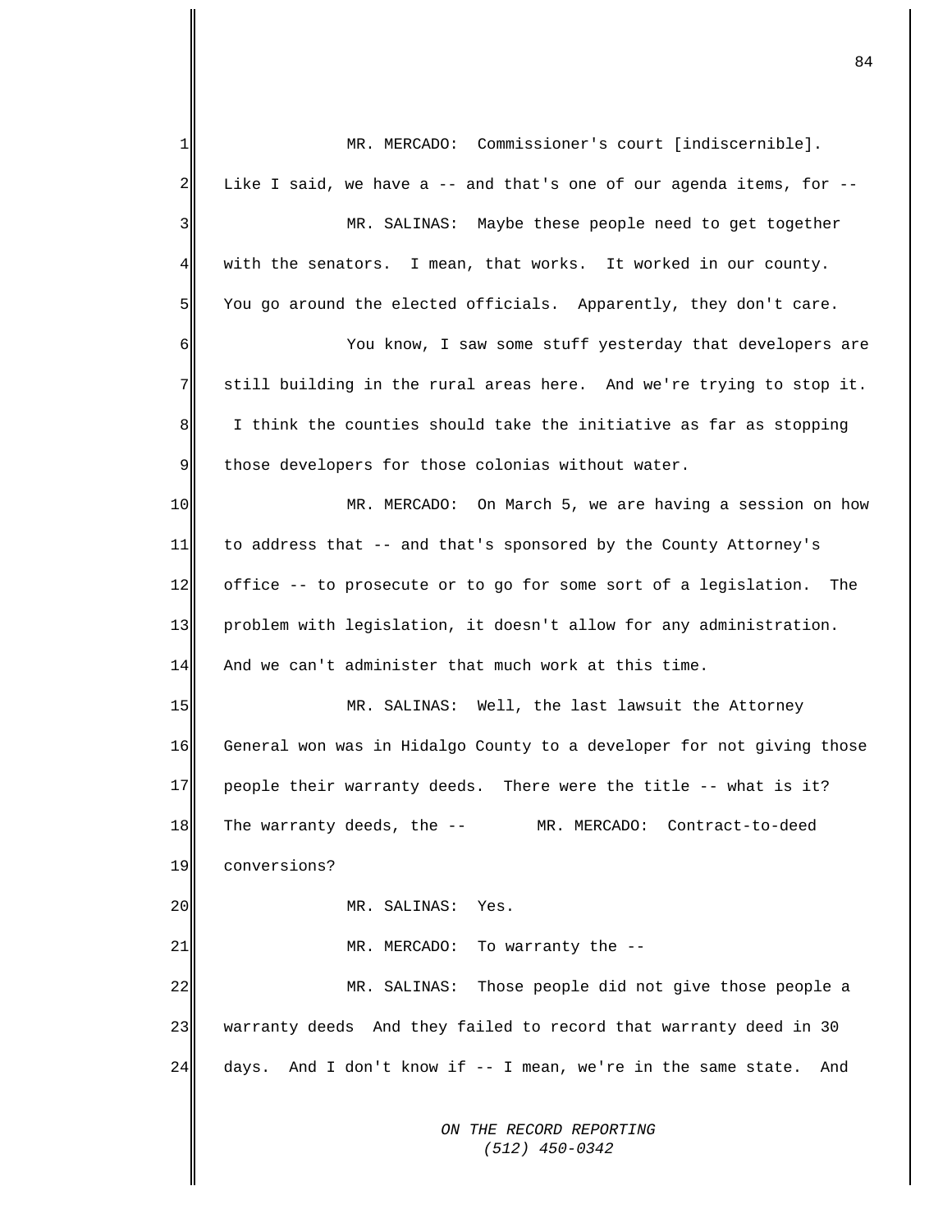MR. MERCADO: Commissioner's court [indiscernible]. Like I said, we have a -- and that's one of our agenda items, for --

MR. SALINAS: Maybe these people need to get together with the senators. I mean, that works. It worked in our county. You go around the elected officials. Apparently, they don't care.

You know, I saw some stuff yesterday that developers are still building in the rural areas here. And we're trying to stop it. I think the counties should take the initiative as far as stopping those developers for those colonias without water.

MR. MERCADO: On March 5, we are having a session on how to address that -- and that's sponsored by the County Attorney's office -- to prosecute or to go for some sort of a legislation. The problem with legislation, it doesn't allow for any administration. And we can't administer that much work at this time.

MR. SALINAS: Well, the last lawsuit the Attorney General won was in Hidalgo County to a developer for not giving those people their warranty deeds. There were the title -- what is it? The warranty deeds, the --

MR. MERCADO: Contract-to-deed conversions?

MR. SALINAS: Yes.

MR. MERCADO: To warranty the --

MR. SALINAS: Those people did not give those people a warranty deeds And they failed to record that warranty deed in 30 days. And I don't know if -- I mean, we're in the same state. And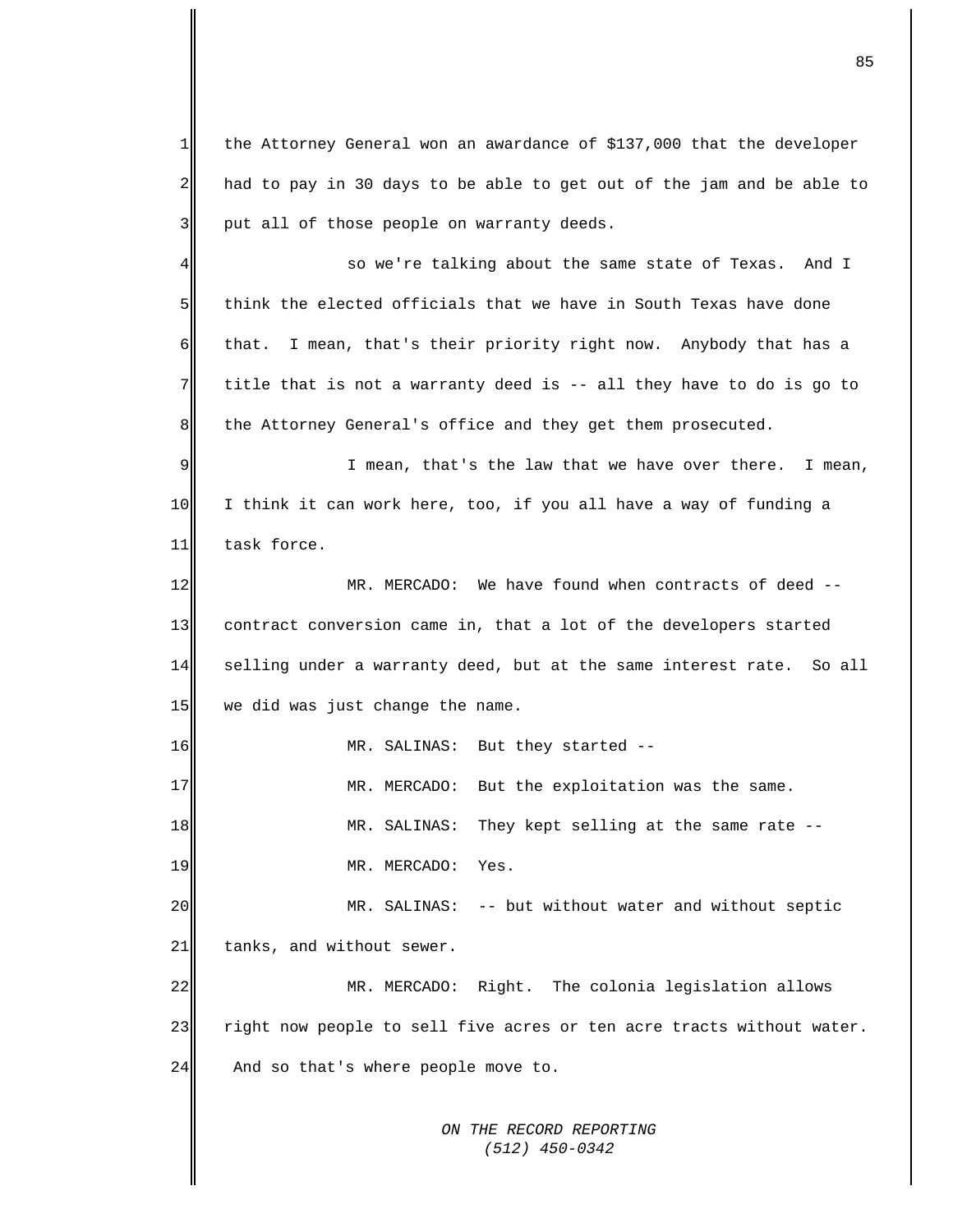the Attorney General won an awardance of $137,000 that the developer had to pay in 30 days to be able to get out of the jam and be able to put all of those people on warranty deeds.

so we're talking about the same state of Texas. And I think the elected officials that we have in South Texas have done that. I mean, that's their priority right now. Anybody that has a title that is not a warranty deed is -- all they have to do is go to the Attorney General's office and they get them prosecuted.

I mean, that's the law that we have over there. I mean, I think it can work here, too, if you all have a way of funding a task force.

MR. MERCADO: We have found when contracts of deed -- contract conversion came in, that a lot of the developers started selling under a warranty deed, but at the same interest rate. So all we did was just change the name.

MR. SALINAS: But they started --

MR. MERCADO: But the exploitation was the same.

MR. SALINAS: They kept selling at the same rate --

MR. MERCADO: Yes.

MR. SALINAS: -- but without water and without septic tanks, and without sewer.

MR. MERCADO: Right. The colonia legislation allows right now people to sell five acres or ten acre tracts without water. And so that's where people move to.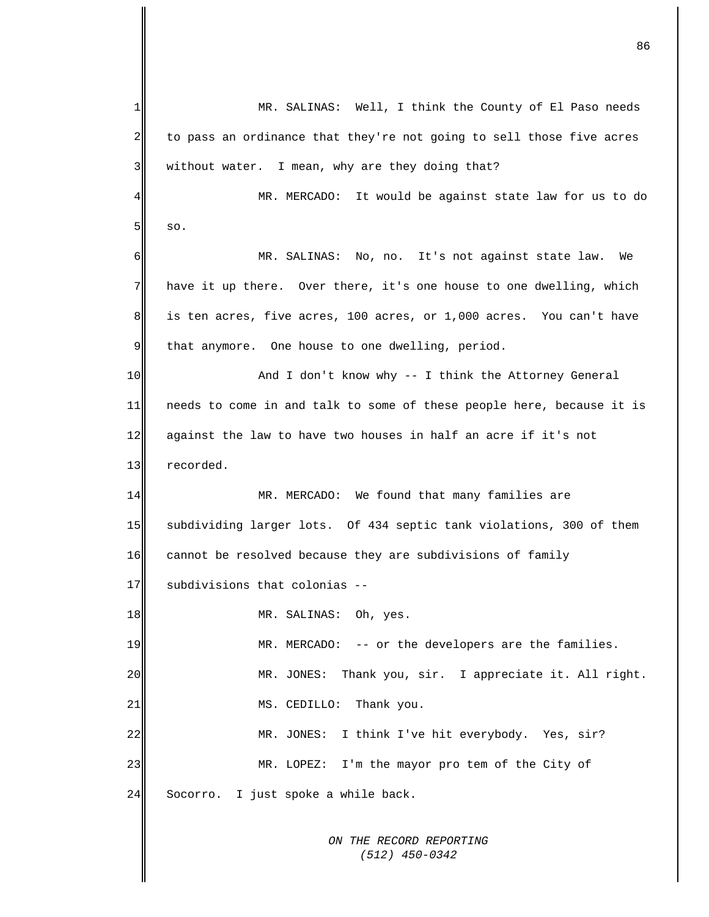MR. SALINAS: Well, I think the County of El Paso needs to pass an ordinance that they're not going to sell those five acres without water. I mean, why are they doing that?

MR. MERCADO: It would be against state law for us to do so.

MR. SALINAS: No, no. It's not against state law. We have it up there. Over there, it's one house to one dwelling, which is ten acres, five acres, 100 acres, or 1,000 acres. You can't have that anymore. One house to one dwelling, period.

And I don't know why -- I think the Attorney General needs to come in and talk to some of these people here, because it is against the law to have two houses in half an acre if it's not recorded.

MR. MERCADO: We found that many families are subdividing larger lots. Of 434 septic tank violations, 300 of them cannot be resolved because they are subdivisions of family subdivisions that colonias --

MR. SALINAS: Oh, yes.

MR. MERCADO: -- or the developers are the families.

MR. JONES: Thank you, sir. I appreciate it. All right.

MS. CEDILLO: Thank you.

MR. JONES: I think I've hit everybody. Yes, sir?

MR. LOPEZ: I'm the mayor pro tem of the City of Socorro. I just spoke a while back.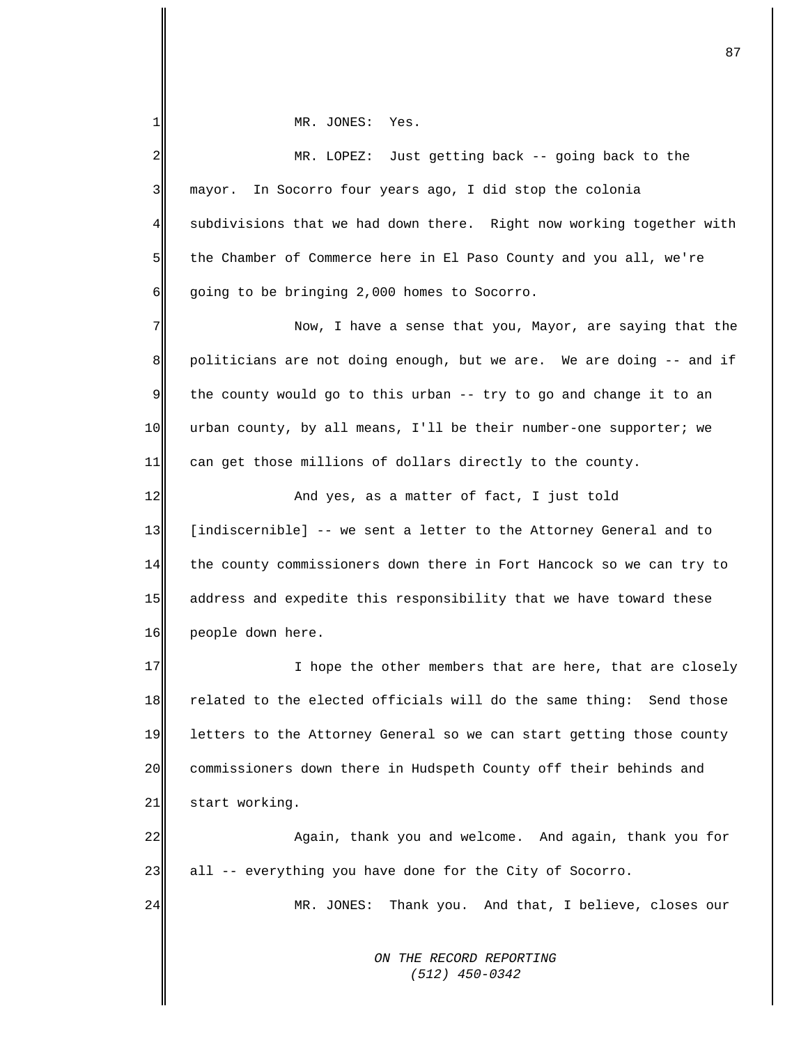MR. JONES: Yes.

MR. LOPEZ: Just getting back -- going back to the mayor. In Socorro four years ago, I did stop the colonia subdivisions that we had down there. Right now working together with the Chamber of Commerce here in El Paso County and you all, we're going to be bringing 2,000 homes to Socorro.

Now, I have a sense that you, Mayor, are saying that the politicians are not doing enough, but we are. We are doing -- and if the county would go to this urban -- try to go and change it to an urban county, by all means, I'll be their number-one supporter; we can get those millions of dollars directly to the county.

And yes, as a matter of fact, I just told [indiscernible] -- we sent a letter to the Attorney General and to the county commissioners down there in Fort Hancock so we can try to address and expedite this responsibility that we have toward these people down here.

I hope the other members that are here, that are closely related to the elected officials will do the same thing: Send those letters to the Attorney General so we can start getting those county commissioners down there in Hudspeth County off their behinds and start working.

Again, thank you and welcome. And again, thank you for all -- everything you have done for the City of Socorro.

MR. JONES: Thank you. And that, I believe, closes our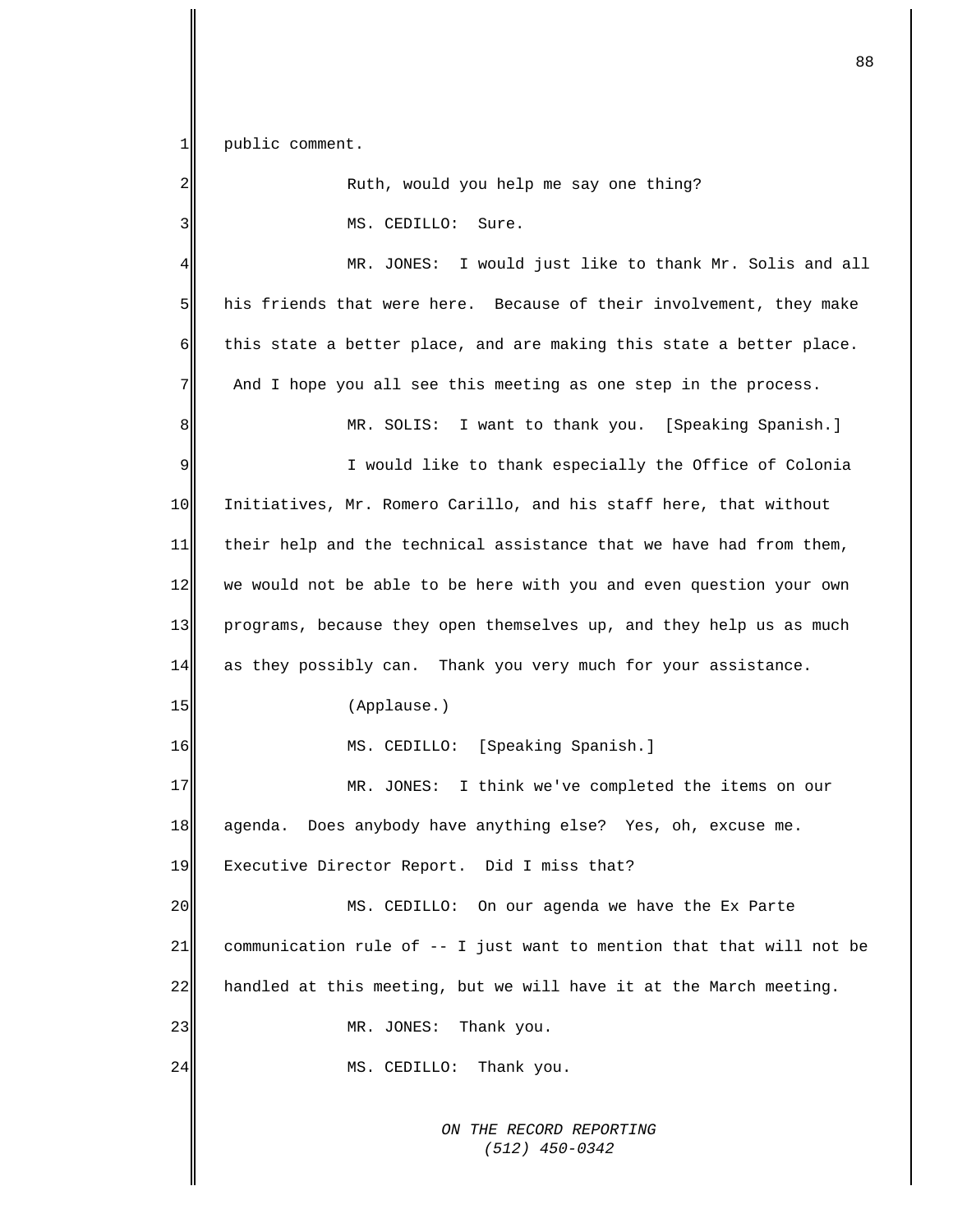public comment.

Ruth, would you help me say one thing?

MS. CEDILLO: Sure.

MR. JONES: I would just like to thank Mr. Solis and all his friends that were here. Because of their involvement, they make this state a better place, and are making this state a better place. And I hope you all see this meeting as one step in the process.

MR. SOLIS: I want to thank you. [Speaking Spanish.]

I would like to thank especially the Office of Colonia Initiatives, Mr. Romero Carillo, and his staff here, that without their help and the technical assistance that we have had from them, we would not be able to be here with you and even question your own programs, because they open themselves up, and they help us as much as they possibly can. Thank you very much for your assistance.

(Applause.)

MS. CEDILLO: [Speaking Spanish.]

MR. JONES: I think we've completed the items on our agenda. Does anybody have anything else? Yes, oh, excuse me. Executive Director Report. Did I miss that?

MS. CEDILLO: On our agenda we have the Ex Parte communication rule of -- I just want to mention that that will not be handled at this meeting, but we will have it at the March meeting.

MR. JONES: Thank you.

MS. CEDILLO: Thank you.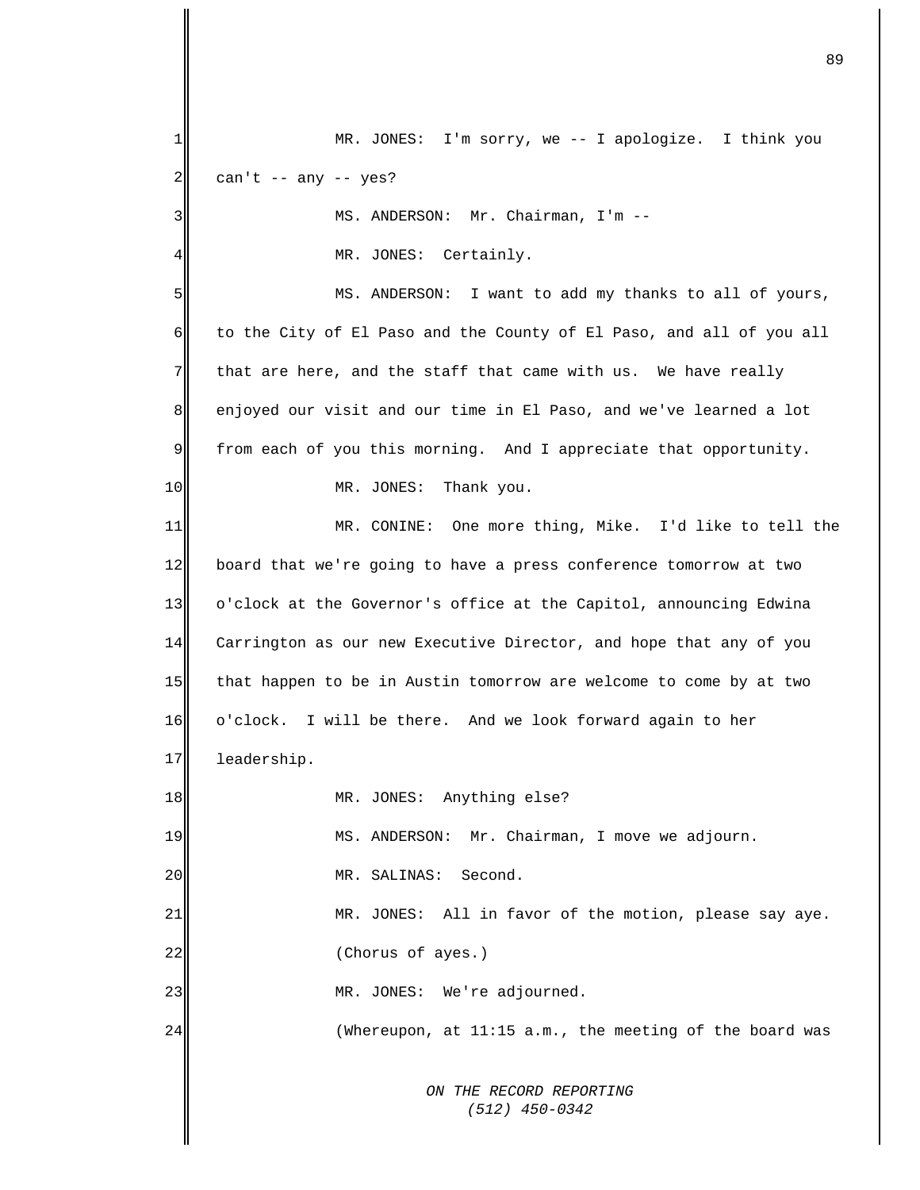MR. JONES: I'm sorry, we -- I apologize. I think you can't -- any -- yes?

MS. ANDERSON: Mr. Chairman, I'm --

MR. JONES: Certainly.

MS. ANDERSON: I want to add my thanks to all of yours, to the City of El Paso and the County of El Paso, and all of you all that are here, and the staff that came with us. We have really enjoyed our visit and our time in El Paso, and we've learned a lot from each of you this morning. And I appreciate that opportunity.

MR. JONES: Thank you.

MR. CONINE: One more thing, Mike. I'd like to tell the board that we're going to have a press conference tomorrow at two o'clock at the Governor's office at the Capitol, announcing Edwina Carrington as our new Executive Director, and hope that any of you that happen to be in Austin tomorrow are welcome to come by at two o'clock. I will be there. And we look forward again to her leadership.

MR. JONES: Anything else?

MS. ANDERSON: Mr. Chairman, I move we adjourn.

MR. SALINAS: Second.

MR. JONES: All in favor of the motion, please say aye.

(Chorus of ayes.)

MR. JONES: We're adjourned.

(Whereupon, at 11:15 a.m., the meeting of the board was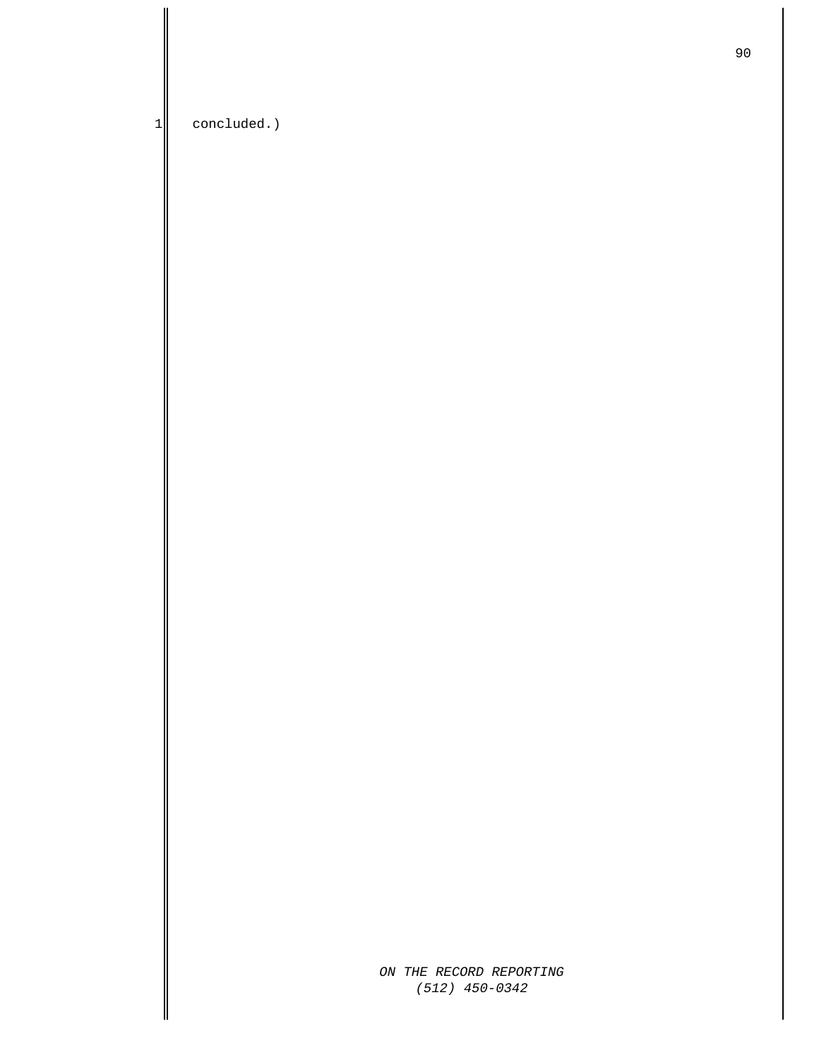concluded.)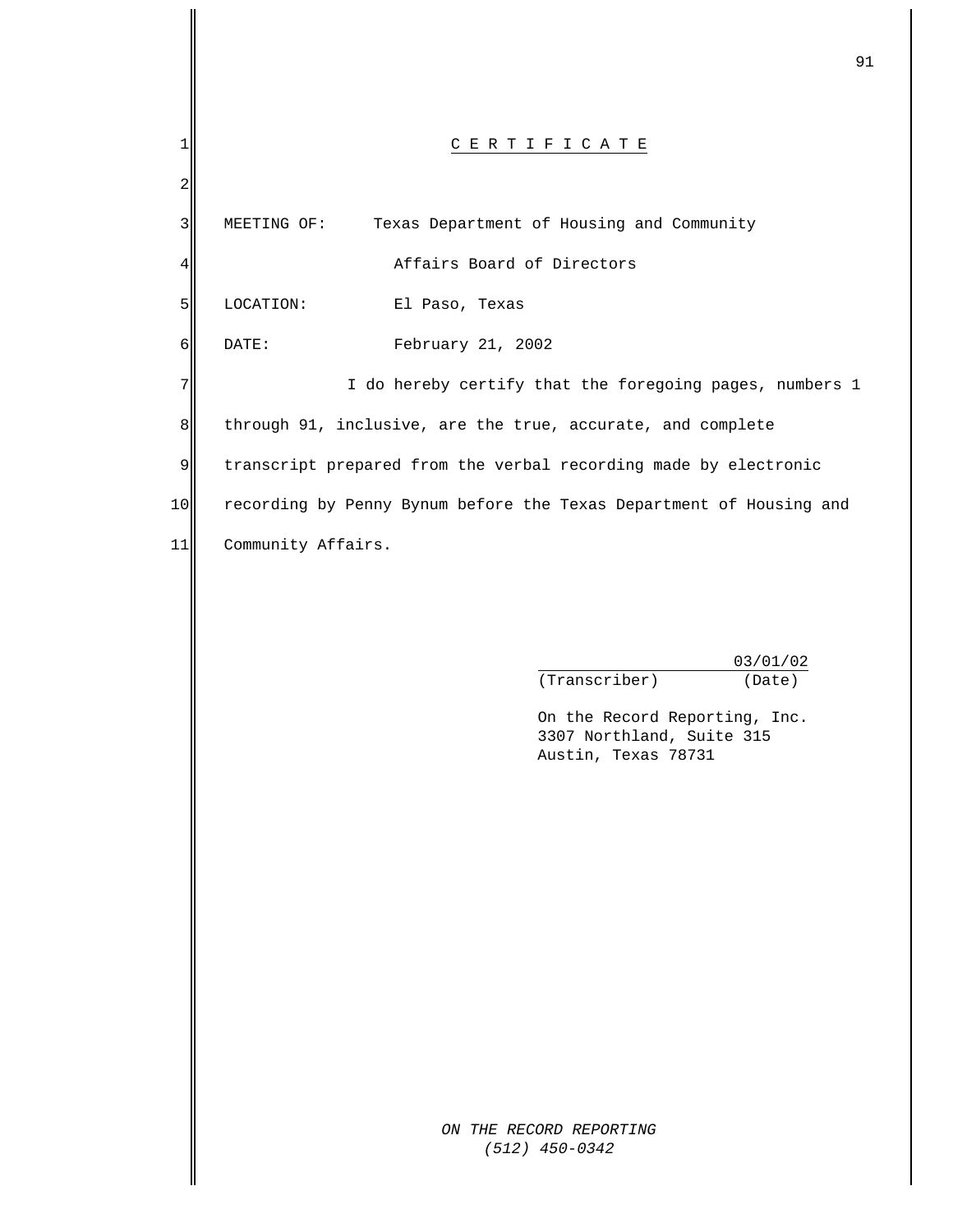# C E R T I F I C A T E

MEETING OF: Texas Department of Housing and Community Affairs Board of Directors

LOCATION: El Paso, Texas

DATE: February 21, 2002

I do hereby certify that the foregoing pages, numbers 1 through 91, inclusive, are the true, accurate, and complete transcript prepared from the verbal recording made by electronic recording by Penny Bynum before the Texas Department of Housing and Community Affairs.

| | |
|---|---|
| | 03/01/02 |
| (Transcriber) | (Date) |

On the Record Reporting, Inc.
3307 Northland, Suite 315
Austin, Texas 78731